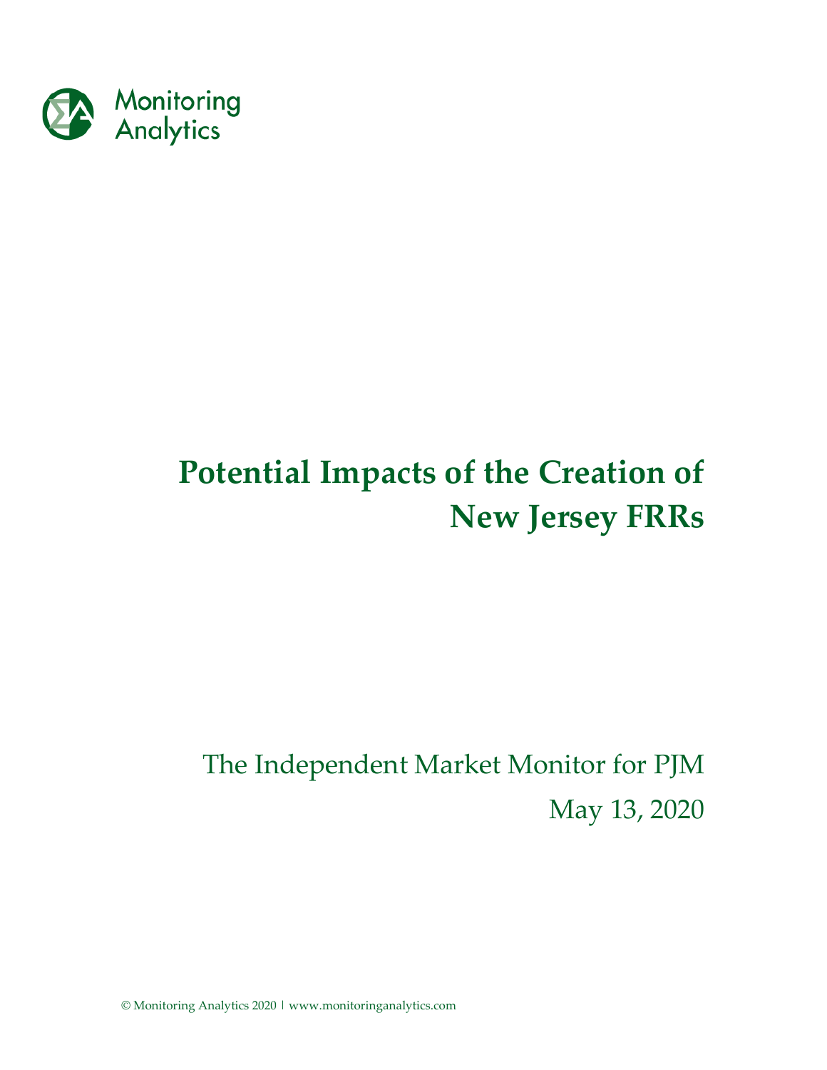Monitoring Analytics

# Potential Impacts of the Creation of New Jersey FRRs

The Independent Market Monitor for PJM

May 13, 2020

© Monitoring Analytics 2020 | www.monitoringanalytics.com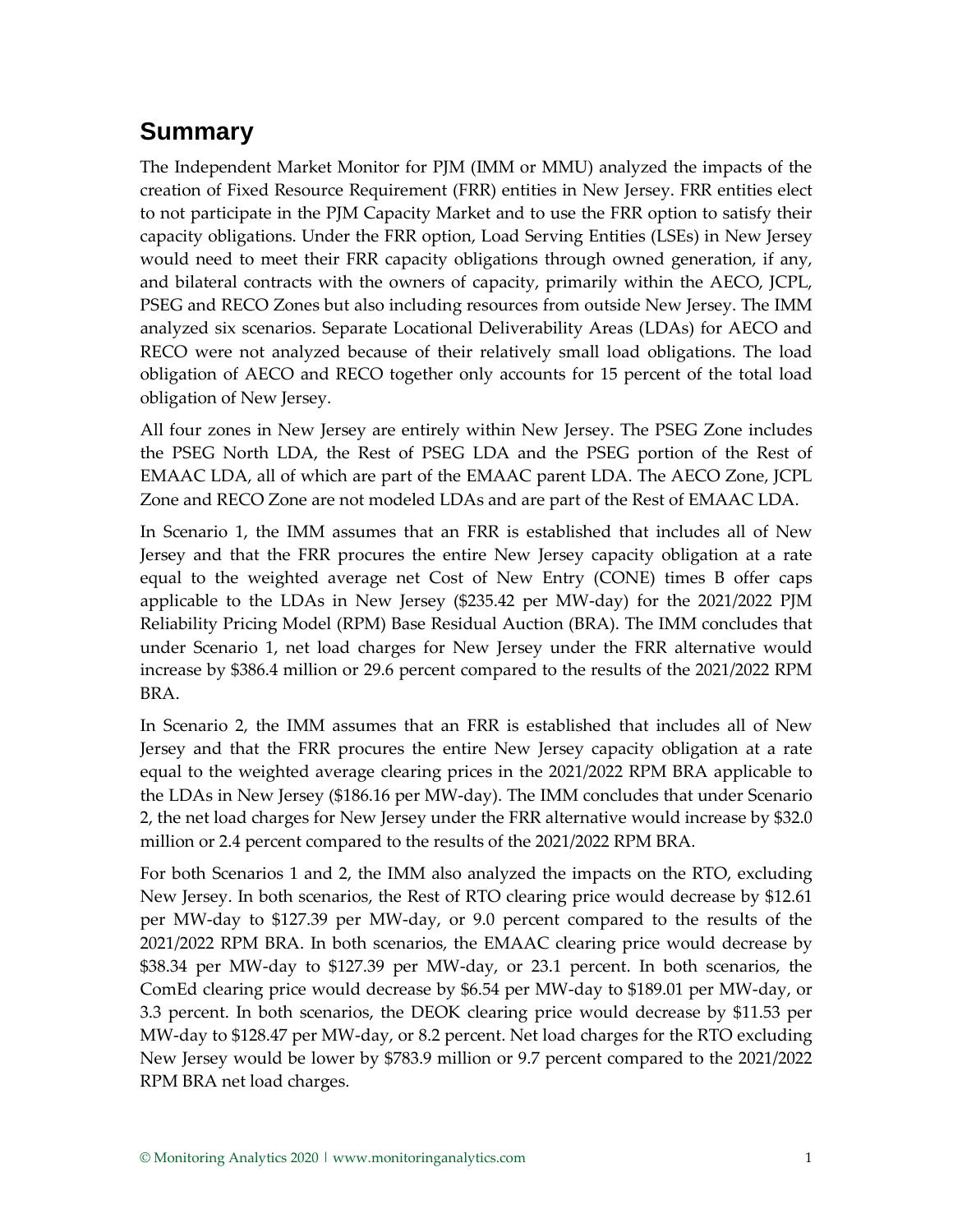## Summary

The Independent Market Monitor for PJM (IMM or MMU) analyzed the impacts of the creation of Fixed Resource Requirement (FRR) entities in New Jersey. FRR entities elect to not participate in the PJM Capacity Market and to use the FRR option to satisfy their capacity obligations. Under the FRR option, Load Serving Entities (LSEs) in New Jersey would need to meet their FRR capacity obligations through owned generation, if any, and bilateral contracts with the owners of capacity, primarily within the AECO, JCPL, PSEG and RECO Zones but also including resources from outside New Jersey. The IMM analyzed six scenarios. Separate Locational Deliverability Areas (LDAs) for AECO and RECO were not analyzed because of their relatively small load obligations. The load obligation of AECO and RECO together only accounts for 15 percent of the total load obligation of New Jersey.

All four zones in New Jersey are entirely within New Jersey. The PSEG Zone includes the PSEG North LDA, the Rest of PSEG LDA and the PSEG portion of the Rest of EMAAC LDA, all of which are part of the EMAAC parent LDA. The AECO Zone, JCPL Zone and RECO Zone are not modeled LDAs and are part of the Rest of EMAAC LDA.

In Scenario 1, the IMM assumes that an FRR is established that includes all of New Jersey and that the FRR procures the entire New Jersey capacity obligation at a rate equal to the weighted average net Cost of New Entry (CONE) times B offer caps applicable to the LDAs in New Jersey ($235.42 per MW-day) for the 2021/2022 PJM Reliability Pricing Model (RPM) Base Residual Auction (BRA). The IMM concludes that under Scenario 1, net load charges for New Jersey under the FRR alternative would increase by $386.4 million or 29.6 percent compared to the results of the 2021/2022 RPM BRA.

In Scenario 2, the IMM assumes that an FRR is established that includes all of New Jersey and that the FRR procures the entire New Jersey capacity obligation at a rate equal to the weighted average clearing prices in the 2021/2022 RPM BRA applicable to the LDAs in New Jersey ($186.16 per MW-day). The IMM concludes that under Scenario 2, the net load charges for New Jersey under the FRR alternative would increase by $32.0 million or 2.4 percent compared to the results of the 2021/2022 RPM BRA.

For both Scenarios 1 and 2, the IMM also analyzed the impacts on the RTO, excluding New Jersey. In both scenarios, the Rest of RTO clearing price would decrease by $12.61 per MW-day to $127.39 per MW-day, or 9.0 percent compared to the results of the 2021/2022 RPM BRA. In both scenarios, the EMAAC clearing price would decrease by $38.34 per MW-day to $127.39 per MW-day, or 23.1 percent. In both scenarios, the ComEd clearing price would decrease by $6.54 per MW-day to $189.01 per MW-day, or 3.3 percent. In both scenarios, the DEOK clearing price would decrease by $11.53 per MW-day to $128.47 per MW-day, or 8.2 percent. Net load charges for the RTO excluding New Jersey would be lower by $783.9 million or 9.7 percent compared to the 2021/2022 RPM BRA net load charges.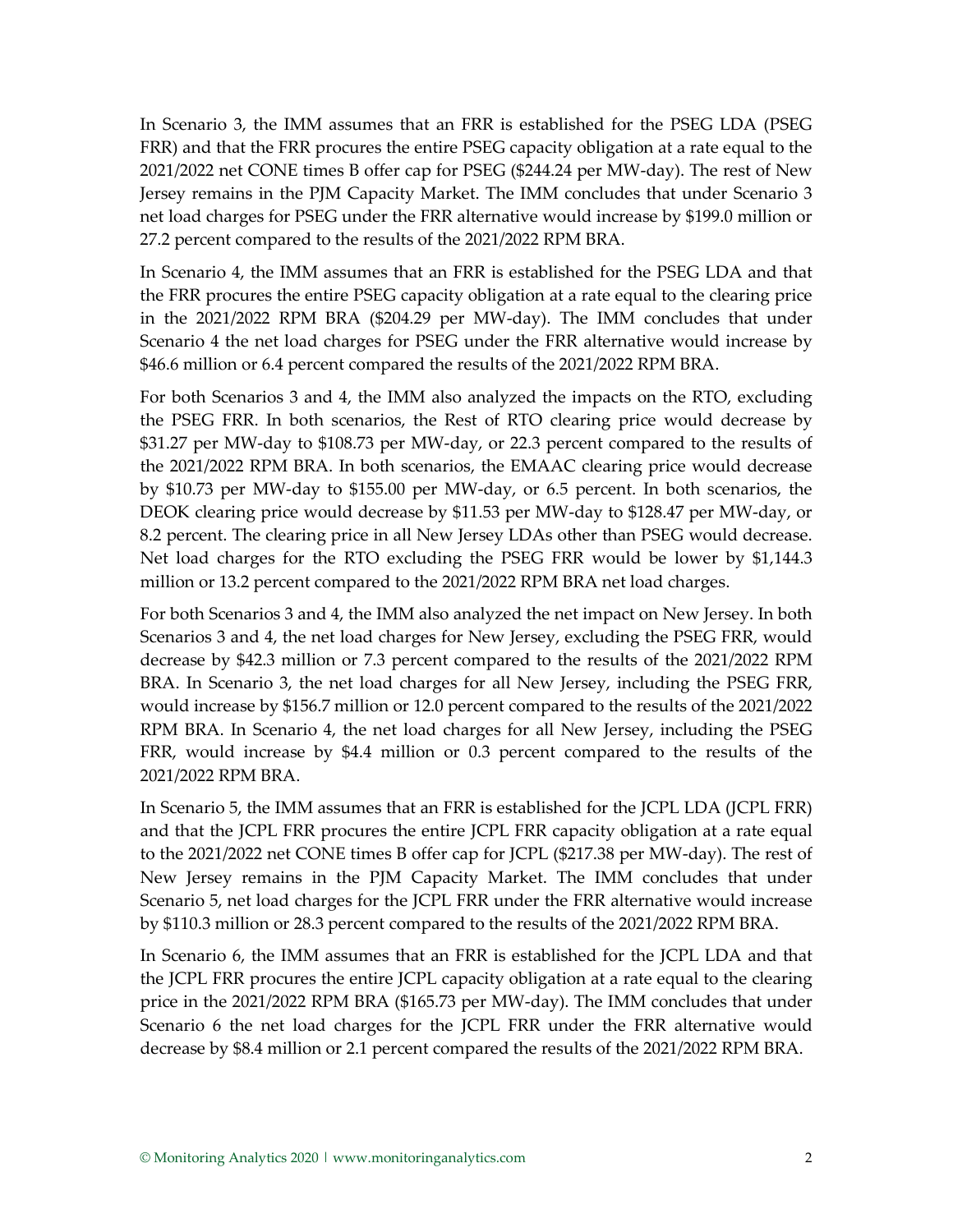In Scenario 3, the IMM assumes that an FRR is established for the PSEG LDA (PSEG FRR) and that the FRR procures the entire PSEG capacity obligation at a rate equal to the 2021/2022 net CONE times B offer cap for PSEG ($244.24 per MW-day). The rest of New Jersey remains in the PJM Capacity Market. The IMM concludes that under Scenario 3 net load charges for PSEG under the FRR alternative would increase by $199.0 million or 27.2 percent compared to the results of the 2021/2022 RPM BRA.

In Scenario 4, the IMM assumes that an FRR is established for the PSEG LDA and that the FRR procures the entire PSEG capacity obligation at a rate equal to the clearing price in the 2021/2022 RPM BRA ($204.29 per MW-day). The IMM concludes that under Scenario 4 the net load charges for PSEG under the FRR alternative would increase by $46.6 million or 6.4 percent compared the results of the 2021/2022 RPM BRA.

For both Scenarios 3 and 4, the IMM also analyzed the impacts on the RTO, excluding the PSEG FRR. In both scenarios, the Rest of RTO clearing price would decrease by $31.27 per MW-day to $108.73 per MW-day, or 22.3 percent compared to the results of the 2021/2022 RPM BRA. In both scenarios, the EMAAC clearing price would decrease by $10.73 per MW-day to $155.00 per MW-day, or 6.5 percent. In both scenarios, the DEOK clearing price would decrease by $11.53 per MW-day to $128.47 per MW-day, or 8.2 percent. The clearing price in all New Jersey LDAs other than PSEG would decrease. Net load charges for the RTO excluding the PSEG FRR would be lower by $1,144.3 million or 13.2 percent compared to the 2021/2022 RPM BRA net load charges.

For both Scenarios 3 and 4, the IMM also analyzed the net impact on New Jersey. In both Scenarios 3 and 4, the net load charges for New Jersey, excluding the PSEG FRR, would decrease by $42.3 million or 7.3 percent compared to the results of the 2021/2022 RPM BRA. In Scenario 3, the net load charges for all New Jersey, including the PSEG FRR, would increase by $156.7 million or 12.0 percent compared to the results of the 2021/2022 RPM BRA. In Scenario 4, the net load charges for all New Jersey, including the PSEG FRR, would increase by $4.4 million or 0.3 percent compared to the results of the 2021/2022 RPM BRA.

In Scenario 5, the IMM assumes that an FRR is established for the JCPL LDA (JCPL FRR) and that the JCPL FRR procures the entire JCPL FRR capacity obligation at a rate equal to the 2021/2022 net CONE times B offer cap for JCPL ($217.38 per MW-day). The rest of New Jersey remains in the PJM Capacity Market. The IMM concludes that under Scenario 5, net load charges for the JCPL FRR under the FRR alternative would increase by $110.3 million or 28.3 percent compared to the results of the 2021/2022 RPM BRA.

In Scenario 6, the IMM assumes that an FRR is established for the JCPL LDA and that the JCPL FRR procures the entire JCPL capacity obligation at a rate equal to the clearing price in the 2021/2022 RPM BRA ($165.73 per MW-day). The IMM concludes that under Scenario 6 the net load charges for the JCPL FRR under the FRR alternative would decrease by $8.4 million or 2.1 percent compared the results of the 2021/2022 RPM BRA.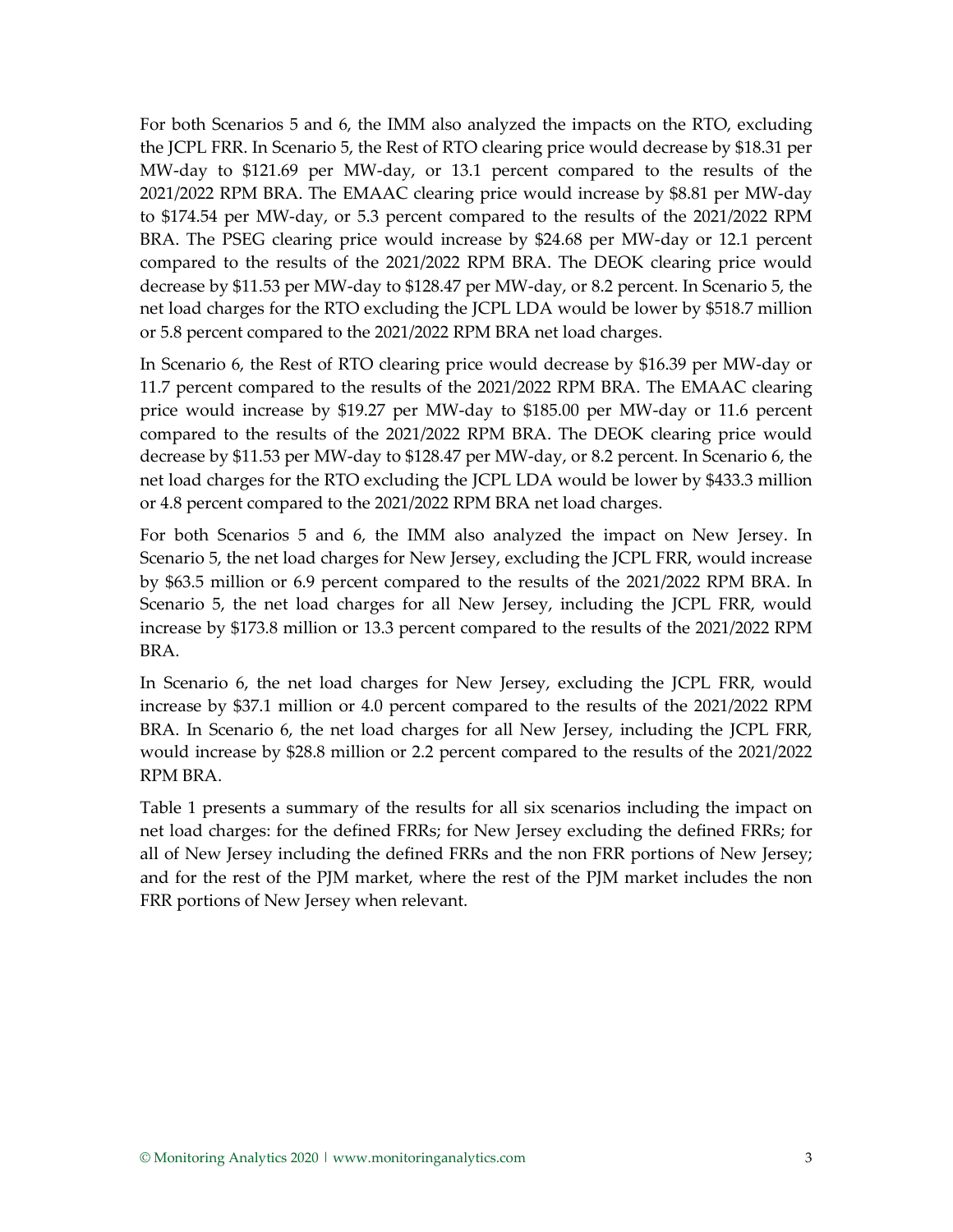For both Scenarios 5 and 6, the IMM also analyzed the impacts on the RTO, excluding the JCPL FRR. In Scenario 5, the Rest of RTO clearing price would decrease by $18.31 per MW-day to $121.69 per MW-day, or 13.1 percent compared to the results of the 2021/2022 RPM BRA. The EMAAC clearing price would increase by $8.81 per MW-day to $174.54 per MW-day, or 5.3 percent compared to the results of the 2021/2022 RPM BRA. The PSEG clearing price would increase by $24.68 per MW-day or 12.1 percent compared to the results of the 2021/2022 RPM BRA. The DEOK clearing price would decrease by $11.53 per MW-day to $128.47 per MW-day, or 8.2 percent. In Scenario 5, the net load charges for the RTO excluding the JCPL LDA would be lower by $518.7 million or 5.8 percent compared to the 2021/2022 RPM BRA net load charges.

In Scenario 6, the Rest of RTO clearing price would decrease by $16.39 per MW-day or 11.7 percent compared to the results of the 2021/2022 RPM BRA. The EMAAC clearing price would increase by $19.27 per MW-day to $185.00 per MW-day or 11.6 percent compared to the results of the 2021/2022 RPM BRA. The DEOK clearing price would decrease by $11.53 per MW-day to $128.47 per MW-day, or 8.2 percent. In Scenario 6, the net load charges for the RTO excluding the JCPL LDA would be lower by $433.3 million or 4.8 percent compared to the 2021/2022 RPM BRA net load charges.

For both Scenarios 5 and 6, the IMM also analyzed the impact on New Jersey. In Scenario 5, the net load charges for New Jersey, excluding the JCPL FRR, would increase by $63.5 million or 6.9 percent compared to the results of the 2021/2022 RPM BRA. In Scenario 5, the net load charges for all New Jersey, including the JCPL FRR, would increase by $173.8 million or 13.3 percent compared to the results of the 2021/2022 RPM BRA.

In Scenario 6, the net load charges for New Jersey, excluding the JCPL FRR, would increase by $37.1 million or 4.0 percent compared to the results of the 2021/2022 RPM BRA. In Scenario 6, the net load charges for all New Jersey, including the JCPL FRR, would increase by $28.8 million or 2.2 percent compared to the results of the 2021/2022 RPM BRA.

Table 1 presents a summary of the results for all six scenarios including the impact on net load charges: for the defined FRRs; for New Jersey excluding the defined FRRs; for all of New Jersey including the defined FRRs and the non FRR portions of New Jersey; and for the rest of the PJM market, where the rest of the PJM market includes the non FRR portions of New Jersey when relevant.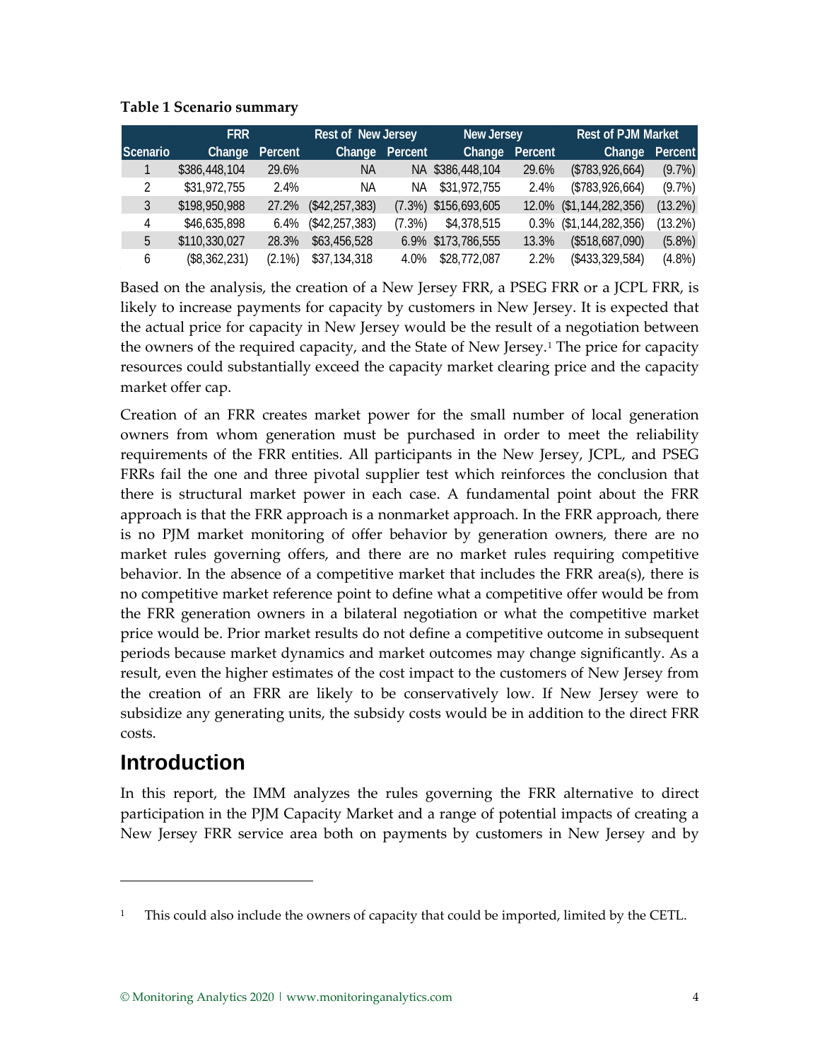**Table 1 Scenario summary**

| | FRR | | Rest of New Jersey | | New Jersey | | Rest of PJM Market | |
|---|---|---|---|---|---|---|---|---|
| Scenario | Change | Percent | Change | Percent | Change | Percent | Change | Percent |
| 1 | $386,448,104 | 29.6% | NA | NA | $386,448,104 | 29.6% | ($783,926,664) | (9.7%) |
| 2 | $31,972,755 | 2.4% | NA | NA | $31,972,755 | 2.4% | ($783,926,664) | (9.7%) |
| 3 | $198,950,988 | 27.2% | ($42,257,383) | (7.3%) | $156,693,605 | 12.0% | ($1,144,282,356) | (13.2%) |
| 4 | $46,635,898 | 6.4% | ($42,257,383) | (7.3%) | $4,378,515 | 0.3% | ($1,144,282,356) | (13.2%) |
| 5 | $110,330,027 | 28.3% | $63,456,528 | 6.9% | $173,786,555 | 13.3% | ($518,687,090) | (5.8%) |
| 6 | ($8,362,231) | (2.1%) | $37,134,318 | 4.0% | $28,772,087 | 2.2% | ($433,329,584) | (4.8%) |

Based on the analysis, the creation of a New Jersey FRR, a PSEG FRR or a JCPL FRR, is likely to increase payments for capacity by customers in New Jersey. It is expected that the actual price for capacity in New Jersey would be the result of a negotiation between the owners of the required capacity, and the State of New Jersey.[1] The price for capacity resources could substantially exceed the capacity market clearing price and the capacity market offer cap.

Creation of an FRR creates market power for the small number of local generation owners from whom generation must be purchased in order to meet the reliability requirements of the FRR entities. All participants in the New Jersey, JCPL, and PSEG FRRs fail the one and three pivotal supplier test which reinforces the conclusion that there is structural market power in each case. A fundamental point about the FRR approach is that the FRR approach is a nonmarket approach. In the FRR approach, there is no PJM market monitoring of offer behavior by generation owners, there are no market rules governing offers, and there are no market rules requiring competitive behavior. In the absence of a competitive market that includes the FRR area(s), there is no competitive market reference point to define what a competitive offer would be from the FRR generation owners in a bilateral negotiation or what the competitive market price would be. Prior market results do not define a competitive outcome in subsequent periods because market dynamics and market outcomes may change significantly. As a result, even the higher estimates of the cost impact to the customers of New Jersey from the creation of an FRR are likely to be conservatively low. If New Jersey were to subsidize any generating units, the subsidy costs would be in addition to the direct FRR costs.

## Introduction

In this report, the IMM analyzes the rules governing the FRR alternative to direct participation in the PJM Capacity Market and a range of potential impacts of creating a New Jersey FRR service area both on payments by customers in New Jersey and by

[1] This could also include the owners of capacity that could be imported, limited by the CETL.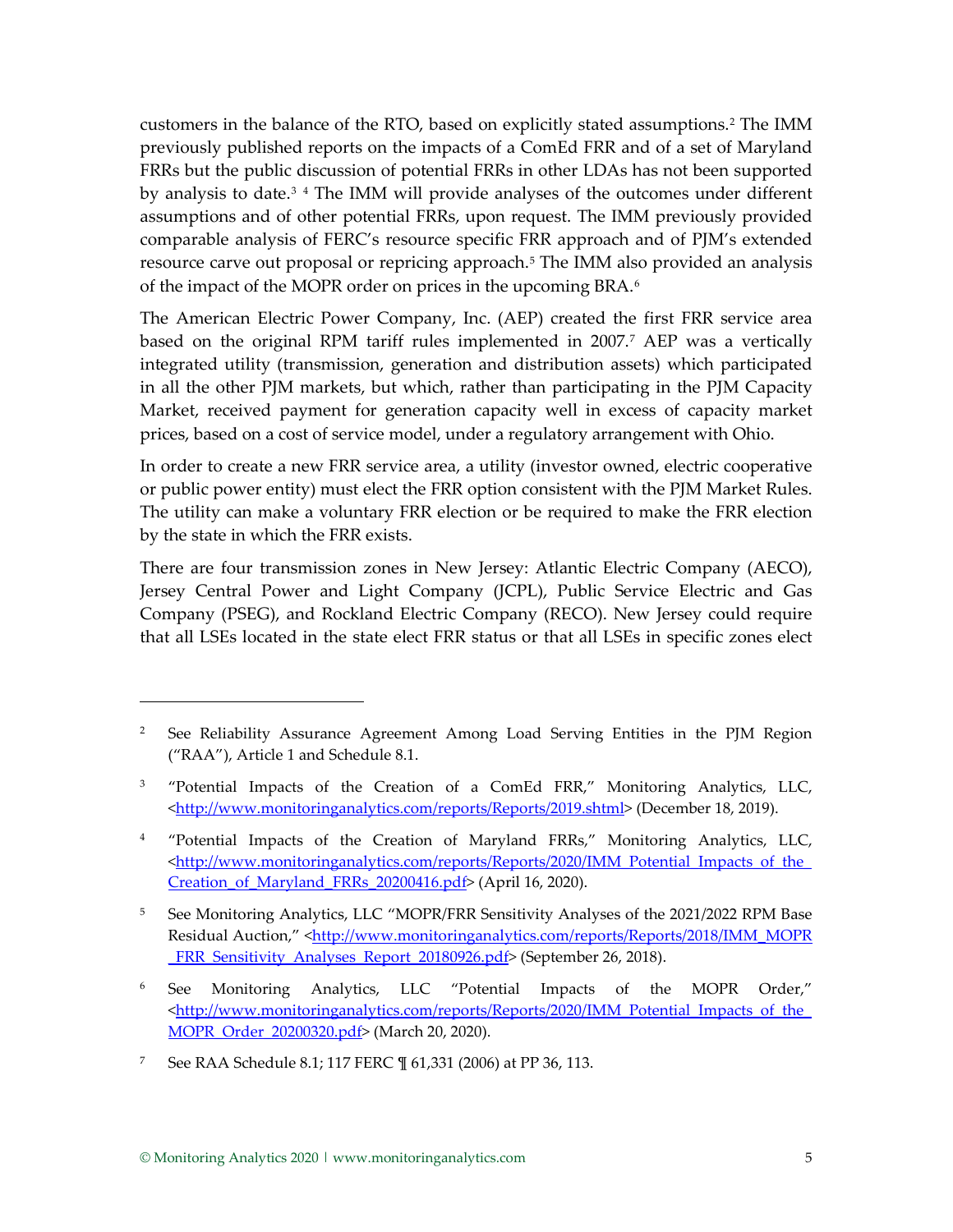customers in the balance of the RTO, based on explicitly stated assumptions.[2] The IMM previously published reports on the impacts of a ComEd FRR and of a set of Maryland FRRs but the public discussion of potential FRRs in other LDAs has not been supported by analysis to date.[3] [4] The IMM will provide analyses of the outcomes under different assumptions and of other potential FRRs, upon request. The IMM previously provided comparable analysis of FERC's resource specific FRR approach and of PJM's extended resource carve out proposal or repricing approach.[5] The IMM also provided an analysis of the impact of the MOPR order on prices in the upcoming BRA.[6]

The American Electric Power Company, Inc. (AEP) created the first FRR service area based on the original RPM tariff rules implemented in 2007.[7] AEP was a vertically integrated utility (transmission, generation and distribution assets) which participated in all the other PJM markets, but which, rather than participating in the PJM Capacity Market, received payment for generation capacity well in excess of capacity market prices, based on a cost of service model, under a regulatory arrangement with Ohio.

In order to create a new FRR service area, a utility (investor owned, electric cooperative or public power entity) must elect the FRR option consistent with the PJM Market Rules. The utility can make a voluntary FRR election or be required to make the FRR election by the state in which the FRR exists.

There are four transmission zones in New Jersey: Atlantic Electric Company (AECO), Jersey Central Power and Light Company (JCPL), Public Service Electric and Gas Company (PSEG), and Rockland Electric Company (RECO). New Jersey could require that all LSEs located in the state elect FRR status or that all LSEs in specific zones elect

---

[2] See Reliability Assurance Agreement Among Load Serving Entities in the PJM Region ("RAA"), Article 1 and Schedule 8.1.

[3] "Potential Impacts of the Creation of a ComEd FRR," Monitoring Analytics, LLC, <http://www.monitoringanalytics.com/reports/Reports/2019.shtml> (December 18, 2019).

[4] "Potential Impacts of the Creation of Maryland FRRs," Monitoring Analytics, LLC, <http://www.monitoringanalytics.com/reports/Reports/2020/IMM_Potential_Impacts_of_the_Creation_of_Maryland_FRRs_20200416.pdf> (April 16, 2020).

[5] See Monitoring Analytics, LLC "MOPR/FRR Sensitivity Analyses of the 2021/2022 RPM Base Residual Auction," <http://www.monitoringanalytics.com/reports/Reports/2018/IMM_MOPR_FRR_Sensitivity_Analyses_Report_20180926.pdf> (September 26, 2018).

[6] See Monitoring Analytics, LLC "Potential Impacts of the MOPR Order," <http://www.monitoringanalytics.com/reports/Reports/2020/IMM_Potential_Impacts_of_the_MOPR_Order_20200320.pdf> (March 20, 2020).

[7] See RAA Schedule 8.1; 117 FERC ¶ 61,331 (2006) at PP 36, 113.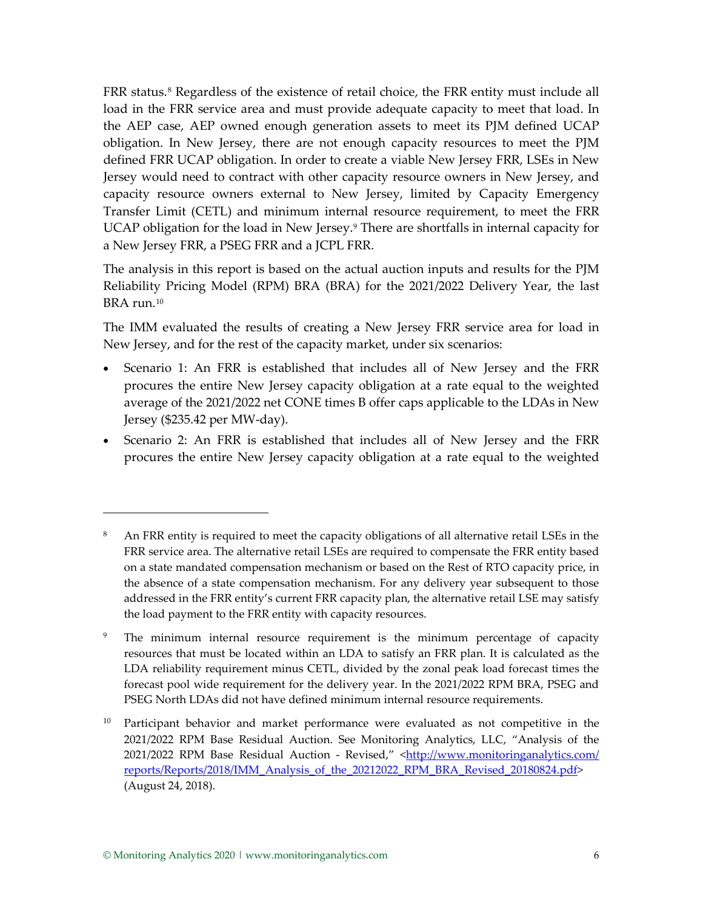FRR status.[8] Regardless of the existence of retail choice, the FRR entity must include all load in the FRR service area and must provide adequate capacity to meet that load. In the AEP case, AEP owned enough generation assets to meet its PJM defined UCAP obligation. In New Jersey, there are not enough capacity resources to meet the PJM defined FRR UCAP obligation. In order to create a viable New Jersey FRR, LSEs in New Jersey would need to contract with other capacity resource owners in New Jersey, and capacity resource owners external to New Jersey, limited by Capacity Emergency Transfer Limit (CETL) and minimum internal resource requirement, to meet the FRR UCAP obligation for the load in New Jersey.[9] There are shortfalls in internal capacity for a New Jersey FRR, a PSEG FRR and a JCPL FRR.

The analysis in this report is based on the actual auction inputs and results for the PJM Reliability Pricing Model (RPM) BRA (BRA) for the 2021/2022 Delivery Year, the last BRA run.[10]

The IMM evaluated the results of creating a New Jersey FRR service area for load in New Jersey, and for the rest of the capacity market, under six scenarios:

- Scenario 1: An FRR is established that includes all of New Jersey and the FRR procures the entire New Jersey capacity obligation at a rate equal to the weighted average of the 2021/2022 net CONE times B offer caps applicable to the LDAs in New Jersey ($235.42 per MW-day).
- Scenario 2: An FRR is established that includes all of New Jersey and the FRR procures the entire New Jersey capacity obligation at a rate equal to the weighted

[8] An FRR entity is required to meet the capacity obligations of all alternative retail LSEs in the FRR service area. The alternative retail LSEs are required to compensate the FRR entity based on a state mandated compensation mechanism or based on the Rest of RTO capacity price, in the absence of a state compensation mechanism. For any delivery year subsequent to those addressed in the FRR entity's current FRR capacity plan, the alternative retail LSE may satisfy the load payment to the FRR entity with capacity resources.

[9] The minimum internal resource requirement is the minimum percentage of capacity resources that must be located within an LDA to satisfy an FRR plan. It is calculated as the LDA reliability requirement minus CETL, divided by the zonal peak load forecast times the forecast pool wide requirement for the delivery year. In the 2021/2022 RPM BRA, PSEG and PSEG North LDAs did not have defined minimum internal resource requirements.

[10] Participant behavior and market performance were evaluated as not competitive in the 2021/2022 RPM Base Residual Auction. See Monitoring Analytics, LLC, "Analysis of the 2021/2022 RPM Base Residual Auction - Revised," <http://www.monitoringanalytics.com/reports/Reports/2018/IMM_Analysis_of_the_20212022_RPM_BRA_Revised_20180824.pdf> (August 24, 2018).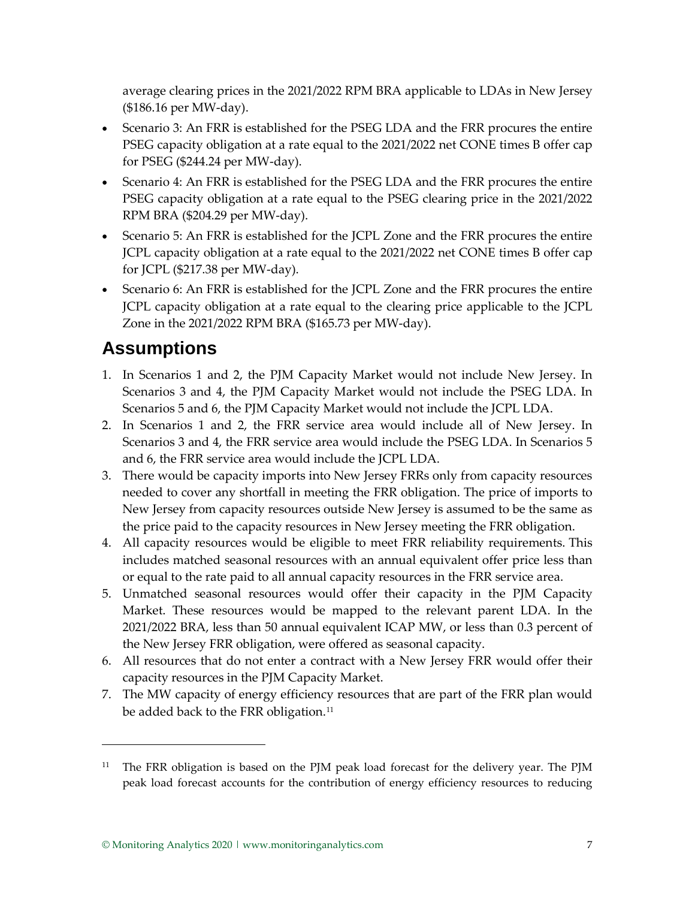average clearing prices in the 2021/2022 RPM BRA applicable to LDAs in New Jersey ($186.16 per MW-day).

- Scenario 3: An FRR is established for the PSEG LDA and the FRR procures the entire PSEG capacity obligation at a rate equal to the 2021/2022 net CONE times B offer cap for PSEG ($244.24 per MW-day).
- Scenario 4: An FRR is established for the PSEG LDA and the FRR procures the entire PSEG capacity obligation at a rate equal to the PSEG clearing price in the 2021/2022 RPM BRA ($204.29 per MW-day).
- Scenario 5: An FRR is established for the JCPL Zone and the FRR procures the entire JCPL capacity obligation at a rate equal to the 2021/2022 net CONE times B offer cap for JCPL ($217.38 per MW-day).
- Scenario 6: An FRR is established for the JCPL Zone and the FRR procures the entire JCPL capacity obligation at a rate equal to the clearing price applicable to the JCPL Zone in the 2021/2022 RPM BRA ($165.73 per MW-day).

## Assumptions

1. In Scenarios 1 and 2, the PJM Capacity Market would not include New Jersey. In Scenarios 3 and 4, the PJM Capacity Market would not include the PSEG LDA. In Scenarios 5 and 6, the PJM Capacity Market would not include the JCPL LDA.
2. In Scenarios 1 and 2, the FRR service area would include all of New Jersey. In Scenarios 3 and 4, the FRR service area would include the PSEG LDA. In Scenarios 5 and 6, the FRR service area would include the JCPL LDA.
3. There would be capacity imports into New Jersey FRRs only from capacity resources needed to cover any shortfall in meeting the FRR obligation. The price of imports to New Jersey from capacity resources outside New Jersey is assumed to be the same as the price paid to the capacity resources in New Jersey meeting the FRR obligation.
4. All capacity resources would be eligible to meet FRR reliability requirements. This includes matched seasonal resources with an annual equivalent offer price less than or equal to the rate paid to all annual capacity resources in the FRR service area.
5. Unmatched seasonal resources would offer their capacity in the PJM Capacity Market. These resources would be mapped to the relevant parent LDA. In the 2021/2022 BRA, less than 50 annual equivalent ICAP MW, or less than 0.3 percent of the New Jersey FRR obligation, were offered as seasonal capacity.
6. All resources that do not enter a contract with a New Jersey FRR would offer their capacity resources in the PJM Capacity Market.
7. The MW capacity of energy efficiency resources that are part of the FRR plan would be added back to the FRR obligation.[11]

[11] The FRR obligation is based on the PJM peak load forecast for the delivery year. The PJM peak load forecast accounts for the contribution of energy efficiency resources to reducing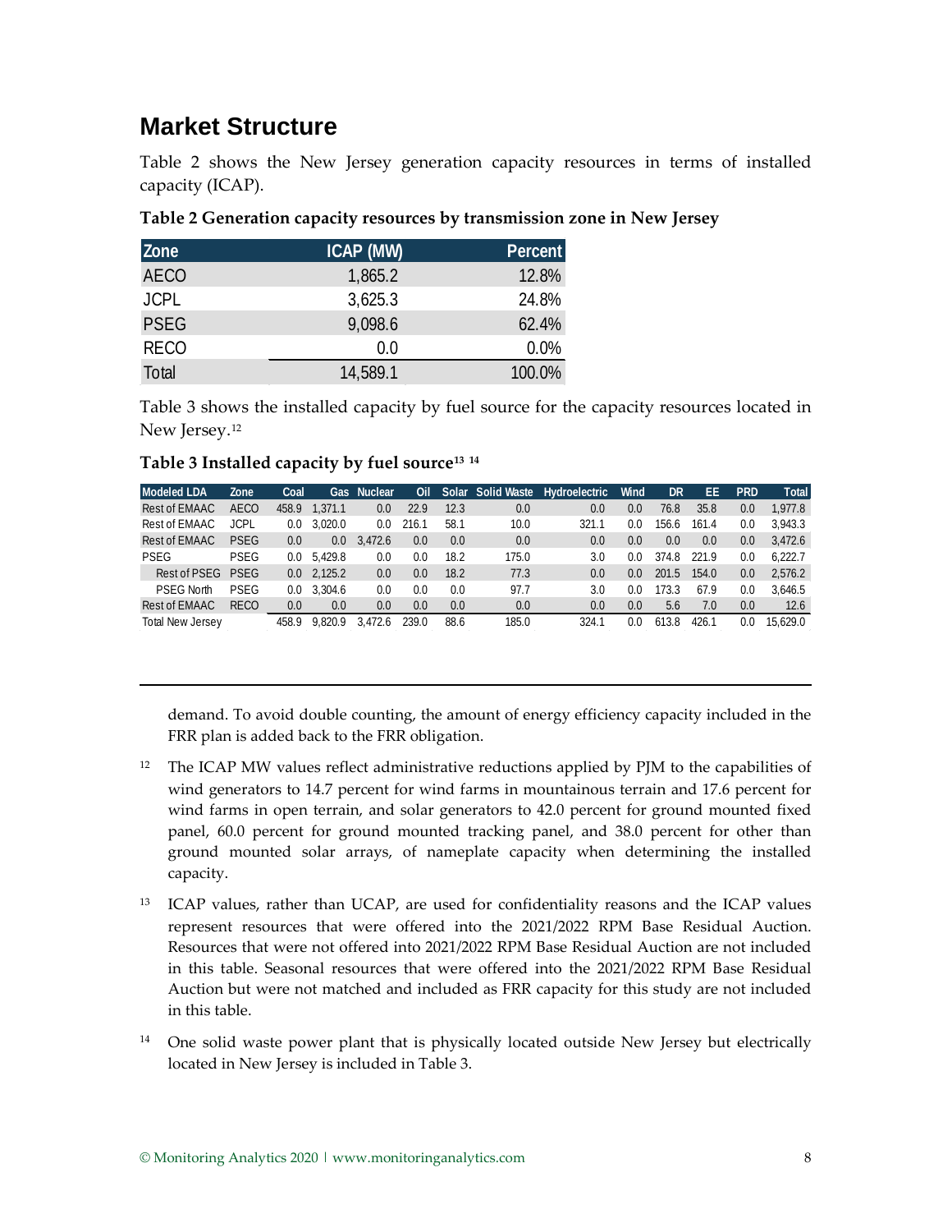## Market Structure

Table 2 shows the New Jersey generation capacity resources in terms of installed capacity (ICAP).

**Table 2 Generation capacity resources by transmission zone in New Jersey**

| Zone | ICAP (MW) | Percent |
|---|---|---|
| AECO | 1,865.2 | 12.8% |
| JCPL | 3,625.3 | 24.8% |
| PSEG | 9,098.6 | 62.4% |
| RECO | 0.0 | 0.0% |
| Total | 14,589.1 | 100.0% |

Table 3 shows the installed capacity by fuel source for the capacity resources located in New Jersey.[12]

**Table 3 Installed capacity by fuel source[13] [14]**

| Modeled LDA | Zone | Coal | Gas | Nuclear | Oil | Solar | Solid Waste | Hydroelectric | Wind | DR | EE | PRD | Total |
|---|---|---|---|---|---|---|---|---|---|---|---|---|---|
| Rest of EMAAC | AECO | 458.9 | 1,371.1 | 0.0 | 22.9 | 12.3 | 0.0 | 0.0 | 0.0 | 76.8 | 35.8 | 0.0 | 1,977.8 |
| Rest of EMAAC | JCPL | 0.0 | 3,020.0 | 0.0 | 216.1 | 58.1 | 10.0 | 321.1 | 0.0 | 156.6 | 161.4 | 0.0 | 3,943.3 |
| Rest of EMAAC | PSEG | 0.0 | 0.0 | 3,472.6 | 0.0 | 0.0 | 0.0 | 0.0 | 0.0 | 0.0 | 0.0 | 0.0 | 3,472.6 |
| PSEG | PSEG | 0.0 | 5,429.8 | 0.0 | 0.0 | 18.2 | 175.0 | 3.0 | 0.0 | 374.8 | 221.9 | 0.0 | 6,222.7 |
| Rest of PSEG | PSEG | 0.0 | 2,125.2 | 0.0 | 0.0 | 18.2 | 77.3 | 0.0 | 0.0 | 201.5 | 154.0 | 0.0 | 2,576.2 |
| PSEG North | PSEG | 0.0 | 3,304.6 | 0.0 | 0.0 | 0.0 | 97.7 | 3.0 | 0.0 | 173.3 | 67.9 | 0.0 | 3,646.5 |
| Rest of EMAAC | RECO | 0.0 | 0.0 | 0.0 | 0.0 | 0.0 | 0.0 | 0.0 | 0.0 | 5.6 | 7.0 | 0.0 | 12.6 |
| Total New Jersey | | 458.9 | 9,820.9 | 3,472.6 | 239.0 | 88.6 | 185.0 | 324.1 | 0.0 | 613.8 | 426.1 | 0.0 | 15,629.0 |

---

demand. To avoid double counting, the amount of energy efficiency capacity included in the FRR plan is added back to the FRR obligation.

[12] The ICAP MW values reflect administrative reductions applied by PJM to the capabilities of wind generators to 14.7 percent for wind farms in mountainous terrain and 17.6 percent for wind farms in open terrain, and solar generators to 42.0 percent for ground mounted fixed panel, 60.0 percent for ground mounted tracking panel, and 38.0 percent for other than ground mounted solar arrays, of nameplate capacity when determining the installed capacity.

[13] ICAP values, rather than UCAP, are used for confidentiality reasons and the ICAP values represent resources that were offered into the 2021/2022 RPM Base Residual Auction. Resources that were not offered into 2021/2022 RPM Base Residual Auction are not included in this table. Seasonal resources that were offered into the 2021/2022 RPM Base Residual Auction but were not matched and included as FRR capacity for this study are not included in this table.

[14] One solid waste power plant that is physically located outside New Jersey but electrically located in New Jersey is included in Table 3.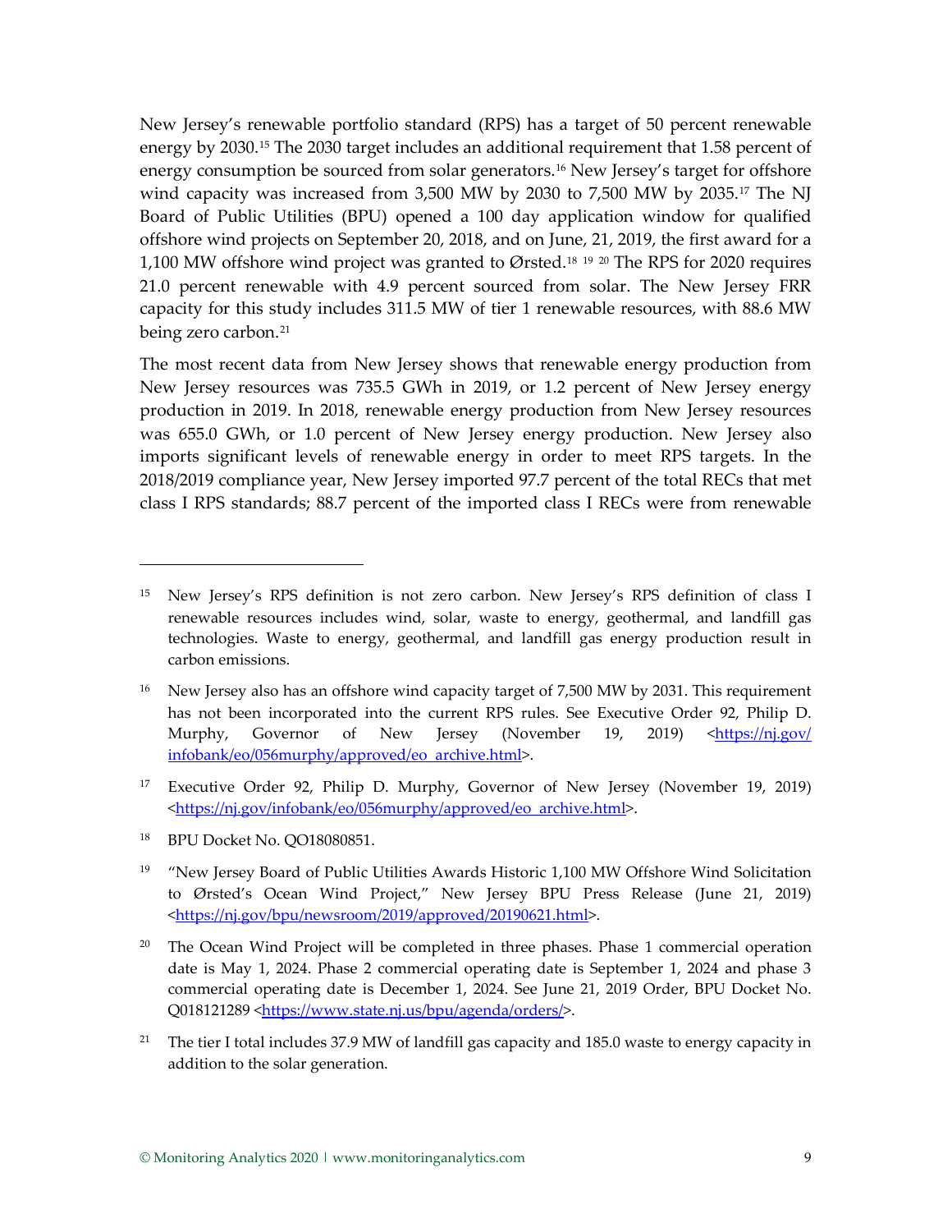New Jersey's renewable portfolio standard (RPS) has a target of 50 percent renewable energy by 2030.[15] The 2030 target includes an additional requirement that 1.58 percent of energy consumption be sourced from solar generators.[16] New Jersey's target for offshore wind capacity was increased from 3,500 MW by 2030 to 7,500 MW by 2035.[17] The NJ Board of Public Utilities (BPU) opened a 100 day application window for qualified offshore wind projects on September 20, 2018, and on June, 21, 2019, the first award for a 1,100 MW offshore wind project was granted to Ørsted.[18] [19] [20] The RPS for 2020 requires 21.0 percent renewable with 4.9 percent sourced from solar. The New Jersey FRR capacity for this study includes 311.5 MW of tier 1 renewable resources, with 88.6 MW being zero carbon.[21]

The most recent data from New Jersey shows that renewable energy production from New Jersey resources was 735.5 GWh in 2019, or 1.2 percent of New Jersey energy production in 2019. In 2018, renewable energy production from New Jersey resources was 655.0 GWh, or 1.0 percent of New Jersey energy production. New Jersey also imports significant levels of renewable energy in order to meet RPS targets. In the 2018/2019 compliance year, New Jersey imported 97.7 percent of the total RECs that met class I RPS standards; 88.7 percent of the imported class I RECs were from renewable

---

[15] New Jersey's RPS definition is not zero carbon. New Jersey's RPS definition of class I renewable resources includes wind, solar, waste to energy, geothermal, and landfill gas technologies. Waste to energy, geothermal, and landfill gas energy production result in carbon emissions.

[16] New Jersey also has an offshore wind capacity target of 7,500 MW by 2031. This requirement has not been incorporated into the current RPS rules. See Executive Order 92, Philip D. Murphy, Governor of New Jersey (November 19, 2019) <https://nj.gov/infobank/eo/056murphy/approved/eo_archive.html>.

[17] Executive Order 92, Philip D. Murphy, Governor of New Jersey (November 19, 2019) <https://nj.gov/infobank/eo/056murphy/approved/eo_archive.html>.

[18] BPU Docket No. QO18080851.

[19] "New Jersey Board of Public Utilities Awards Historic 1,100 MW Offshore Wind Solicitation to Ørsted's Ocean Wind Project," New Jersey BPU Press Release (June 21, 2019) <https://nj.gov/bpu/newsroom/2019/approved/20190621.html>.

[20] The Ocean Wind Project will be completed in three phases. Phase 1 commercial operation date is May 1, 2024. Phase 2 commercial operating date is September 1, 2024 and phase 3 commercial operating date is December 1, 2024. See June 21, 2019 Order, BPU Docket No. Q018121289 <https://www.state.nj.us/bpu/agenda/orders/>.

[21] The tier I total includes 37.9 MW of landfill gas capacity and 185.0 waste to energy capacity in addition to the solar generation.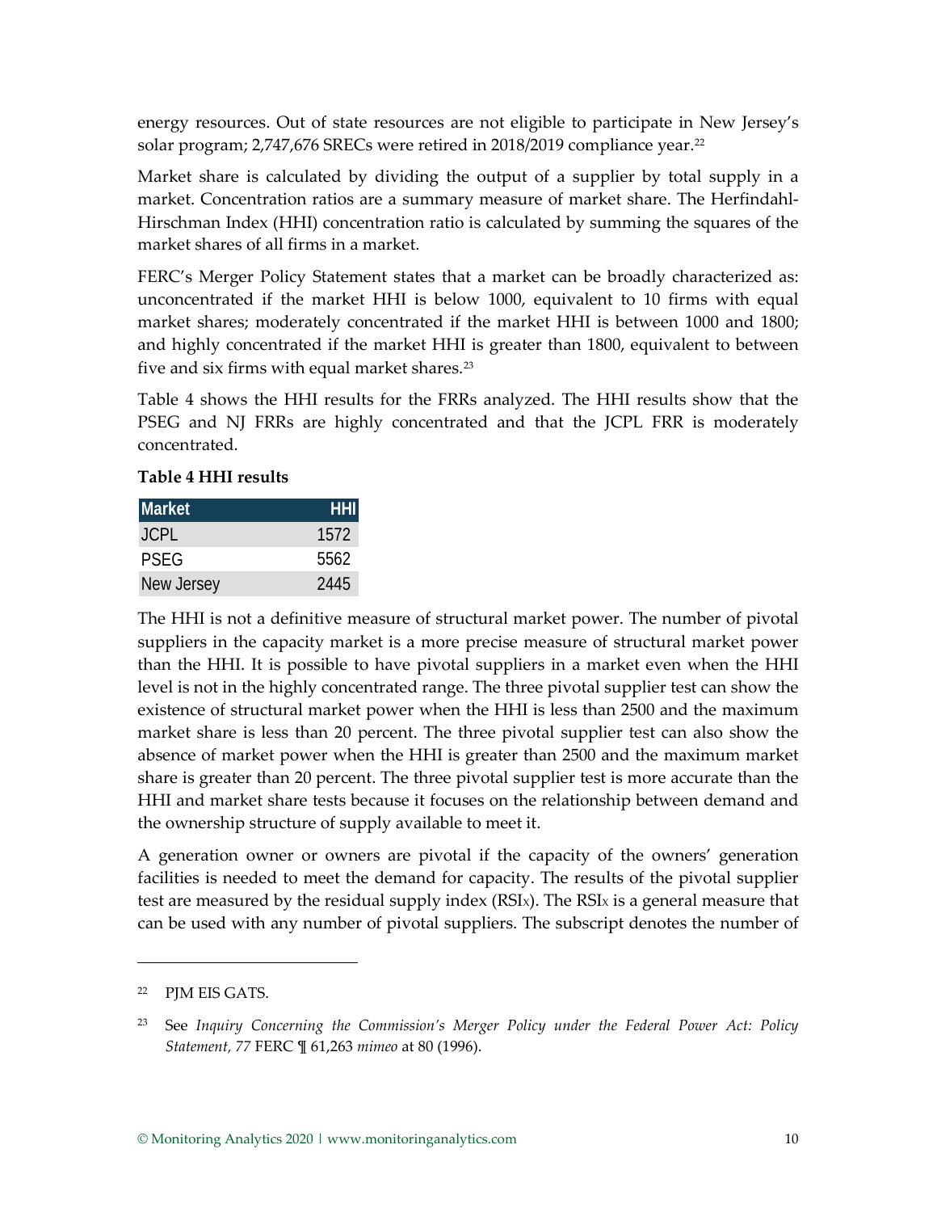energy resources. Out of state resources are not eligible to participate in New Jersey's solar program; 2,747,676 SRECs were retired in 2018/2019 compliance year.[22]

Market share is calculated by dividing the output of a supplier by total supply in a market. Concentration ratios are a summary measure of market share. The Herfindahl-Hirschman Index (HHI) concentration ratio is calculated by summing the squares of the market shares of all firms in a market.

FERC's Merger Policy Statement states that a market can be broadly characterized as: unconcentrated if the market HHI is below 1000, equivalent to 10 firms with equal market shares; moderately concentrated if the market HHI is between 1000 and 1800; and highly concentrated if the market HHI is greater than 1800, equivalent to between five and six firms with equal market shares.[23]

Table 4 shows the HHI results for the FRRs analyzed. The HHI results show that the PSEG and NJ FRRs are highly concentrated and that the JCPL FRR is moderately concentrated.

**Table 4 HHI results**

| Market | HHI |
|---|---:|
| JCPL | 1572 |
| PSEG | 5562 |
| New Jersey | 2445 |

The HHI is not a definitive measure of structural market power. The number of pivotal suppliers in the capacity market is a more precise measure of structural market power than the HHI. It is possible to have pivotal suppliers in a market even when the HHI level is not in the highly concentrated range. The three pivotal supplier test can show the existence of structural market power when the HHI is less than 2500 and the maximum market share is less than 20 percent. The three pivotal supplier test can also show the absence of market power when the HHI is greater than 2500 and the maximum market share is greater than 20 percent. The three pivotal supplier test is more accurate than the HHI and market share tests because it focuses on the relationship between demand and the ownership structure of supply available to meet it.

A generation owner or owners are pivotal if the capacity of the owners' generation facilities is needed to meet the demand for capacity. The results of the pivotal supplier test are measured by the residual supply index ($RSI_X$). The $RSI_X$ is a general measure that can be used with any number of pivotal suppliers. The subscript denotes the number of

[22] PJM EIS GATS.

[23] See *Inquiry Concerning the Commission's Merger Policy under the Federal Power Act: Policy Statement, 77* FERC ¶ 61,263 *mimeo* at 80 (1996).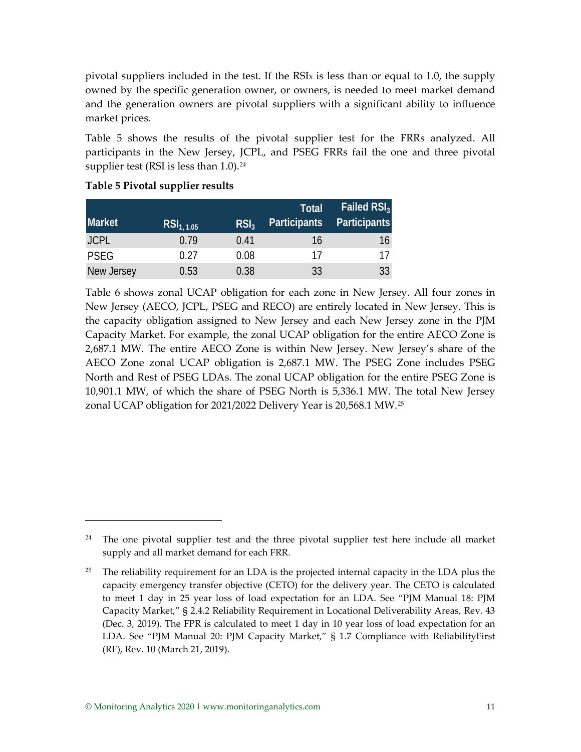pivotal suppliers included in the test. If the $RSI_X$ is less than or equal to 1.0, the supply owned by the specific generation owner, or owners, is needed to meet market demand and the generation owners are pivotal suppliers with a significant ability to influence market prices.

Table 5 shows the results of the pivotal supplier test for the FRRs analyzed. All participants in the New Jersey, JCPL, and PSEG FRRs fail the one and three pivotal supplier test (RSI is less than 1.0).[24]

**Table 5 Pivotal supplier results**

| Market | $RSI_{1, 1.05}$ | $RSI_3$ | Total Participants | Failed $RSI_3$ Participants |
|---|---|---|---|---|
| JCPL | 0.79 | 0.41 | 16 | 16 |
| PSEG | 0.27 | 0.08 | 17 | 17 |
| New Jersey | 0.53 | 0.38 | 33 | 33 |

Table 6 shows zonal UCAP obligation for each zone in New Jersey. All four zones in New Jersey (AECO, JCPL, PSEG and RECO) are entirely located in New Jersey. This is the capacity obligation assigned to New Jersey and each New Jersey zone in the PJM Capacity Market. For example, the zonal UCAP obligation for the entire AECO Zone is 2,687.1 MW. The entire AECO Zone is within New Jersey. New Jersey's share of the AECO Zone zonal UCAP obligation is 2,687.1 MW. The PSEG Zone includes PSEG North and Rest of PSEG LDAs. The zonal UCAP obligation for the entire PSEG Zone is 10,901.1 MW, of which the share of PSEG North is 5,336.1 MW. The total New Jersey zonal UCAP obligation for 2021/2022 Delivery Year is 20,568.1 MW.[25]

---

[24] The one pivotal supplier test and the three pivotal supplier test here include all market supply and all market demand for each FRR.

[25] The reliability requirement for an LDA is the projected internal capacity in the LDA plus the capacity emergency transfer objective (CETO) for the delivery year. The CETO is calculated to meet 1 day in 25 year loss of load expectation for an LDA. See "PJM Manual 18: PJM Capacity Market," § 2.4.2 Reliability Requirement in Locational Deliverability Areas, Rev. 43 (Dec. 3, 2019). The FPR is calculated to meet 1 day in 10 year loss of load expectation for an LDA. See "PJM Manual 20: PJM Capacity Market," § 1.7 Compliance with ReliabilityFirst (RF), Rev. 10 (March 21, 2019).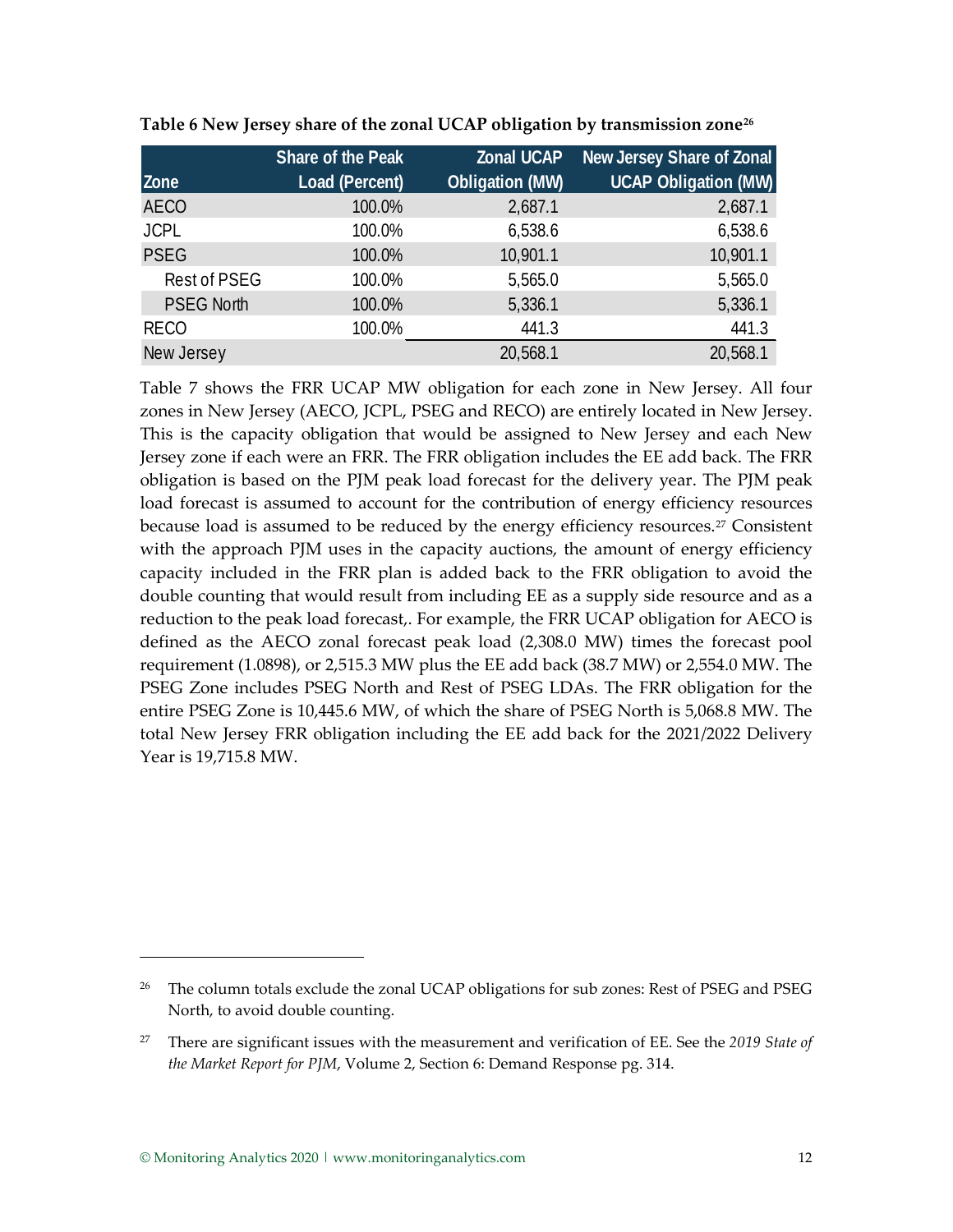**Table 6 New Jersey share of the zonal UCAP obligation by transmission zone**[26]

| Zone | Share of the Peak Load (Percent) | Zonal UCAP Obligation (MW) | New Jersey Share of Zonal UCAP Obligation (MW) |
|---|---|---|---|
| AECO | 100.0% | 2,687.1 | 2,687.1 |
| JCPL | 100.0% | 6,538.6 | 6,538.6 |
| PSEG | 100.0% | 10,901.1 | 10,901.1 |
| Rest of PSEG | 100.0% | 5,565.0 | 5,565.0 |
| PSEG North | 100.0% | 5,336.1 | 5,336.1 |
| RECO | 100.0% | 441.3 | 441.3 |
| New Jersey | | 20,568.1 | 20,568.1 |

Table 7 shows the FRR UCAP MW obligation for each zone in New Jersey. All four zones in New Jersey (AECO, JCPL, PSEG and RECO) are entirely located in New Jersey. This is the capacity obligation that would be assigned to New Jersey and each New Jersey zone if each were an FRR. The FRR obligation includes the EE add back. The FRR obligation is based on the PJM peak load forecast for the delivery year. The PJM peak load forecast is assumed to account for the contribution of energy efficiency resources because load is assumed to be reduced by the energy efficiency resources.[27] Consistent with the approach PJM uses in the capacity auctions, the amount of energy efficiency capacity included in the FRR plan is added back to the FRR obligation to avoid the double counting that would result from including EE as a supply side resource and as a reduction to the peak load forecast,. For example, the FRR UCAP obligation for AECO is defined as the AECO zonal forecast peak load (2,308.0 MW) times the forecast pool requirement (1.0898), or 2,515.3 MW plus the EE add back (38.7 MW) or 2,554.0 MW. The PSEG Zone includes PSEG North and Rest of PSEG LDAs. The FRR obligation for the entire PSEG Zone is 10,445.6 MW, of which the share of PSEG North is 5,068.8 MW. The total New Jersey FRR obligation including the EE add back for the 2021/2022 Delivery Year is 19,715.8 MW.

---

[26] The column totals exclude the zonal UCAP obligations for sub zones: Rest of PSEG and PSEG North, to avoid double counting.

[27] There are significant issues with the measurement and verification of EE. See the *2019 State of the Market Report for PJM*, Volume 2, Section 6: Demand Response pg. 314.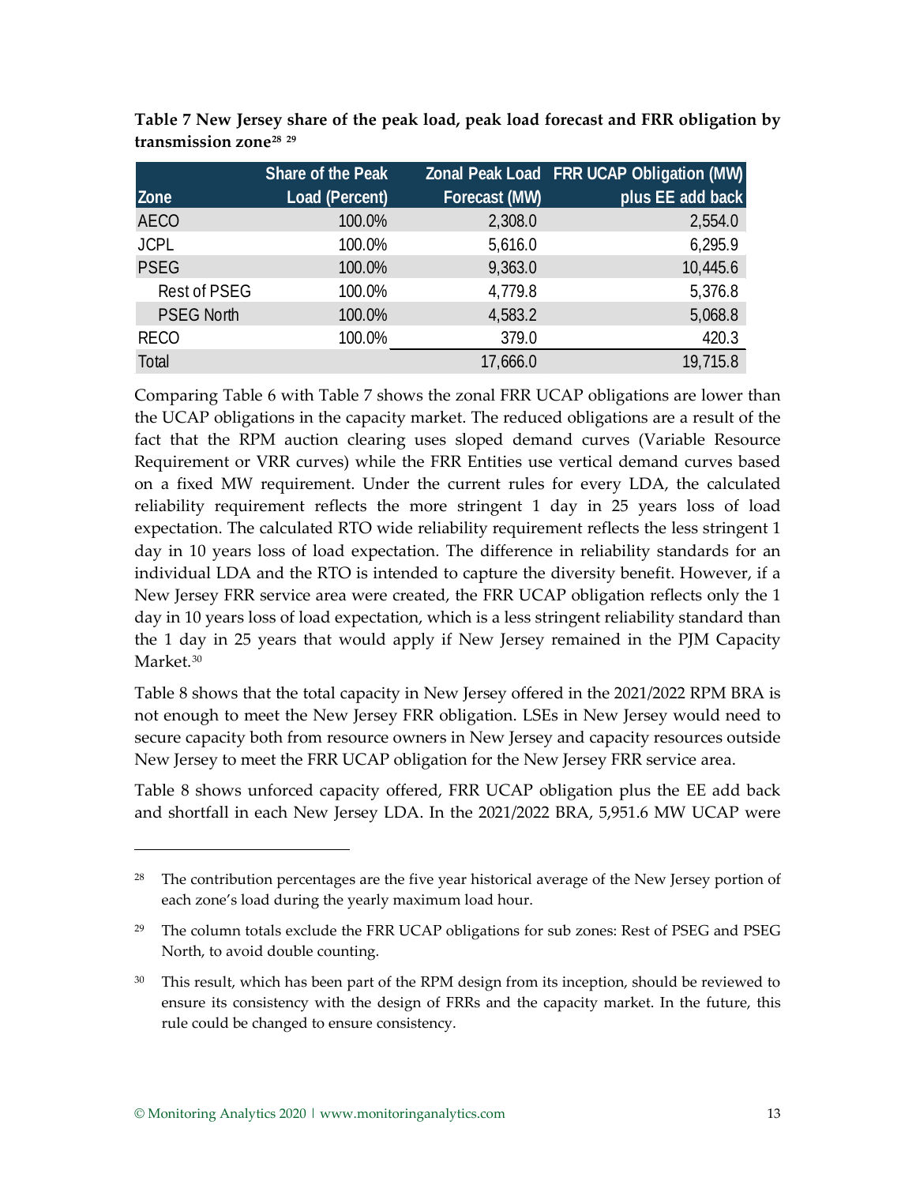**Table 7 New Jersey share of the peak load, peak load forecast and FRR obligation by transmission zone[28] [29]**

| Zone | Share of the Peak Load (Percent) | Zonal Peak Load Forecast (MW) | FRR UCAP Obligation (MW) plus EE add back |
|---|---|---|---|
| AECO | 100.0% | 2,308.0 | 2,554.0 |
| JCPL | 100.0% | 5,616.0 | 6,295.9 |
| PSEG | 100.0% | 9,363.0 | 10,445.6 |
| Rest of PSEG | 100.0% | 4,779.8 | 5,376.8 |
| PSEG North | 100.0% | 4,583.2 | 5,068.8 |
| RECO | 100.0% | 379.0 | 420.3 |
| Total | | 17,666.0 | 19,715.8 |

Comparing Table 6 with Table 7 shows the zonal FRR UCAP obligations are lower than the UCAP obligations in the capacity market. The reduced obligations are a result of the fact that the RPM auction clearing uses sloped demand curves (Variable Resource Requirement or VRR curves) while the FRR Entities use vertical demand curves based on a fixed MW requirement. Under the current rules for every LDA, the calculated reliability requirement reflects the more stringent 1 day in 25 years loss of load expectation. The calculated RTO wide reliability requirement reflects the less stringent 1 day in 10 years loss of load expectation. The difference in reliability standards for an individual LDA and the RTO is intended to capture the diversity benefit. However, if a New Jersey FRR service area were created, the FRR UCAP obligation reflects only the 1 day in 10 years loss of load expectation, which is a less stringent reliability standard than the 1 day in 25 years that would apply if New Jersey remained in the PJM Capacity Market.[30]

Table 8 shows that the total capacity in New Jersey offered in the 2021/2022 RPM BRA is not enough to meet the New Jersey FRR obligation. LSEs in New Jersey would need to secure capacity both from resource owners in New Jersey and capacity resources outside New Jersey to meet the FRR UCAP obligation for the New Jersey FRR service area.

Table 8 shows unforced capacity offered, FRR UCAP obligation plus the EE add back and shortfall in each New Jersey LDA. In the 2021/2022 BRA, 5,951.6 MW UCAP were

---

[28] The contribution percentages are the five year historical average of the New Jersey portion of each zone's load during the yearly maximum load hour.

[29] The column totals exclude the FRR UCAP obligations for sub zones: Rest of PSEG and PSEG North, to avoid double counting.

[30] This result, which has been part of the RPM design from its inception, should be reviewed to ensure its consistency with the design of FRRs and the capacity market. In the future, this rule could be changed to ensure consistency.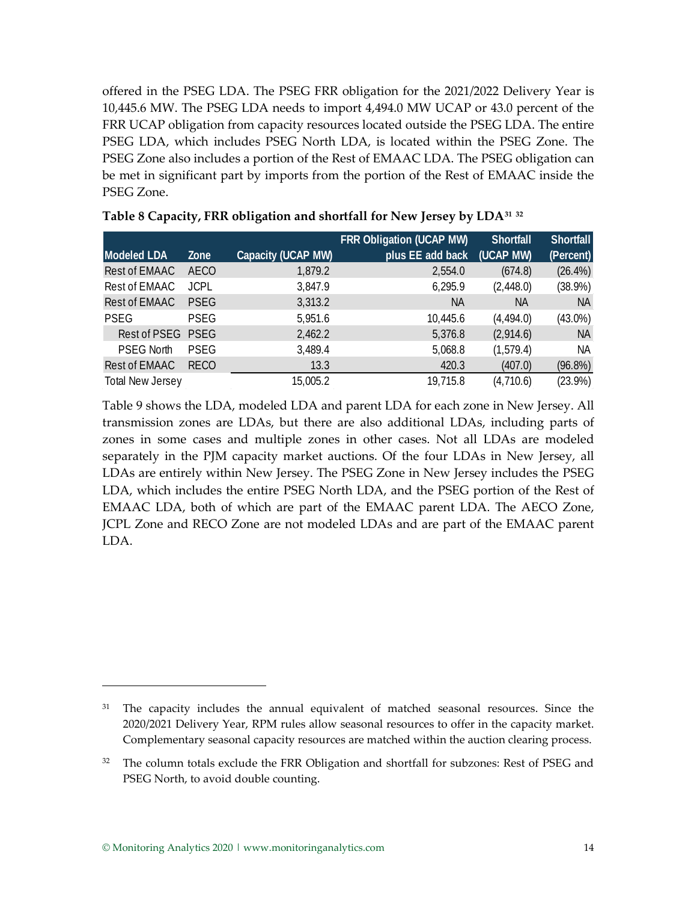offered in the PSEG LDA. The PSEG FRR obligation for the 2021/2022 Delivery Year is 10,445.6 MW. The PSEG LDA needs to import 4,494.0 MW UCAP or 43.0 percent of the FRR UCAP obligation from capacity resources located outside the PSEG LDA. The entire PSEG LDA, which includes PSEG North LDA, is located within the PSEG Zone. The PSEG Zone also includes a portion of the Rest of EMAAC LDA. The PSEG obligation can be met in significant part by imports from the portion of the Rest of EMAAC inside the PSEG Zone.

**Table 8 Capacity, FRR obligation and shortfall for New Jersey by LDA[31] [32]**

| Modeled LDA | Zone | Capacity (UCAP MW) | FRR Obligation (UCAP MW) plus EE add back | Shortfall (UCAP MW) | Shortfall (Percent) |
|---|---|---|---|---|---|
| Rest of EMAAC | AECO | 1,879.2 | 2,554.0 | (674.8) | (26.4%) |
| Rest of EMAAC | JCPL | 3,847.9 | 6,295.9 | (2,448.0) | (38.9%) |
| Rest of EMAAC | PSEG | 3,313.2 | NA | NA | NA |
| PSEG | PSEG | 5,951.6 | 10,445.6 | (4,494.0) | (43.0%) |
| Rest of PSEG | PSEG | 2,462.2 | 5,376.8 | (2,914.6) | NA |
| PSEG North | PSEG | 3,489.4 | 5,068.8 | (1,579.4) | NA |
| Rest of EMAAC | RECO | 13.3 | 420.3 | (407.0) | (96.8%) |
| Total New Jersey | | 15,005.2 | 19,715.8 | (4,710.6) | (23.9%) |

Table 9 shows the LDA, modeled LDA and parent LDA for each zone in New Jersey. All transmission zones are LDAs, but there are also additional LDAs, including parts of zones in some cases and multiple zones in other cases. Not all LDAs are modeled separately in the PJM capacity market auctions. Of the four LDAs in New Jersey, all LDAs are entirely within New Jersey. The PSEG Zone in New Jersey includes the PSEG LDA, which includes the entire PSEG North LDA, and the PSEG portion of the Rest of EMAAC LDA, both of which are part of the EMAAC parent LDA. The AECO Zone, JCPL Zone and RECO Zone are not modeled LDAs and are part of the EMAAC parent LDA.

[31] The capacity includes the annual equivalent of matched seasonal resources. Since the 2020/2021 Delivery Year, RPM rules allow seasonal resources to offer in the capacity market. Complementary seasonal capacity resources are matched within the auction clearing process.

[32] The column totals exclude the FRR Obligation and shortfall for subzones: Rest of PSEG and PSEG North, to avoid double counting.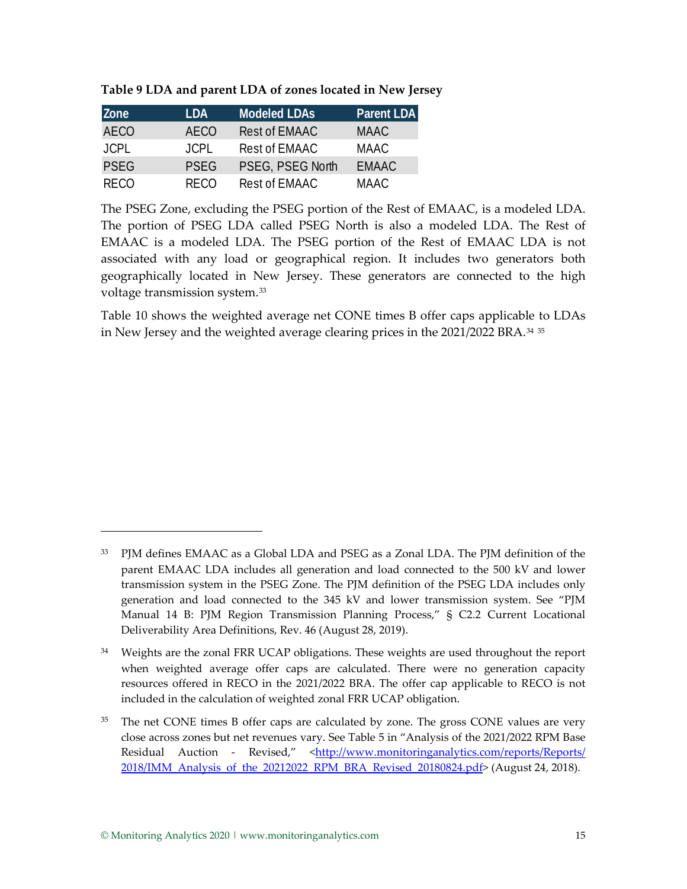**Table 9 LDA and parent LDA of zones located in New Jersey**

| Zone | LDA | Modeled LDAs | Parent LDA |
|---|---|---|---|
| AECO | AECO | Rest of EMAAC | MAAC |
| JCPL | JCPL | Rest of EMAAC | MAAC |
| PSEG | PSEG | PSEG, PSEG North | EMAAC |
| RECO | RECO | Rest of EMAAC | MAAC |

The PSEG Zone, excluding the PSEG portion of the Rest of EMAAC, is a modeled LDA. The portion of PSEG LDA called PSEG North is also a modeled LDA. The Rest of EMAAC is a modeled LDA. The PSEG portion of the Rest of EMAAC LDA is not associated with any load or geographical region. It includes two generators both geographically located in New Jersey. These generators are connected to the high voltage transmission system.[33]

Table 10 shows the weighted average net CONE times B offer caps applicable to LDAs in New Jersey and the weighted average clearing prices in the 2021/2022 BRA.[34] [35]

---

[33] PJM defines EMAAC as a Global LDA and PSEG as a Zonal LDA. The PJM definition of the parent EMAAC LDA includes all generation and load connected to the 500 kV and lower transmission system in the PSEG Zone. The PJM definition of the PSEG LDA includes only generation and load connected to the 345 kV and lower transmission system. See "PJM Manual 14 B: PJM Region Transmission Planning Process," § C2.2 Current Locational Deliverability Area Definitions, Rev. 46 (August 28, 2019).

[34] Weights are the zonal FRR UCAP obligations. These weights are used throughout the report when weighted average offer caps are calculated. There were no generation capacity resources offered in RECO in the 2021/2022 BRA. The offer cap applicable to RECO is not included in the calculation of weighted zonal FRR UCAP obligation.

[35] The net CONE times B offer caps are calculated by zone. The gross CONE values are very close across zones but net revenues vary. See Table 5 in "Analysis of the 2021/2022 RPM Base Residual Auction - Revised," <http://www.monitoringanalytics.com/reports/Reports/2018/IMM_Analysis_of_the_20212022_RPM_BRA_Revised_20180824.pdf> (August 24, 2018).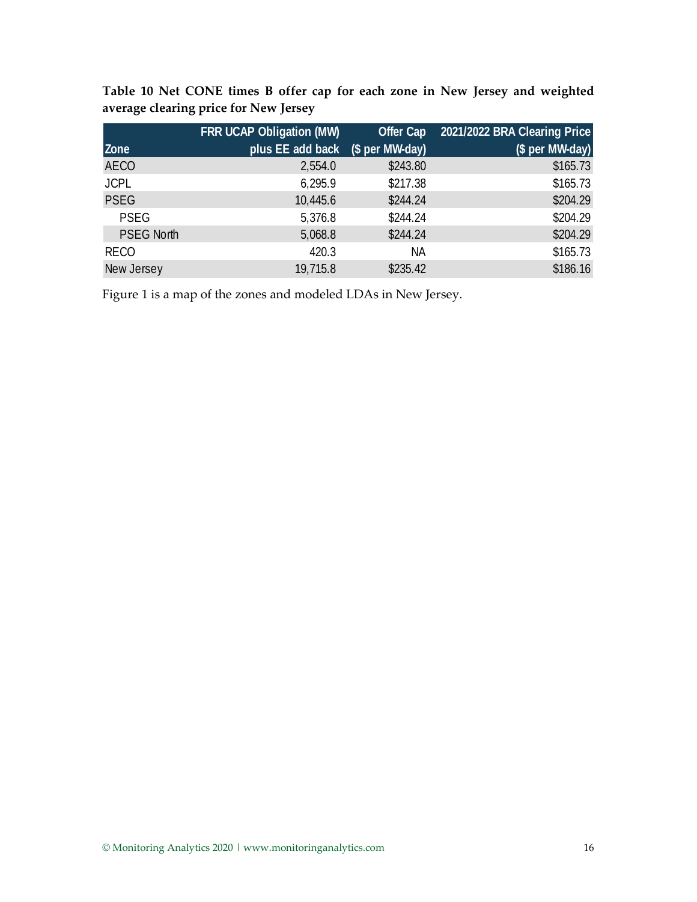**Table 10 Net CONE times B offer cap for each zone in New Jersey and weighted average clearing price for New Jersey**

| Zone | FRR UCAP Obligation (MW) plus EE add back | Offer Cap ($ per MW-day) | 2021/2022 BRA Clearing Price ($ per MW-day) |
|---|---:|---:|---:|
| AECO | 2,554.0 | $243.80 | $165.73 |
| JCPL | 6,295.9 | $217.38 | $165.73 |
| PSEG | 10,445.6 | $244.24 | $204.29 |
| PSEG | 5,376.8 | $244.24 | $204.29 |
| PSEG North | 5,068.8 | $244.24 | $204.29 |
| RECO | 420.3 | NA | $165.73 |
| New Jersey | 19,715.8 | $235.42 | $186.16 |

Figure 1 is a map of the zones and modeled LDAs in New Jersey.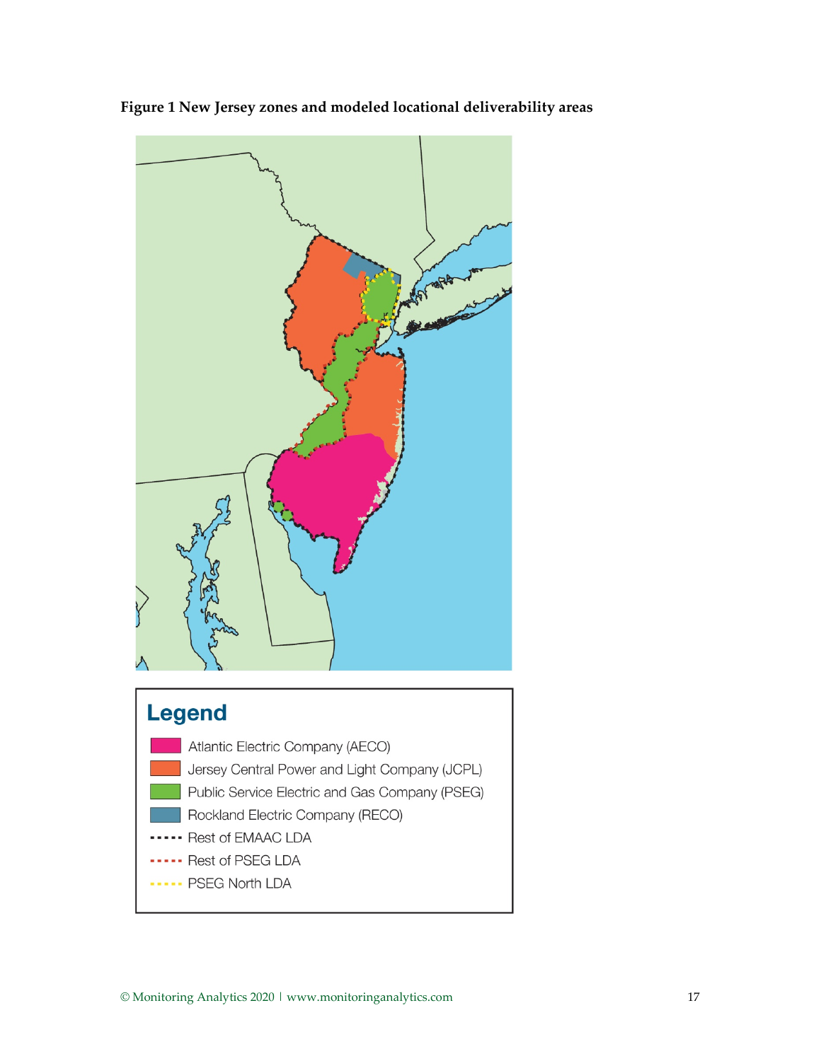**Figure 1 New Jersey zones and modeled locational deliverability areas**

**Legend**

- Atlantic Electric Company (AECO)
- Jersey Central Power and Light Company (JCPL)
- Public Service Electric and Gas Company (PSEG)
- Rockland Electric Company (RECO)
- Rest of EMAAC LDA
- Rest of PSEG LDA
- PSEG North LDA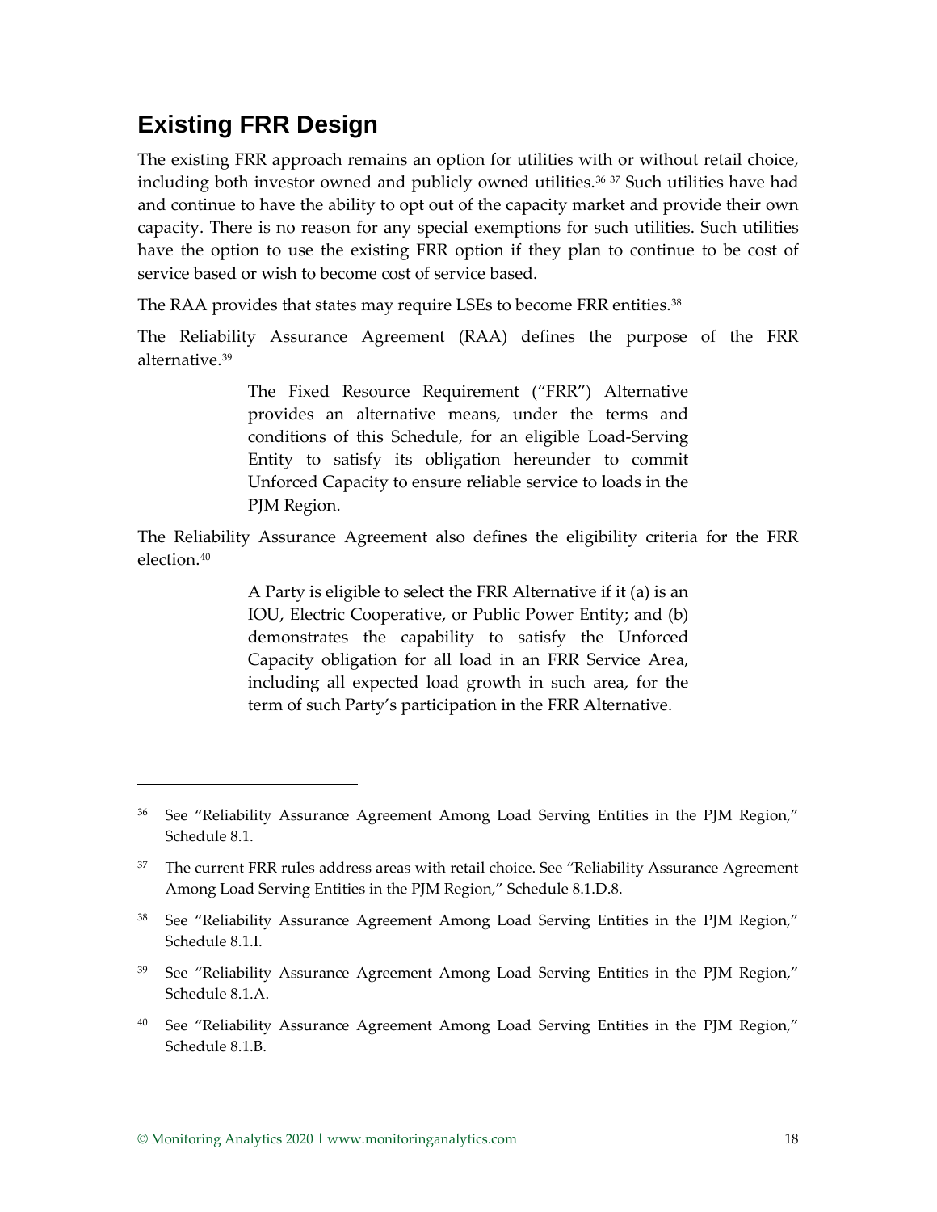## Existing FRR Design

The existing FRR approach remains an option for utilities with or without retail choice, including both investor owned and publicly owned utilities.[36] [37] Such utilities have had and continue to have the ability to opt out of the capacity market and provide their own capacity. There is no reason for any special exemptions for such utilities. Such utilities have the option to use the existing FRR option if they plan to continue to be cost of service based or wish to become cost of service based.

The RAA provides that states may require LSEs to become FRR entities.[38]

The Reliability Assurance Agreement (RAA) defines the purpose of the FRR alternative.[39]

> The Fixed Resource Requirement ("FRR") Alternative provides an alternative means, under the terms and conditions of this Schedule, for an eligible Load-Serving Entity to satisfy its obligation hereunder to commit Unforced Capacity to ensure reliable service to loads in the PJM Region.

The Reliability Assurance Agreement also defines the eligibility criteria for the FRR election.[40]

> A Party is eligible to select the FRR Alternative if it (a) is an IOU, Electric Cooperative, or Public Power Entity; and (b) demonstrates the capability to satisfy the Unforced Capacity obligation for all load in an FRR Service Area, including all expected load growth in such area, for the term of such Party's participation in the FRR Alternative.

---

[36] See "Reliability Assurance Agreement Among Load Serving Entities in the PJM Region," Schedule 8.1.

[37] The current FRR rules address areas with retail choice. See "Reliability Assurance Agreement Among Load Serving Entities in the PJM Region," Schedule 8.1.D.8.

[38] See "Reliability Assurance Agreement Among Load Serving Entities in the PJM Region," Schedule 8.1.I.

[39] See "Reliability Assurance Agreement Among Load Serving Entities in the PJM Region," Schedule 8.1.A.

[40] See "Reliability Assurance Agreement Among Load Serving Entities in the PJM Region," Schedule 8.1.B.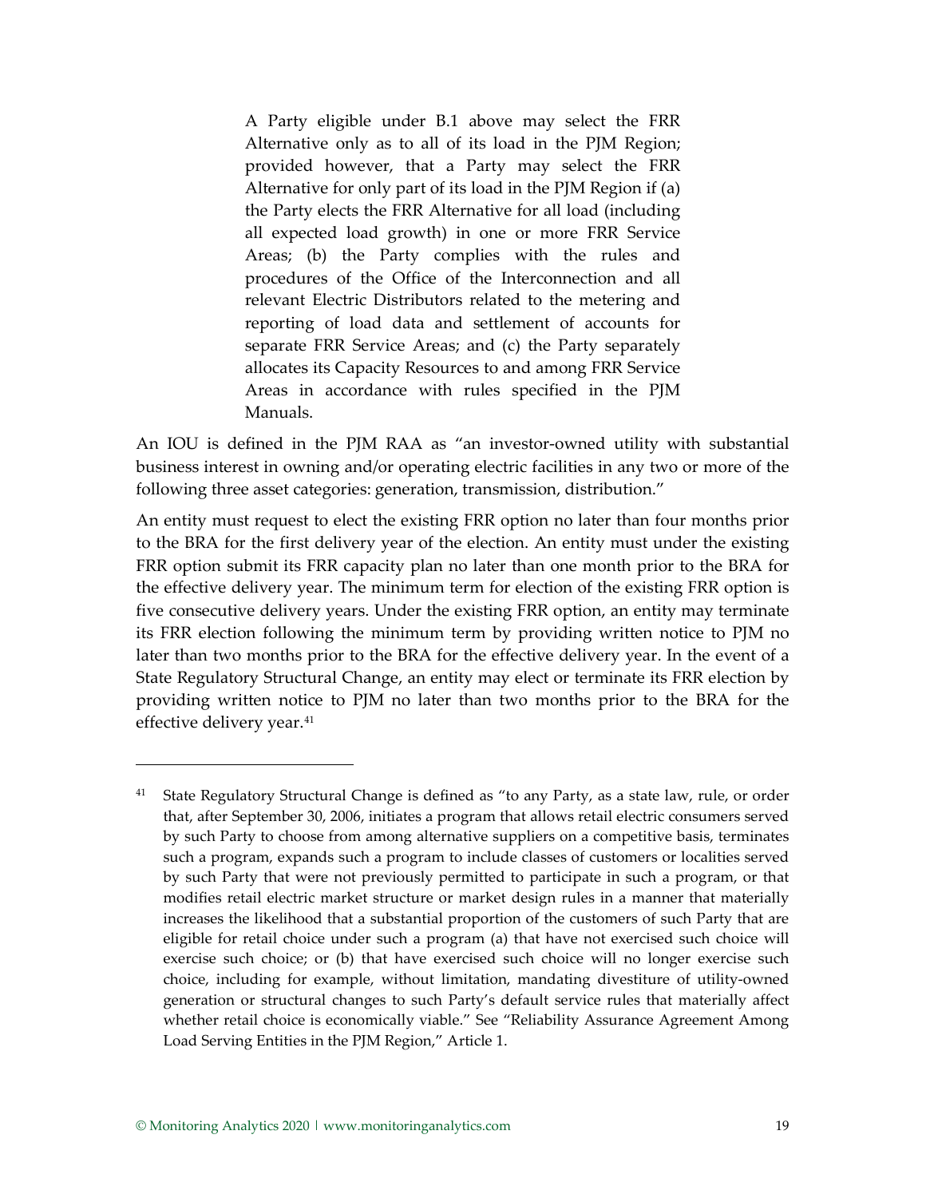> A Party eligible under B.1 above may select the FRR Alternative only as to all of its load in the PJM Region; provided however, that a Party may select the FRR Alternative for only part of its load in the PJM Region if (a) the Party elects the FRR Alternative for all load (including all expected load growth) in one or more FRR Service Areas; (b) the Party complies with the rules and procedures of the Office of the Interconnection and all relevant Electric Distributors related to the metering and reporting of load data and settlement of accounts for separate FRR Service Areas; and (c) the Party separately allocates its Capacity Resources to and among FRR Service Areas in accordance with rules specified in the PJM Manuals.

An IOU is defined in the PJM RAA as "an investor-owned utility with substantial business interest in owning and/or operating electric facilities in any two or more of the following three asset categories: generation, transmission, distribution."

An entity must request to elect the existing FRR option no later than four months prior to the BRA for the first delivery year of the election. An entity must under the existing FRR option submit its FRR capacity plan no later than one month prior to the BRA for the effective delivery year. The minimum term for election of the existing FRR option is five consecutive delivery years. Under the existing FRR option, an entity may terminate its FRR election following the minimum term by providing written notice to PJM no later than two months prior to the BRA for the effective delivery year. In the event of a State Regulatory Structural Change, an entity may elect or terminate its FRR election by providing written notice to PJM no later than two months prior to the BRA for the effective delivery year.[41]

---

[41] State Regulatory Structural Change is defined as "to any Party, as a state law, rule, or order that, after September 30, 2006, initiates a program that allows retail electric consumers served by such Party to choose from among alternative suppliers on a competitive basis, terminates such a program, expands such a program to include classes of customers or localities served by such Party that were not previously permitted to participate in such a program, or that modifies retail electric market structure or market design rules in a manner that materially increases the likelihood that a substantial proportion of the customers of such Party that are eligible for retail choice under such a program (a) that have not exercised such choice will exercise such choice; or (b) that have exercised such choice will no longer exercise such choice, including for example, without limitation, mandating divestiture of utility-owned generation or structural changes to such Party's default service rules that materially affect whether retail choice is economically viable." See "Reliability Assurance Agreement Among Load Serving Entities in the PJM Region," Article 1.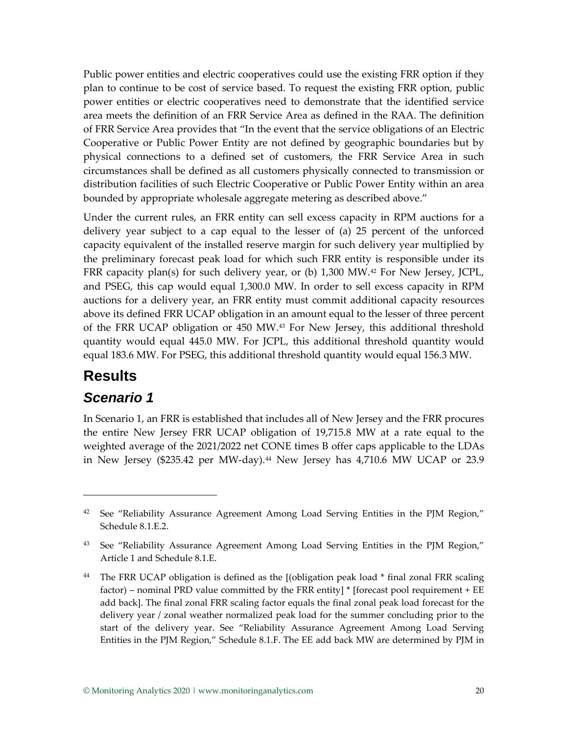Public power entities and electric cooperatives could use the existing FRR option if they plan to continue to be cost of service based. To request the existing FRR option, public power entities or electric cooperatives need to demonstrate that the identified service area meets the definition of an FRR Service Area as defined in the RAA. The definition of FRR Service Area provides that "In the event that the service obligations of an Electric Cooperative or Public Power Entity are not defined by geographic boundaries but by physical connections to a defined set of customers, the FRR Service Area in such circumstances shall be defined as all customers physically connected to transmission or distribution facilities of such Electric Cooperative or Public Power Entity within an area bounded by appropriate wholesale aggregate metering as described above."

Under the current rules, an FRR entity can sell excess capacity in RPM auctions for a delivery year subject to a cap equal to the lesser of (a) 25 percent of the unforced capacity equivalent of the installed reserve margin for such delivery year multiplied by the preliminary forecast peak load for which such FRR entity is responsible under its FRR capacity plan(s) for such delivery year, or (b) 1,300 MW.[42] For New Jersey, JCPL, and PSEG, this cap would equal 1,300.0 MW. In order to sell excess capacity in RPM auctions for a delivery year, an FRR entity must commit additional capacity resources above its defined FRR UCAP obligation in an amount equal to the lesser of three percent of the FRR UCAP obligation or 450 MW.[43] For New Jersey, this additional threshold quantity would equal 445.0 MW. For JCPL, this additional threshold quantity would equal 183.6 MW. For PSEG, this additional threshold quantity would equal 156.3 MW.

# Results

## *Scenario 1*

In Scenario 1, an FRR is established that includes all of New Jersey and the FRR procures the entire New Jersey FRR UCAP obligation of 19,715.8 MW at a rate equal to the weighted average of the 2021/2022 net CONE times B offer caps applicable to the LDAs in New Jersey ($235.42 per MW-day).[44] New Jersey has 4,710.6 MW UCAP or 23.9

---

[42] See "Reliability Assurance Agreement Among Load Serving Entities in the PJM Region," Schedule 8.1.E.2.

[43] See "Reliability Assurance Agreement Among Load Serving Entities in the PJM Region," Article 1 and Schedule 8.1.E.

[44] The FRR UCAP obligation is defined as the [(obligation peak load * final zonal FRR scaling factor) – nominal PRD value committed by the FRR entity] * [forecast pool requirement + EE add back]. The final zonal FRR scaling factor equals the final zonal peak load forecast for the delivery year / zonal weather normalized peak load for the summer concluding prior to the start of the delivery year. See "Reliability Assurance Agreement Among Load Serving Entities in the PJM Region," Schedule 8.1.F. The EE add back MW are determined by PJM in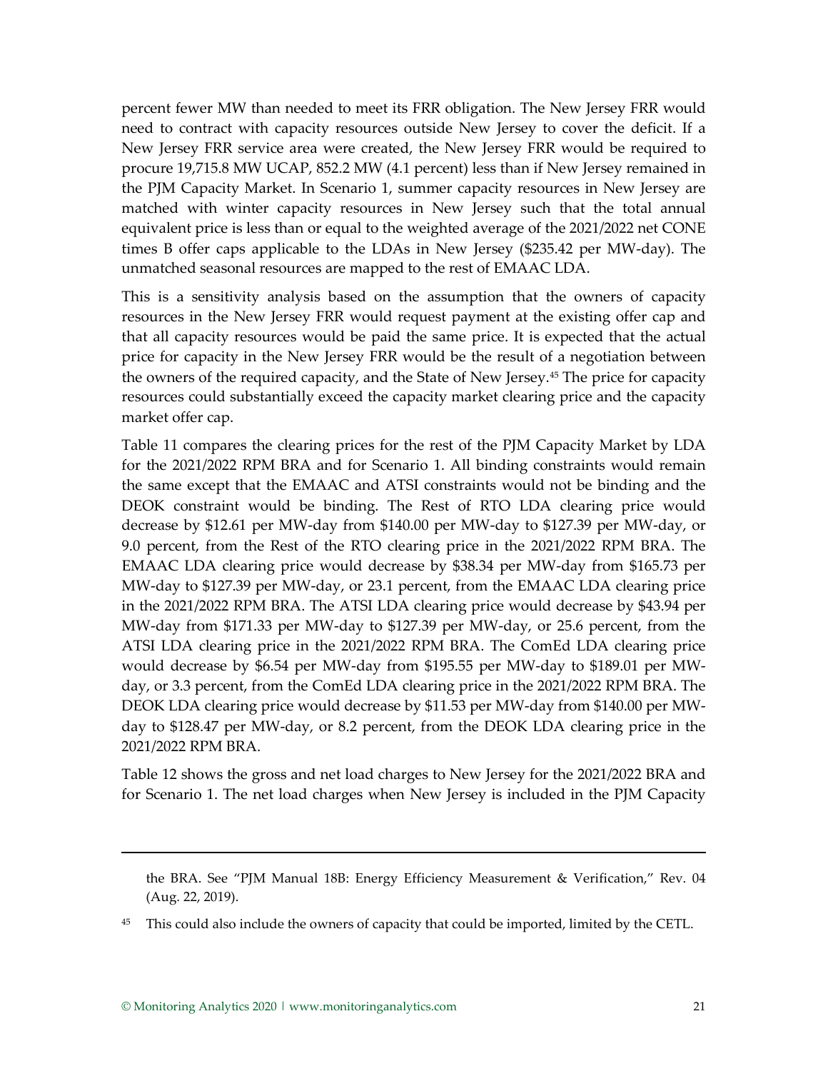percent fewer MW than needed to meet its FRR obligation. The New Jersey FRR would need to contract with capacity resources outside New Jersey to cover the deficit. If a New Jersey FRR service area were created, the New Jersey FRR would be required to procure 19,715.8 MW UCAP, 852.2 MW (4.1 percent) less than if New Jersey remained in the PJM Capacity Market. In Scenario 1, summer capacity resources in New Jersey are matched with winter capacity resources in New Jersey such that the total annual equivalent price is less than or equal to the weighted average of the 2021/2022 net CONE times B offer caps applicable to the LDAs in New Jersey ($235.42 per MW-day). The unmatched seasonal resources are mapped to the rest of EMAAC LDA.

This is a sensitivity analysis based on the assumption that the owners of capacity resources in the New Jersey FRR would request payment at the existing offer cap and that all capacity resources would be paid the same price. It is expected that the actual price for capacity in the New Jersey FRR would be the result of a negotiation between the owners of the required capacity, and the State of New Jersey.[45] The price for capacity resources could substantially exceed the capacity market clearing price and the capacity market offer cap.

Table 11 compares the clearing prices for the rest of the PJM Capacity Market by LDA for the 2021/2022 RPM BRA and for Scenario 1. All binding constraints would remain the same except that the EMAAC and ATSI constraints would not be binding and the DEOK constraint would be binding. The Rest of RTO LDA clearing price would decrease by $12.61 per MW-day from $140.00 per MW-day to $127.39 per MW-day, or 9.0 percent, from the Rest of the RTO clearing price in the 2021/2022 RPM BRA. The EMAAC LDA clearing price would decrease by $38.34 per MW-day from $165.73 per MW-day to $127.39 per MW-day, or 23.1 percent, from the EMAAC LDA clearing price in the 2021/2022 RPM BRA. The ATSI LDA clearing price would decrease by $43.94 per MW-day from $171.33 per MW-day to $127.39 per MW-day, or 25.6 percent, from the ATSI LDA clearing price in the 2021/2022 RPM BRA. The ComEd LDA clearing price would decrease by $6.54 per MW-day from $195.55 per MW-day to $189.01 per MW-day, or 3.3 percent, from the ComEd LDA clearing price in the 2021/2022 RPM BRA. The DEOK LDA clearing price would decrease by $11.53 per MW-day from $140.00 per MW-day to $128.47 per MW-day, or 8.2 percent, from the DEOK LDA clearing price in the 2021/2022 RPM BRA.

Table 12 shows the gross and net load charges to New Jersey for the 2021/2022 BRA and for Scenario 1. The net load charges when New Jersey is included in the PJM Capacity

---

the BRA. See "PJM Manual 18B: Energy Efficiency Measurement & Verification," Rev. 04 (Aug. 22, 2019).

[45] This could also include the owners of capacity that could be imported, limited by the CETL.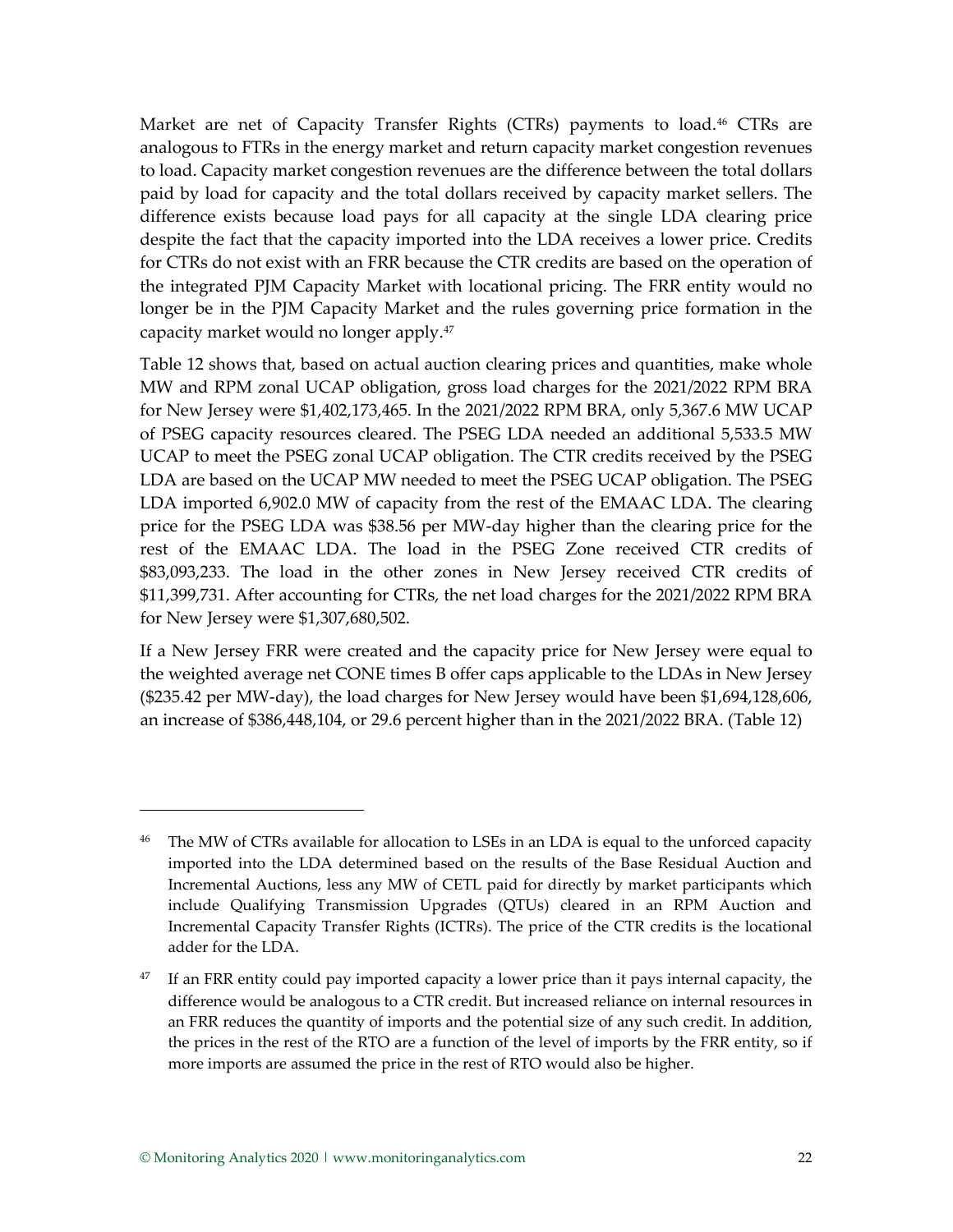Market are net of Capacity Transfer Rights (CTRs) payments to load.[46] CTRs are analogous to FTRs in the energy market and return capacity market congestion revenues to load. Capacity market congestion revenues are the difference between the total dollars paid by load for capacity and the total dollars received by capacity market sellers. The difference exists because load pays for all capacity at the single LDA clearing price despite the fact that the capacity imported into the LDA receives a lower price. Credits for CTRs do not exist with an FRR because the CTR credits are based on the operation of the integrated PJM Capacity Market with locational pricing. The FRR entity would no longer be in the PJM Capacity Market and the rules governing price formation in the capacity market would no longer apply.[47]

Table 12 shows that, based on actual auction clearing prices and quantities, make whole MW and RPM zonal UCAP obligation, gross load charges for the 2021/2022 RPM BRA for New Jersey were $1,402,173,465. In the 2021/2022 RPM BRA, only 5,367.6 MW UCAP of PSEG capacity resources cleared. The PSEG LDA needed an additional 5,533.5 MW UCAP to meet the PSEG zonal UCAP obligation. The CTR credits received by the PSEG LDA are based on the UCAP MW needed to meet the PSEG UCAP obligation. The PSEG LDA imported 6,902.0 MW of capacity from the rest of the EMAAC LDA. The clearing price for the PSEG LDA was $38.56 per MW-day higher than the clearing price for the rest of the EMAAC LDA. The load in the PSEG Zone received CTR credits of $83,093,233. The load in the other zones in New Jersey received CTR credits of $11,399,731. After accounting for CTRs, the net load charges for the 2021/2022 RPM BRA for New Jersey were $1,307,680,502.

If a New Jersey FRR were created and the capacity price for New Jersey were equal to the weighted average net CONE times B offer caps applicable to the LDAs in New Jersey ($235.42 per MW-day), the load charges for New Jersey would have been $1,694,128,606, an increase of $386,448,104, or 29.6 percent higher than in the 2021/2022 BRA. (Table 12)

---

[46] The MW of CTRs available for allocation to LSEs in an LDA is equal to the unforced capacity imported into the LDA determined based on the results of the Base Residual Auction and Incremental Auctions, less any MW of CETL paid for directly by market participants which include Qualifying Transmission Upgrades (QTUs) cleared in an RPM Auction and Incremental Capacity Transfer Rights (ICTRs). The price of the CTR credits is the locational adder for the LDA.

[47] If an FRR entity could pay imported capacity a lower price than it pays internal capacity, the difference would be analogous to a CTR credit. But increased reliance on internal resources in an FRR reduces the quantity of imports and the potential size of any such credit. In addition, the prices in the rest of the RTO are a function of the level of imports by the FRR entity, so if more imports are assumed the price in the rest of RTO would also be higher.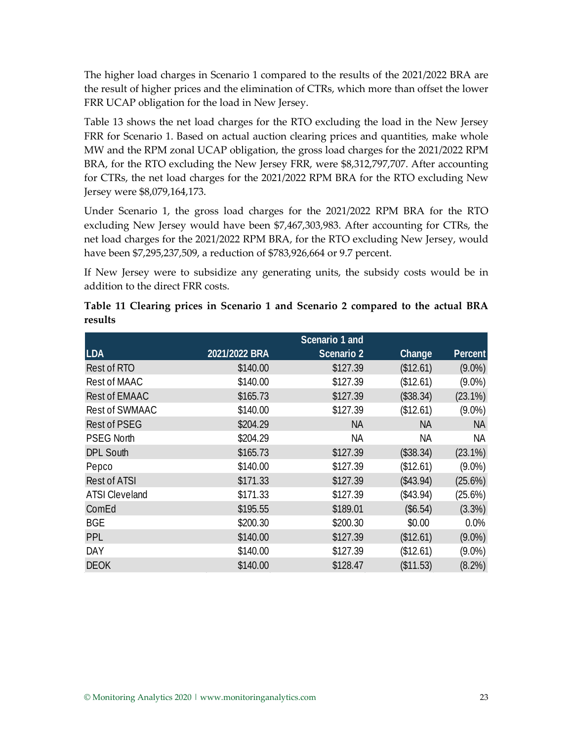The higher load charges in Scenario 1 compared to the results of the 2021/2022 BRA are the result of higher prices and the elimination of CTRs, which more than offset the lower FRR UCAP obligation for the load in New Jersey.

Table 13 shows the net load charges for the RTO excluding the load in the New Jersey FRR for Scenario 1. Based on actual auction clearing prices and quantities, make whole MW and the RPM zonal UCAP obligation, the gross load charges for the 2021/2022 RPM BRA, for the RTO excluding the New Jersey FRR, were $8,312,797,707. After accounting for CTRs, the net load charges for the 2021/2022 RPM BRA for the RTO excluding New Jersey were $8,079,164,173.

Under Scenario 1, the gross load charges for the 2021/2022 RPM BRA for the RTO excluding New Jersey would have been $7,467,303,983. After accounting for CTRs, the net load charges for the 2021/2022 RPM BRA, for the RTO excluding New Jersey, would have been $7,295,237,509, a reduction of $783,926,664 or 9.7 percent.

If New Jersey were to subsidize any generating units, the subsidy costs would be in addition to the direct FRR costs.

**Table 11 Clearing prices in Scenario 1 and Scenario 2 compared to the actual BRA results**

| LDA | 2021/2022 BRA | Scenario 1 and Scenario 2 | Change | Percent |
|---|---|---|---|---|
| Rest of RTO | $140.00 | $127.39 | ($12.61) | (9.0%) |
| Rest of MAAC | $140.00 | $127.39 | ($12.61) | (9.0%) |
| Rest of EMAAC | $165.73 | $127.39 | ($38.34) | (23.1%) |
| Rest of SWMAAC | $140.00 | $127.39 | ($12.61) | (9.0%) |
| Rest of PSEG | $204.29 | NA | NA | NA |
| PSEG North | $204.29 | NA | NA | NA |
| DPL South | $165.73 | $127.39 | ($38.34) | (23.1%) |
| Pepco | $140.00 | $127.39 | ($12.61) | (9.0%) |
| Rest of ATSI | $171.33 | $127.39 | ($43.94) | (25.6%) |
| ATSI Cleveland | $171.33 | $127.39 | ($43.94) | (25.6%) |
| ComEd | $195.55 | $189.01 | ($6.54) | (3.3%) |
| BGE | $200.30 | $200.30 | $0.00 | 0.0% |
| PPL | $140.00 | $127.39 | ($12.61) | (9.0%) |
| DAY | $140.00 | $127.39 | ($12.61) | (9.0%) |
| DEOK | $140.00 | $128.47 | ($11.53) | (8.2%) |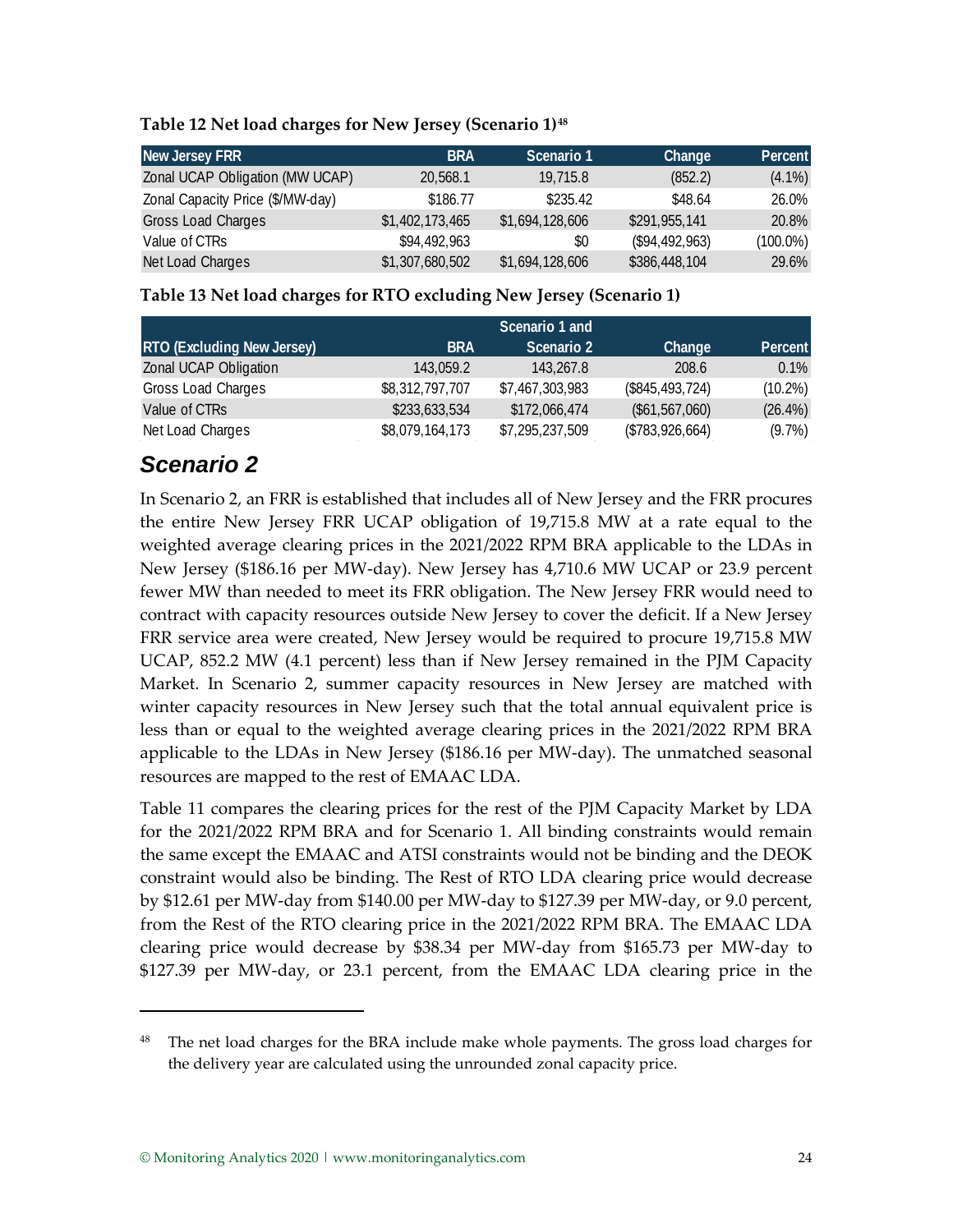**Table 12 Net load charges for New Jersey (Scenario 1)**[48]

| New Jersey FRR | BRA | Scenario 1 | Change | Percent |
|---|---|---|---|---|
| Zonal UCAP Obligation (MW UCAP) | 20,568.1 | 19,715.8 | (852.2) | (4.1%) |
| Zonal Capacity Price ($/MW-day) | $186.77 | $235.42 | $48.64 | 26.0% |
| Gross Load Charges | $1,402,173,465 | $1,694,128,606 | $291,955,141 | 20.8% |
| Value of CTRs | $94,492,963 | $0 | ($94,492,963) | (100.0%) |
| Net Load Charges | $1,307,680,502 | $1,694,128,606 | $386,448,104 | 29.6% |

**Table 13 Net load charges for RTO excluding New Jersey (Scenario 1)**

| RTO (Excluding New Jersey) | BRA | Scenario 1 and Scenario 2 | Change | Percent |
|---|---|---|---|---|
| Zonal UCAP Obligation | 143,059.2 | 143,267.8 | 208.6 | 0.1% |
| Gross Load Charges | $8,312,797,707 | $7,467,303,983 | ($845,493,724) | (10.2%) |
| Value of CTRs | $233,633,534 | $172,066,474 | ($61,567,060) | (26.4%) |
| Net Load Charges | $8,079,164,173 | $7,295,237,509 | ($783,926,664) | (9.7%) |

## *Scenario 2*

In Scenario 2, an FRR is established that includes all of New Jersey and the FRR procures the entire New Jersey FRR UCAP obligation of 19,715.8 MW at a rate equal to the weighted average clearing prices in the 2021/2022 RPM BRA applicable to the LDAs in New Jersey ($186.16 per MW-day). New Jersey has 4,710.6 MW UCAP or 23.9 percent fewer MW than needed to meet its FRR obligation. The New Jersey FRR would need to contract with capacity resources outside New Jersey to cover the deficit. If a New Jersey FRR service area were created, New Jersey would be required to procure 19,715.8 MW UCAP, 852.2 MW (4.1 percent) less than if New Jersey remained in the PJM Capacity Market. In Scenario 2, summer capacity resources in New Jersey are matched with winter capacity resources in New Jersey such that the total annual equivalent price is less than or equal to the weighted average clearing prices in the 2021/2022 RPM BRA applicable to the LDAs in New Jersey ($186.16 per MW-day). The unmatched seasonal resources are mapped to the rest of EMAAC LDA.

Table 11 compares the clearing prices for the rest of the PJM Capacity Market by LDA for the 2021/2022 RPM BRA and for Scenario 1. All binding constraints would remain the same except the EMAAC and ATSI constraints would not be binding and the DEOK constraint would also be binding. The Rest of RTO LDA clearing price would decrease by $12.61 per MW-day from $140.00 per MW-day to $127.39 per MW-day, or 9.0 percent, from the Rest of the RTO clearing price in the 2021/2022 RPM BRA. The EMAAC LDA clearing price would decrease by $38.34 per MW-day from $165.73 per MW-day to $127.39 per MW-day, or 23.1 percent, from the EMAAC LDA clearing price in the

[48] The net load charges for the BRA include make whole payments. The gross load charges for the delivery year are calculated using the unrounded zonal capacity price.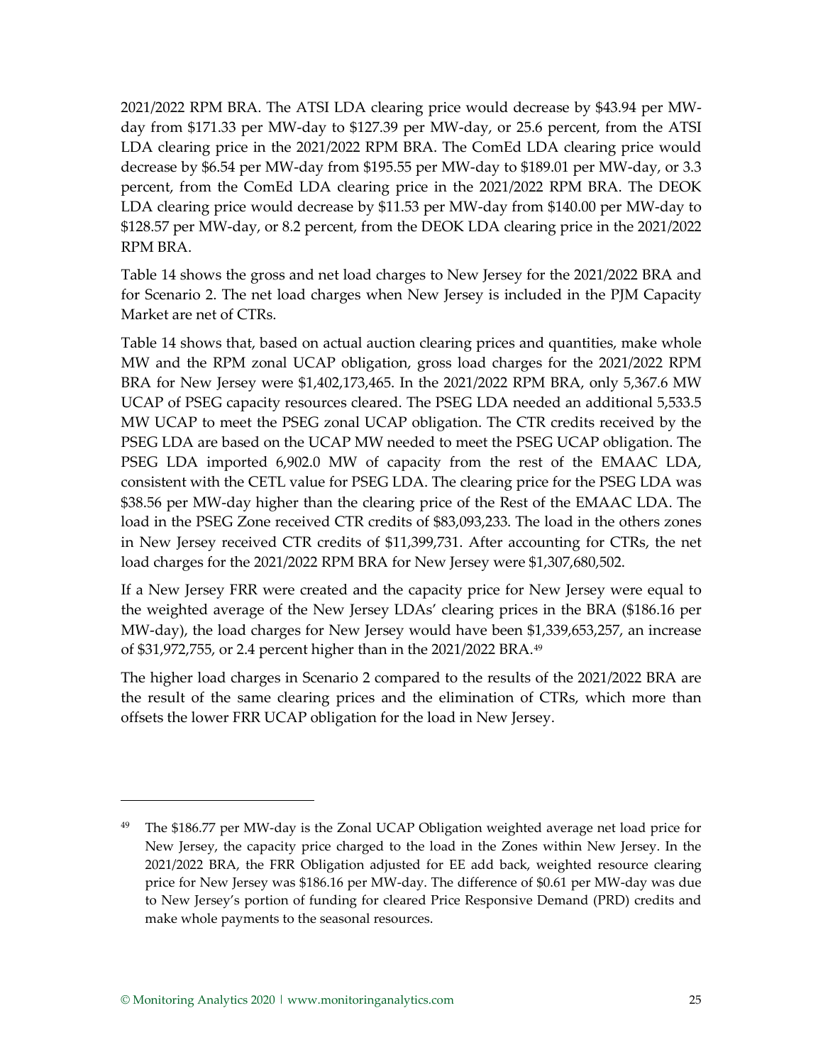2021/2022 RPM BRA. The ATSI LDA clearing price would decrease by $43.94 per MW-day from $171.33 per MW-day to $127.39 per MW-day, or 25.6 percent, from the ATSI LDA clearing price in the 2021/2022 RPM BRA. The ComEd LDA clearing price would decrease by $6.54 per MW-day from $195.55 per MW-day to $189.01 per MW-day, or 3.3 percent, from the ComEd LDA clearing price in the 2021/2022 RPM BRA. The DEOK LDA clearing price would decrease by $11.53 per MW-day from $140.00 per MW-day to $128.57 per MW-day, or 8.2 percent, from the DEOK LDA clearing price in the 2021/2022 RPM BRA.

Table 14 shows the gross and net load charges to New Jersey for the 2021/2022 BRA and for Scenario 2. The net load charges when New Jersey is included in the PJM Capacity Market are net of CTRs.

Table 14 shows that, based on actual auction clearing prices and quantities, make whole MW and the RPM zonal UCAP obligation, gross load charges for the 2021/2022 RPM BRA for New Jersey were $1,402,173,465. In the 2021/2022 RPM BRA, only 5,367.6 MW UCAP of PSEG capacity resources cleared. The PSEG LDA needed an additional 5,533.5 MW UCAP to meet the PSEG zonal UCAP obligation. The CTR credits received by the PSEG LDA are based on the UCAP MW needed to meet the PSEG UCAP obligation. The PSEG LDA imported 6,902.0 MW of capacity from the rest of the EMAAC LDA, consistent with the CETL value for PSEG LDA. The clearing price for the PSEG LDA was $38.56 per MW-day higher than the clearing price of the Rest of the EMAAC LDA. The load in the PSEG Zone received CTR credits of $83,093,233. The load in the others zones in New Jersey received CTR credits of $11,399,731. After accounting for CTRs, the net load charges for the 2021/2022 RPM BRA for New Jersey were $1,307,680,502.

If a New Jersey FRR were created and the capacity price for New Jersey were equal to the weighted average of the New Jersey LDAs' clearing prices in the BRA ($186.16 per MW-day), the load charges for New Jersey would have been $1,339,653,257, an increase of $31,972,755, or 2.4 percent higher than in the 2021/2022 BRA.[49]

The higher load charges in Scenario 2 compared to the results of the 2021/2022 BRA are the result of the same clearing prices and the elimination of CTRs, which more than offsets the lower FRR UCAP obligation for the load in New Jersey.

---

[49] The $186.77 per MW-day is the Zonal UCAP Obligation weighted average net load price for New Jersey, the capacity price charged to the load in the Zones within New Jersey. In the 2021/2022 BRA, the FRR Obligation adjusted for EE add back, weighted resource clearing price for New Jersey was $186.16 per MW-day. The difference of $0.61 per MW-day was due to New Jersey's portion of funding for cleared Price Responsive Demand (PRD) credits and make whole payments to the seasonal resources.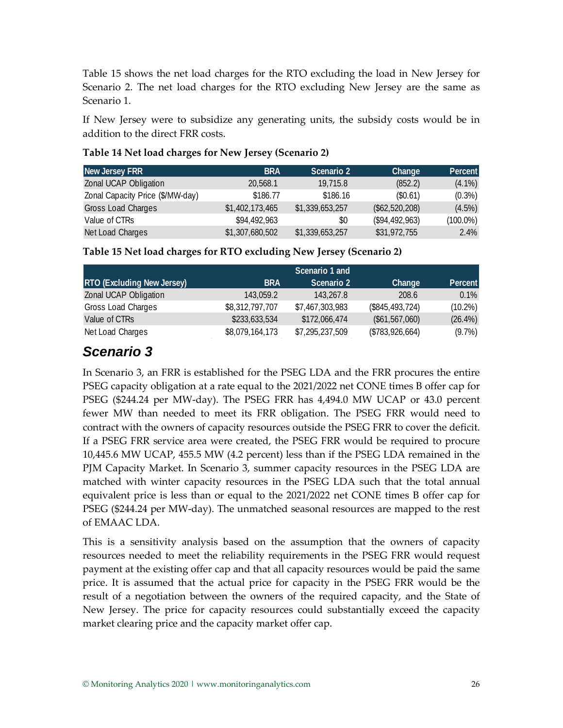Table 15 shows the net load charges for the RTO excluding the load in New Jersey for Scenario 2. The net load charges for the RTO excluding New Jersey are the same as Scenario 1.

If New Jersey were to subsidize any generating units, the subsidy costs would be in addition to the direct FRR costs.

**Table 14 Net load charges for New Jersey (Scenario 2)**

| New Jersey FRR | BRA | Scenario 2 | Change | Percent |
|---|---|---|---|---|
| Zonal UCAP Obligation | 20,568.1 | 19,715.8 | (852.2) | (4.1%) |
| Zonal Capacity Price ($/MW-day) | $186.77 | $186.16 | ($0.61) | (0.3%) |
| Gross Load Charges | $1,402,173,465 | $1,339,653,257 | ($62,520,208) | (4.5%) |
| Value of CTRs | $94,492,963 | $0 | ($94,492,963) | (100.0%) |
| Net Load Charges | $1,307,680,502 | $1,339,653,257 | $31,972,755 | 2.4% |

**Table 15 Net load charges for RTO excluding New Jersey (Scenario 2)**

| RTO (Excluding New Jersey) | BRA | Scenario 1 and Scenario 2 | Change | Percent |
|---|---|---|---|---|
| Zonal UCAP Obligation | 143,059.2 | 143,267.8 | 208.6 | 0.1% |
| Gross Load Charges | $8,312,797,707 | $7,467,303,983 | ($845,493,724) | (10.2%) |
| Value of CTRs | $233,633,534 | $172,066,474 | ($61,567,060) | (26.4%) |
| Net Load Charges | $8,079,164,173 | $7,295,237,509 | ($783,926,664) | (9.7%) |

## *Scenario 3*

In Scenario 3, an FRR is established for the PSEG LDA and the FRR procures the entire PSEG capacity obligation at a rate equal to the 2021/2022 net CONE times B offer cap for PSEG ($244.24 per MW-day). The PSEG FRR has 4,494.0 MW UCAP or 43.0 percent fewer MW than needed to meet its FRR obligation. The PSEG FRR would need to contract with the owners of capacity resources outside the PSEG FRR to cover the deficit. If a PSEG FRR service area were created, the PSEG FRR would be required to procure 10,445.6 MW UCAP, 455.5 MW (4.2 percent) less than if the PSEG LDA remained in the PJM Capacity Market. In Scenario 3, summer capacity resources in the PSEG LDA are matched with winter capacity resources in the PSEG LDA such that the total annual equivalent price is less than or equal to the 2021/2022 net CONE times B offer cap for PSEG ($244.24 per MW-day). The unmatched seasonal resources are mapped to the rest of EMAAC LDA.

This is a sensitivity analysis based on the assumption that the owners of capacity resources needed to meet the reliability requirements in the PSEG FRR would request payment at the existing offer cap and that all capacity resources would be paid the same price. It is assumed that the actual price for capacity in the PSEG FRR would be the result of a negotiation between the owners of the required capacity, and the State of New Jersey. The price for capacity resources could substantially exceed the capacity market clearing price and the capacity market offer cap.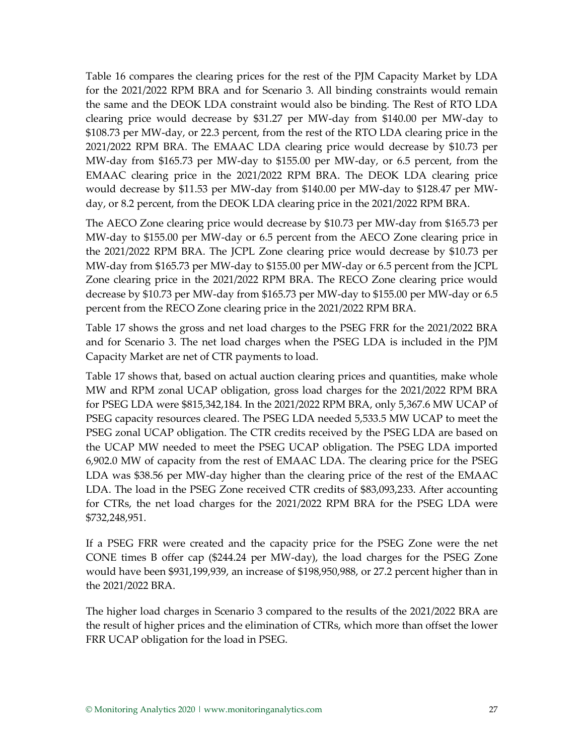Table 16 compares the clearing prices for the rest of the PJM Capacity Market by LDA for the 2021/2022 RPM BRA and for Scenario 3. All binding constraints would remain the same and the DEOK LDA constraint would also be binding. The Rest of RTO LDA clearing price would decrease by $31.27 per MW-day from $140.00 per MW-day to $108.73 per MW-day, or 22.3 percent, from the rest of the RTO LDA clearing price in the 2021/2022 RPM BRA. The EMAAC LDA clearing price would decrease by $10.73 per MW-day from $165.73 per MW-day to $155.00 per MW-day, or 6.5 percent, from the EMAAC clearing price in the 2021/2022 RPM BRA. The DEOK LDA clearing price would decrease by $11.53 per MW-day from $140.00 per MW-day to $128.47 per MW-day, or 8.2 percent, from the DEOK LDA clearing price in the 2021/2022 RPM BRA.

The AECO Zone clearing price would decrease by $10.73 per MW-day from $165.73 per MW-day to $155.00 per MW-day or 6.5 percent from the AECO Zone clearing price in the 2021/2022 RPM BRA. The JCPL Zone clearing price would decrease by $10.73 per MW-day from $165.73 per MW-day to $155.00 per MW-day or 6.5 percent from the JCPL Zone clearing price in the 2021/2022 RPM BRA. The RECO Zone clearing price would decrease by $10.73 per MW-day from $165.73 per MW-day to $155.00 per MW-day or 6.5 percent from the RECO Zone clearing price in the 2021/2022 RPM BRA.

Table 17 shows the gross and net load charges to the PSEG FRR for the 2021/2022 BRA and for Scenario 3. The net load charges when the PSEG LDA is included in the PJM Capacity Market are net of CTR payments to load.

Table 17 shows that, based on actual auction clearing prices and quantities, make whole MW and RPM zonal UCAP obligation, gross load charges for the 2021/2022 RPM BRA for PSEG LDA were $815,342,184. In the 2021/2022 RPM BRA, only 5,367.6 MW UCAP of PSEG capacity resources cleared. The PSEG LDA needed 5,533.5 MW UCAP to meet the PSEG zonal UCAP obligation. The CTR credits received by the PSEG LDA are based on the UCAP MW needed to meet the PSEG UCAP obligation. The PSEG LDA imported 6,902.0 MW of capacity from the rest of EMAAC LDA. The clearing price for the PSEG LDA was $38.56 per MW-day higher than the clearing price of the rest of the EMAAC LDA. The load in the PSEG Zone received CTR credits of $83,093,233. After accounting for CTRs, the net load charges for the 2021/2022 RPM BRA for the PSEG LDA were $732,248,951.

If a PSEG FRR were created and the capacity price for the PSEG Zone were the net CONE times B offer cap ($244.24 per MW-day), the load charges for the PSEG Zone would have been $931,199,939, an increase of $198,950,988, or 27.2 percent higher than in the 2021/2022 BRA.

The higher load charges in Scenario 3 compared to the results of the 2021/2022 BRA are the result of higher prices and the elimination of CTRs, which more than offset the lower FRR UCAP obligation for the load in PSEG.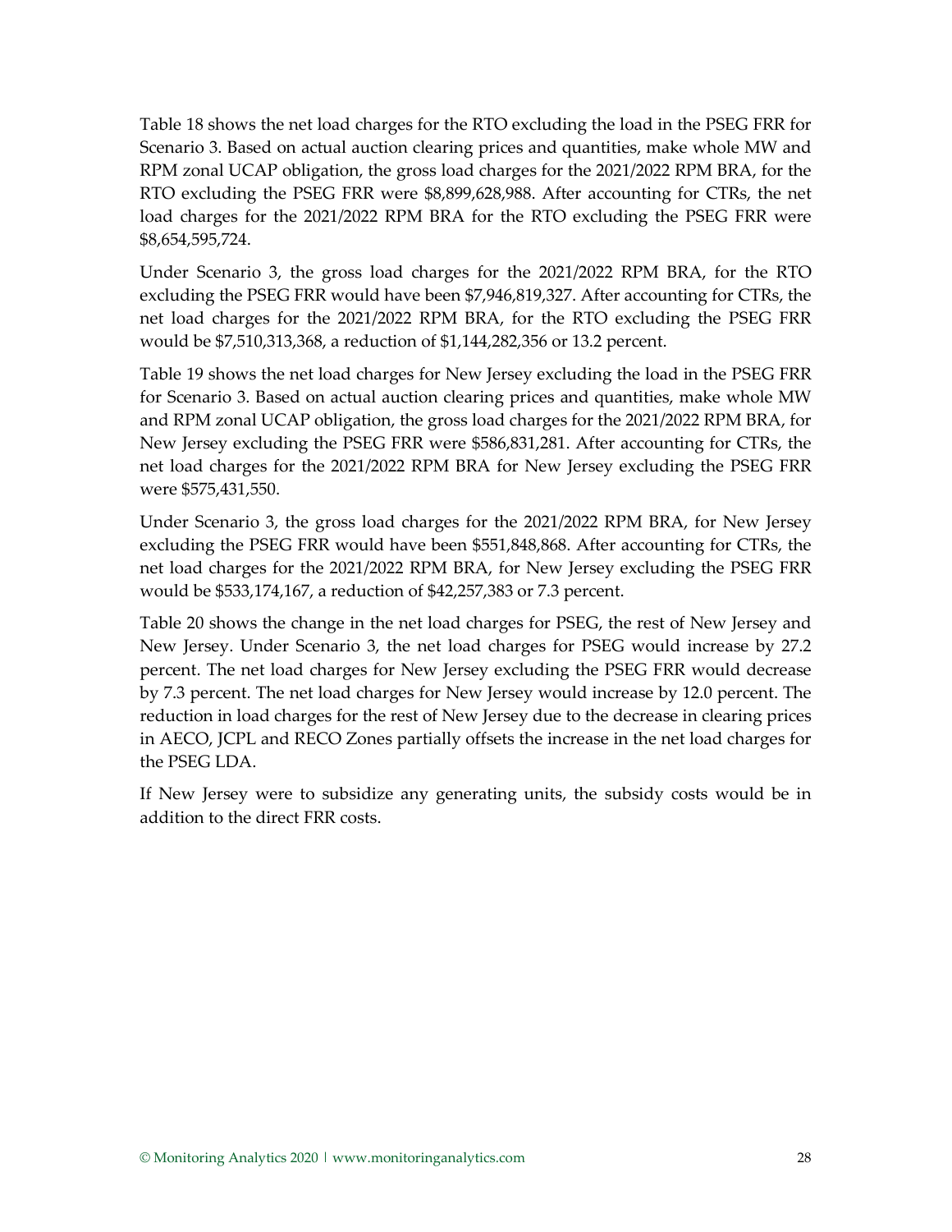Table 18 shows the net load charges for the RTO excluding the load in the PSEG FRR for Scenario 3. Based on actual auction clearing prices and quantities, make whole MW and RPM zonal UCAP obligation, the gross load charges for the 2021/2022 RPM BRA, for the RTO excluding the PSEG FRR were $8,899,628,988. After accounting for CTRs, the net load charges for the 2021/2022 RPM BRA for the RTO excluding the PSEG FRR were $8,654,595,724.

Under Scenario 3, the gross load charges for the 2021/2022 RPM BRA, for the RTO excluding the PSEG FRR would have been $7,946,819,327. After accounting for CTRs, the net load charges for the 2021/2022 RPM BRA, for the RTO excluding the PSEG FRR would be $7,510,313,368, a reduction of $1,144,282,356 or 13.2 percent.

Table 19 shows the net load charges for New Jersey excluding the load in the PSEG FRR for Scenario 3. Based on actual auction clearing prices and quantities, make whole MW and RPM zonal UCAP obligation, the gross load charges for the 2021/2022 RPM BRA, for New Jersey excluding the PSEG FRR were $586,831,281. After accounting for CTRs, the net load charges for the 2021/2022 RPM BRA for New Jersey excluding the PSEG FRR were $575,431,550.

Under Scenario 3, the gross load charges for the 2021/2022 RPM BRA, for New Jersey excluding the PSEG FRR would have been $551,848,868. After accounting for CTRs, the net load charges for the 2021/2022 RPM BRA, for New Jersey excluding the PSEG FRR would be $533,174,167, a reduction of $42,257,383 or 7.3 percent.

Table 20 shows the change in the net load charges for PSEG, the rest of New Jersey and New Jersey. Under Scenario 3, the net load charges for PSEG would increase by 27.2 percent. The net load charges for New Jersey excluding the PSEG FRR would decrease by 7.3 percent. The net load charges for New Jersey would increase by 12.0 percent. The reduction in load charges for the rest of New Jersey due to the decrease in clearing prices in AECO, JCPL and RECO Zones partially offsets the increase in the net load charges for the PSEG LDA.

If New Jersey were to subsidize any generating units, the subsidy costs would be in addition to the direct FRR costs.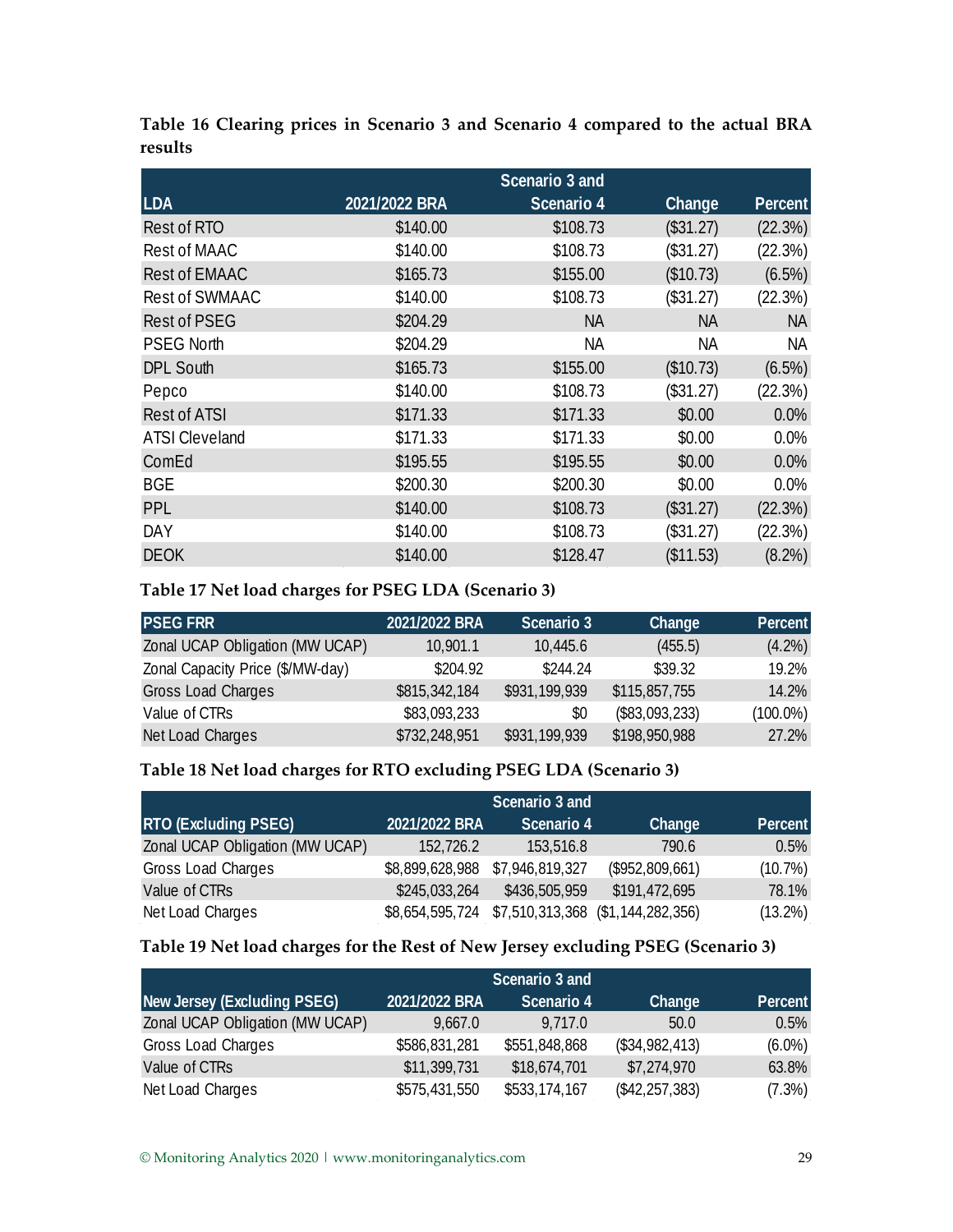**Table 16 Clearing prices in Scenario 3 and Scenario 4 compared to the actual BRA results**

| LDA | 2021/2022 BRA | Scenario 3 and Scenario 4 | Change | Percent |
|---|---|---|---|---|
| Rest of RTO | $140.00 | $108.73 | ($31.27) | (22.3%) |
| Rest of MAAC | $140.00 | $108.73 | ($31.27) | (22.3%) |
| Rest of EMAAC | $165.73 | $155.00 | ($10.73) | (6.5%) |
| Rest of SWMAAC | $140.00 | $108.73 | ($31.27) | (22.3%) |
| Rest of PSEG | $204.29 | NA | NA | NA |
| PSEG North | $204.29 | NA | NA | NA |
| DPL South | $165.73 | $155.00 | ($10.73) | (6.5%) |
| Pepco | $140.00 | $108.73 | ($31.27) | (22.3%) |
| Rest of ATSI | $171.33 | $171.33 | $0.00 | 0.0% |
| ATSI Cleveland | $171.33 | $171.33 | $0.00 | 0.0% |
| ComEd | $195.55 | $195.55 | $0.00 | 0.0% |
| BGE | $200.30 | $200.30 | $0.00 | 0.0% |
| PPL | $140.00 | $108.73 | ($31.27) | (22.3%) |
| DAY | $140.00 | $108.73 | ($31.27) | (22.3%) |
| DEOK | $140.00 | $128.47 | ($11.53) | (8.2%) |

**Table 17 Net load charges for PSEG LDA (Scenario 3)**

| PSEG FRR | 2021/2022 BRA | Scenario 3 | Change | Percent |
|---|---|---|---|---|
| Zonal UCAP Obligation (MW UCAP) | 10,901.1 | 10,445.6 | (455.5) | (4.2%) |
| Zonal Capacity Price ($/MW-day) | $204.92 | $244.24 | $39.32 | 19.2% |
| Gross Load Charges | $815,342,184 | $931,199,939 | $115,857,755 | 14.2% |
| Value of CTRs | $83,093,233 | $0 | ($83,093,233) | (100.0%) |
| Net Load Charges | $732,248,951 | $931,199,939 | $198,950,988 | 27.2% |

**Table 18 Net load charges for RTO excluding PSEG LDA (Scenario 3)**

| RTO (Excluding PSEG) | 2021/2022 BRA | Scenario 3 and Scenario 4 | Change | Percent |
|---|---|---|---|---|
| Zonal UCAP Obligation (MW UCAP) | 152,726.2 | 153,516.8 | 790.6 | 0.5% |
| Gross Load Charges | $8,899,628,988 | $7,946,819,327 | ($952,809,661) | (10.7%) |
| Value of CTRs | $245,033,264 | $436,505,959 | $191,472,695 | 78.1% |
| Net Load Charges | $8,654,595,724 | $7,510,313,368 | ($1,144,282,356) | (13.2%) |

**Table 19 Net load charges for the Rest of New Jersey excluding PSEG (Scenario 3)**

| New Jersey (Excluding PSEG) | 2021/2022 BRA | Scenario 3 and Scenario 4 | Change | Percent |
|---|---|---|---|---|
| Zonal UCAP Obligation (MW UCAP) | 9,667.0 | 9,717.0 | 50.0 | 0.5% |
| Gross Load Charges | $586,831,281 | $551,848,868 | ($34,982,413) | (6.0%) |
| Value of CTRs | $11,399,731 | $18,674,701 | $7,274,970 | 63.8% |
| Net Load Charges | $575,431,550 | $533,174,167 | ($42,257,383) | (7.3%) |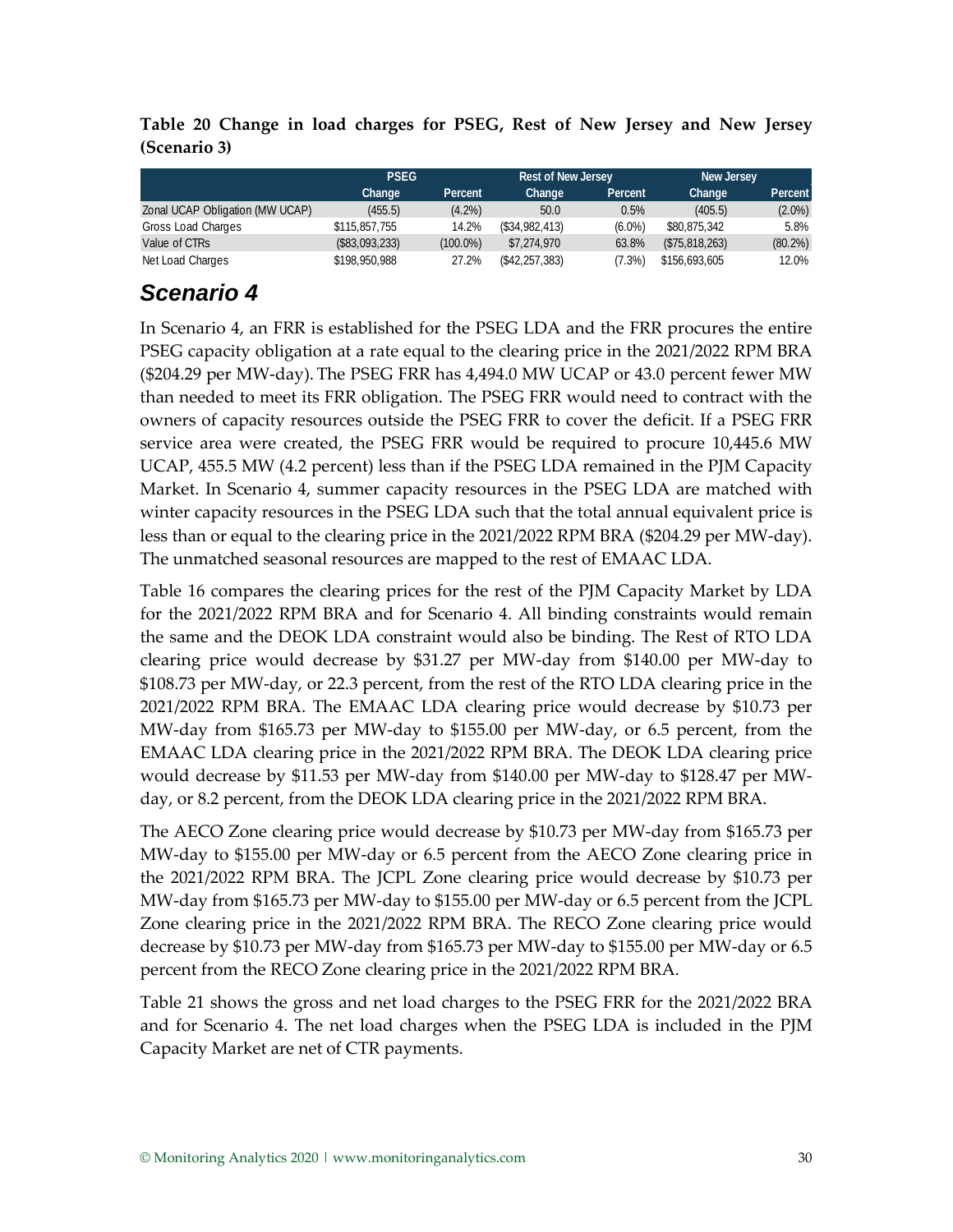**Table 20 Change in load charges for PSEG, Rest of New Jersey and New Jersey (Scenario 3)**

| | PSEG | | Rest of New Jersey | | New Jersey | |
|---|---|---|---|---|---|---|
| | Change | Percent | Change | Percent | Change | Percent |
| Zonal UCAP Obligation (MW UCAP) | (455.5) | (4.2%) | 50.0 | 0.5% | (405.5) | (2.0%) |
| Gross Load Charges | $115,857,755 | 14.2% | ($34,982,413) | (6.0%) | $80,875,342 | 5.8% |
| Value of CTRs | ($83,093,233) | (100.0%) | $7,274,970 | 63.8% | ($75,818,263) | (80.2%) |
| Net Load Charges | $198,950,988 | 27.2% | ($42,257,383) | (7.3%) | $156,693,605 | 12.0% |

## Scenario 4

In Scenario 4, an FRR is established for the PSEG LDA and the FRR procures the entire PSEG capacity obligation at a rate equal to the clearing price in the 2021/2022 RPM BRA ($204.29 per MW-day). The PSEG FRR has 4,494.0 MW UCAP or 43.0 percent fewer MW than needed to meet its FRR obligation. The PSEG FRR would need to contract with the owners of capacity resources outside the PSEG FRR to cover the deficit. If a PSEG FRR service area were created, the PSEG FRR would be required to procure 10,445.6 MW UCAP, 455.5 MW (4.2 percent) less than if the PSEG LDA remained in the PJM Capacity Market. In Scenario 4, summer capacity resources in the PSEG LDA are matched with winter capacity resources in the PSEG LDA such that the total annual equivalent price is less than or equal to the clearing price in the 2021/2022 RPM BRA ($204.29 per MW-day). The unmatched seasonal resources are mapped to the rest of EMAAC LDA.

Table 16 compares the clearing prices for the rest of the PJM Capacity Market by LDA for the 2021/2022 RPM BRA and for Scenario 4. All binding constraints would remain the same and the DEOK LDA constraint would also be binding. The Rest of RTO LDA clearing price would decrease by $31.27 per MW-day from $140.00 per MW-day to $108.73 per MW-day, or 22.3 percent, from the rest of the RTO LDA clearing price in the 2021/2022 RPM BRA. The EMAAC LDA clearing price would decrease by $10.73 per MW-day from $165.73 per MW-day to $155.00 per MW-day, or 6.5 percent, from the EMAAC LDA clearing price in the 2021/2022 RPM BRA. The DEOK LDA clearing price would decrease by $11.53 per MW-day from $140.00 per MW-day to $128.47 per MW-day, or 8.2 percent, from the DEOK LDA clearing price in the 2021/2022 RPM BRA.

The AECO Zone clearing price would decrease by $10.73 per MW-day from $165.73 per MW-day to $155.00 per MW-day or 6.5 percent from the AECO Zone clearing price in the 2021/2022 RPM BRA. The JCPL Zone clearing price would decrease by $10.73 per MW-day from $165.73 per MW-day to $155.00 per MW-day or 6.5 percent from the JCPL Zone clearing price in the 2021/2022 RPM BRA. The RECO Zone clearing price would decrease by $10.73 per MW-day from $165.73 per MW-day to $155.00 per MW-day or 6.5 percent from the RECO Zone clearing price in the 2021/2022 RPM BRA.

Table 21 shows the gross and net load charges to the PSEG FRR for the 2021/2022 BRA and for Scenario 4. The net load charges when the PSEG LDA is included in the PJM Capacity Market are net of CTR payments.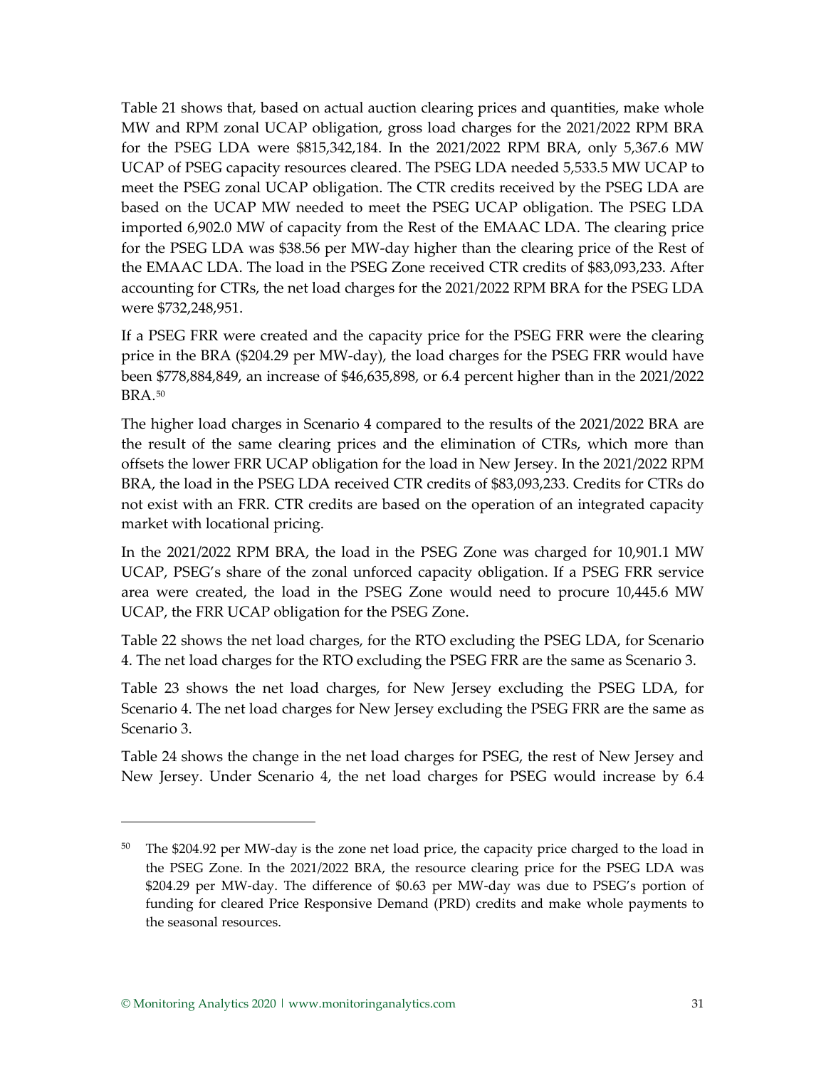Table 21 shows that, based on actual auction clearing prices and quantities, make whole MW and RPM zonal UCAP obligation, gross load charges for the 2021/2022 RPM BRA for the PSEG LDA were $815,342,184. In the 2021/2022 RPM BRA, only 5,367.6 MW UCAP of PSEG capacity resources cleared. The PSEG LDA needed 5,533.5 MW UCAP to meet the PSEG zonal UCAP obligation. The CTR credits received by the PSEG LDA are based on the UCAP MW needed to meet the PSEG UCAP obligation. The PSEG LDA imported 6,902.0 MW of capacity from the Rest of the EMAAC LDA. The clearing price for the PSEG LDA was $38.56 per MW-day higher than the clearing price of the Rest of the EMAAC LDA. The load in the PSEG Zone received CTR credits of $83,093,233. After accounting for CTRs, the net load charges for the 2021/2022 RPM BRA for the PSEG LDA were $732,248,951.

If a PSEG FRR were created and the capacity price for the PSEG FRR were the clearing price in the BRA ($204.29 per MW-day), the load charges for the PSEG FRR would have been $778,884,849, an increase of $46,635,898, or 6.4 percent higher than in the 2021/2022 BRA.[50]

The higher load charges in Scenario 4 compared to the results of the 2021/2022 BRA are the result of the same clearing prices and the elimination of CTRs, which more than offsets the lower FRR UCAP obligation for the load in New Jersey. In the 2021/2022 RPM BRA, the load in the PSEG LDA received CTR credits of $83,093,233. Credits for CTRs do not exist with an FRR. CTR credits are based on the operation of an integrated capacity market with locational pricing.

In the 2021/2022 RPM BRA, the load in the PSEG Zone was charged for 10,901.1 MW UCAP, PSEG's share of the zonal unforced capacity obligation. If a PSEG FRR service area were created, the load in the PSEG Zone would need to procure 10,445.6 MW UCAP, the FRR UCAP obligation for the PSEG Zone.

Table 22 shows the net load charges, for the RTO excluding the PSEG LDA, for Scenario 4. The net load charges for the RTO excluding the PSEG FRR are the same as Scenario 3.

Table 23 shows the net load charges, for New Jersey excluding the PSEG LDA, for Scenario 4. The net load charges for New Jersey excluding the PSEG FRR are the same as Scenario 3.

Table 24 shows the change in the net load charges for PSEG, the rest of New Jersey and New Jersey. Under Scenario 4, the net load charges for PSEG would increase by 6.4

[50] The $204.92 per MW-day is the zone net load price, the capacity price charged to the load in the PSEG Zone. In the 2021/2022 BRA, the resource clearing price for the PSEG LDA was $204.29 per MW-day. The difference of $0.63 per MW-day was due to PSEG's portion of funding for cleared Price Responsive Demand (PRD) credits and make whole payments to the seasonal resources.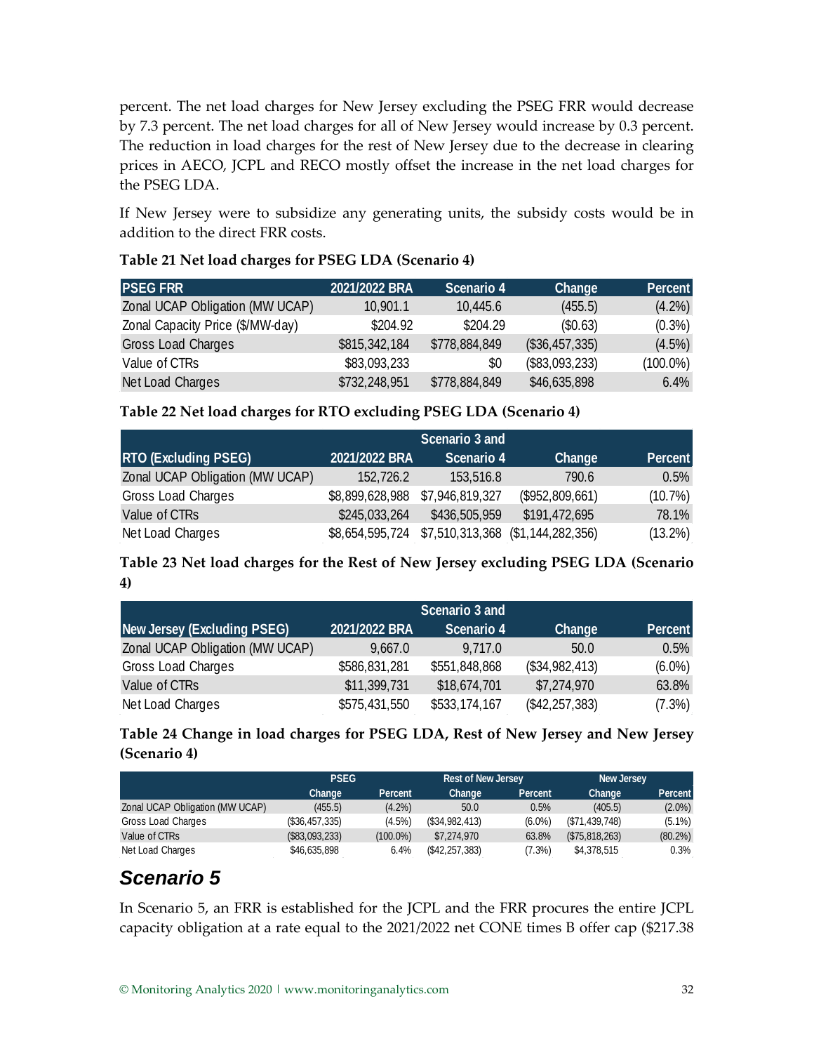percent. The net load charges for New Jersey excluding the PSEG FRR would decrease by 7.3 percent. The net load charges for all of New Jersey would increase by 0.3 percent. The reduction in load charges for the rest of New Jersey due to the decrease in clearing prices in AECO, JCPL and RECO mostly offset the increase in the net load charges for the PSEG LDA.

If New Jersey were to subsidize any generating units, the subsidy costs would be in addition to the direct FRR costs.

**Table 21 Net load charges for PSEG LDA (Scenario 4)**

| PSEG FRR | 2021/2022 BRA | Scenario 4 | Change | Percent |
|---|---|---|---|---|
| Zonal UCAP Obligation (MW UCAP) | 10,901.1 | 10,445.6 | (455.5) | (4.2%) |
| Zonal Capacity Price ($/MW-day) | $204.92 | $204.29 | ($0.63) | (0.3%) |
| Gross Load Charges | $815,342,184 | $778,884,849 | ($36,457,335) | (4.5%) |
| Value of CTRs | $83,093,233 | $0 | ($83,093,233) | (100.0%) |
| Net Load Charges | $732,248,951 | $778,884,849 | $46,635,898 | 6.4% |

**Table 22 Net load charges for RTO excluding PSEG LDA (Scenario 4)**

| RTO (Excluding PSEG) | 2021/2022 BRA | Scenario 3 and Scenario 4 | Change | Percent |
|---|---|---|---|---|
| Zonal UCAP Obligation (MW UCAP) | 152,726.2 | 153,516.8 | 790.6 | 0.5% |
| Gross Load Charges | $8,899,628,988 | $7,946,819,327 | ($952,809,661) | (10.7%) |
| Value of CTRs | $245,033,264 | $436,505,959 | $191,472,695 | 78.1% |
| Net Load Charges | $8,654,595,724 | $7,510,313,368 | ($1,144,282,356) | (13.2%) |

**Table 23 Net load charges for the Rest of New Jersey excluding PSEG LDA (Scenario 4)**

| New Jersey (Excluding PSEG) | 2021/2022 BRA | Scenario 3 and Scenario 4 | Change | Percent |
|---|---|---|---|---|
| Zonal UCAP Obligation (MW UCAP) | 9,667.0 | 9,717.0 | 50.0 | 0.5% |
| Gross Load Charges | $586,831,281 | $551,848,868 | ($34,982,413) | (6.0%) |
| Value of CTRs | $11,399,731 | $18,674,701 | $7,274,970 | 63.8% |
| Net Load Charges | $575,431,550 | $533,174,167 | ($42,257,383) | (7.3%) |

**Table 24 Change in load charges for PSEG LDA, Rest of New Jersey and New Jersey (Scenario 4)**

| | PSEG | | Rest of New Jersey | | New Jersey | |
|---|---|---|---|---|---|---|
| | Change | Percent | Change | Percent | Change | Percent |
| Zonal UCAP Obligation (MW UCAP) | (455.5) | (4.2%) | 50.0 | 0.5% | (405.5) | (2.0%) |
| Gross Load Charges | ($36,457,335) | (4.5%) | ($34,982,413) | (6.0%) | ($71,439,748) | (5.1%) |
| Value of CTRs | ($83,093,233) | (100.0%) | $7,274,970 | 63.8% | ($75,818,263) | (80.2%) |
| Net Load Charges | $46,635,898 | 6.4% | ($42,257,383) | (7.3%) | $4,378,515 | 0.3% |

## Scenario 5

In Scenario 5, an FRR is established for the JCPL and the FRR procures the entire JCPL capacity obligation at a rate equal to the 2021/2022 net CONE times B offer cap ($217.38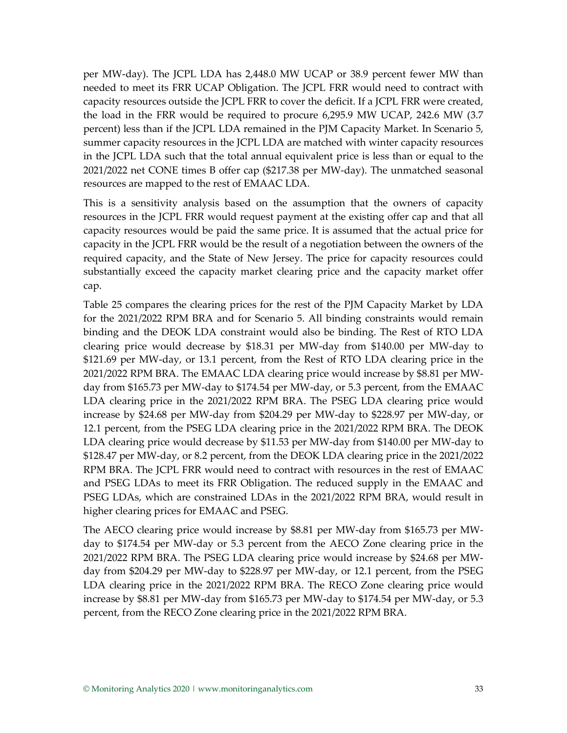per MW-day). The JCPL LDA has 2,448.0 MW UCAP or 38.9 percent fewer MW than needed to meet its FRR UCAP Obligation. The JCPL FRR would need to contract with capacity resources outside the JCPL FRR to cover the deficit. If a JCPL FRR were created, the load in the FRR would be required to procure 6,295.9 MW UCAP, 242.6 MW (3.7 percent) less than if the JCPL LDA remained in the PJM Capacity Market. In Scenario 5, summer capacity resources in the JCPL LDA are matched with winter capacity resources in the JCPL LDA such that the total annual equivalent price is less than or equal to the 2021/2022 net CONE times B offer cap ($217.38 per MW-day). The unmatched seasonal resources are mapped to the rest of EMAAC LDA.

This is a sensitivity analysis based on the assumption that the owners of capacity resources in the JCPL FRR would request payment at the existing offer cap and that all capacity resources would be paid the same price. It is assumed that the actual price for capacity in the JCPL FRR would be the result of a negotiation between the owners of the required capacity, and the State of New Jersey. The price for capacity resources could substantially exceed the capacity market clearing price and the capacity market offer cap.

Table 25 compares the clearing prices for the rest of the PJM Capacity Market by LDA for the 2021/2022 RPM BRA and for Scenario 5. All binding constraints would remain binding and the DEOK LDA constraint would also be binding. The Rest of RTO LDA clearing price would decrease by $18.31 per MW-day from $140.00 per MW-day to $121.69 per MW-day, or 13.1 percent, from the Rest of RTO LDA clearing price in the 2021/2022 RPM BRA. The EMAAC LDA clearing price would increase by $8.81 per MW-day from $165.73 per MW-day to $174.54 per MW-day, or 5.3 percent, from the EMAAC LDA clearing price in the 2021/2022 RPM BRA. The PSEG LDA clearing price would increase by $24.68 per MW-day from $204.29 per MW-day to $228.97 per MW-day, or 12.1 percent, from the PSEG LDA clearing price in the 2021/2022 RPM BRA. The DEOK LDA clearing price would decrease by $11.53 per MW-day from $140.00 per MW-day to $128.47 per MW-day, or 8.2 percent, from the DEOK LDA clearing price in the 2021/2022 RPM BRA. The JCPL FRR would need to contract with resources in the rest of EMAAC and PSEG LDAs to meet its FRR Obligation. The reduced supply in the EMAAC and PSEG LDAs, which are constrained LDAs in the 2021/2022 RPM BRA, would result in higher clearing prices for EMAAC and PSEG.

The AECO clearing price would increase by $8.81 per MW-day from $165.73 per MW-day to $174.54 per MW-day or 5.3 percent from the AECO Zone clearing price in the 2021/2022 RPM BRA. The PSEG LDA clearing price would increase by $24.68 per MW-day from $204.29 per MW-day to $228.97 per MW-day, or 12.1 percent, from the PSEG LDA clearing price in the 2021/2022 RPM BRA. The RECO Zone clearing price would increase by $8.81 per MW-day from $165.73 per MW-day to $174.54 per MW-day, or 5.3 percent, from the RECO Zone clearing price in the 2021/2022 RPM BRA.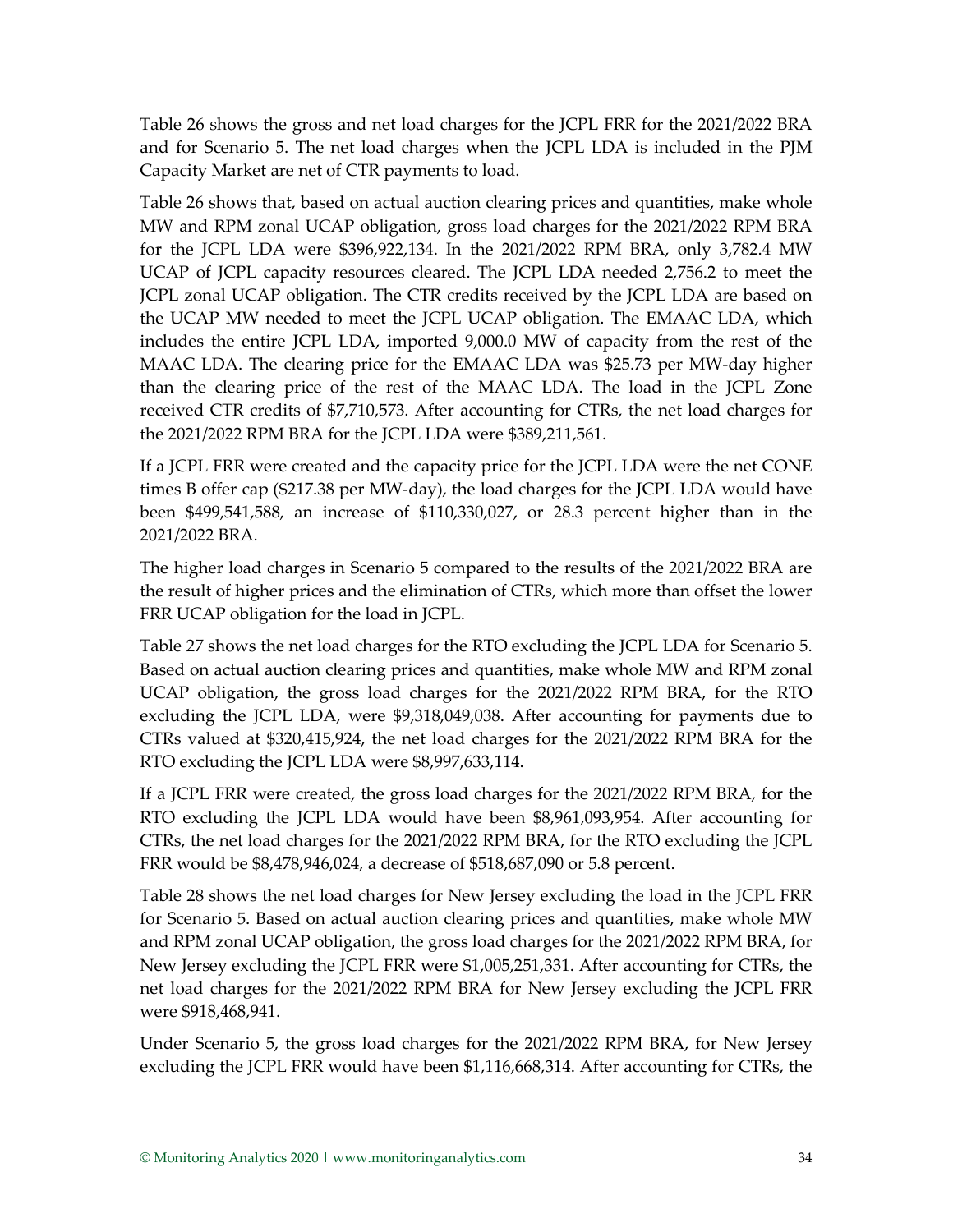Table 26 shows the gross and net load charges for the JCPL FRR for the 2021/2022 BRA and for Scenario 5. The net load charges when the JCPL LDA is included in the PJM Capacity Market are net of CTR payments to load.

Table 26 shows that, based on actual auction clearing prices and quantities, make whole MW and RPM zonal UCAP obligation, gross load charges for the 2021/2022 RPM BRA for the JCPL LDA were $396,922,134. In the 2021/2022 RPM BRA, only 3,782.4 MW UCAP of JCPL capacity resources cleared. The JCPL LDA needed 2,756.2 to meet the JCPL zonal UCAP obligation. The CTR credits received by the JCPL LDA are based on the UCAP MW needed to meet the JCPL UCAP obligation. The EMAAC LDA, which includes the entire JCPL LDA, imported 9,000.0 MW of capacity from the rest of the MAAC LDA. The clearing price for the EMAAC LDA was $25.73 per MW-day higher than the clearing price of the rest of the MAAC LDA. The load in the JCPL Zone received CTR credits of $7,710,573. After accounting for CTRs, the net load charges for the 2021/2022 RPM BRA for the JCPL LDA were $389,211,561.

If a JCPL FRR were created and the capacity price for the JCPL LDA were the net CONE times B offer cap ($217.38 per MW-day), the load charges for the JCPL LDA would have been $499,541,588, an increase of $110,330,027, or 28.3 percent higher than in the 2021/2022 BRA.

The higher load charges in Scenario 5 compared to the results of the 2021/2022 BRA are the result of higher prices and the elimination of CTRs, which more than offset the lower FRR UCAP obligation for the load in JCPL.

Table 27 shows the net load charges for the RTO excluding the JCPL LDA for Scenario 5. Based on actual auction clearing prices and quantities, make whole MW and RPM zonal UCAP obligation, the gross load charges for the 2021/2022 RPM BRA, for the RTO excluding the JCPL LDA, were $9,318,049,038. After accounting for payments due to CTRs valued at $320,415,924, the net load charges for the 2021/2022 RPM BRA for the RTO excluding the JCPL LDA were $8,997,633,114.

If a JCPL FRR were created, the gross load charges for the 2021/2022 RPM BRA, for the RTO excluding the JCPL LDA would have been $8,961,093,954. After accounting for CTRs, the net load charges for the 2021/2022 RPM BRA, for the RTO excluding the JCPL FRR would be $8,478,946,024, a decrease of $518,687,090 or 5.8 percent.

Table 28 shows the net load charges for New Jersey excluding the load in the JCPL FRR for Scenario 5. Based on actual auction clearing prices and quantities, make whole MW and RPM zonal UCAP obligation, the gross load charges for the 2021/2022 RPM BRA, for New Jersey excluding the JCPL FRR were $1,005,251,331. After accounting for CTRs, the net load charges for the 2021/2022 RPM BRA for New Jersey excluding the JCPL FRR were $918,468,941.

Under Scenario 5, the gross load charges for the 2021/2022 RPM BRA, for New Jersey excluding the JCPL FRR would have been $1,116,668,314. After accounting for CTRs, the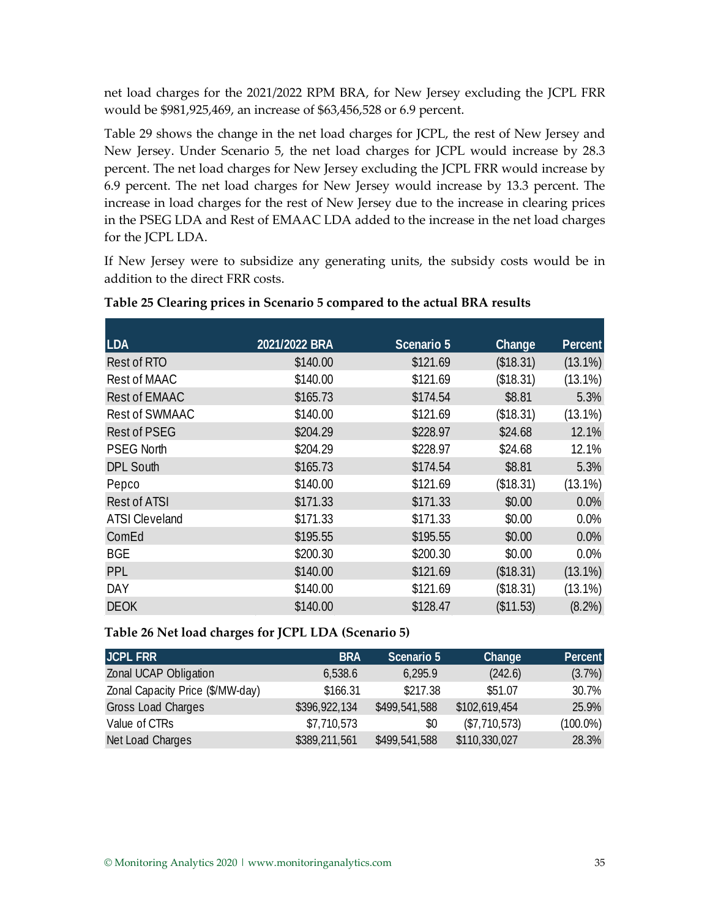net load charges for the 2021/2022 RPM BRA, for New Jersey excluding the JCPL FRR would be $981,925,469, an increase of $63,456,528 or 6.9 percent.

Table 29 shows the change in the net load charges for JCPL, the rest of New Jersey and New Jersey. Under Scenario 5, the net load charges for JCPL would increase by 28.3 percent. The net load charges for New Jersey excluding the JCPL FRR would increase by 6.9 percent. The net load charges for New Jersey would increase by 13.3 percent. The increase in load charges for the rest of New Jersey due to the increase in clearing prices in the PSEG LDA and Rest of EMAAC LDA added to the increase in the net load charges for the JCPL LDA.

If New Jersey were to subsidize any generating units, the subsidy costs would be in addition to the direct FRR costs.

**Table 25 Clearing prices in Scenario 5 compared to the actual BRA results**

| LDA | 2021/2022 BRA | Scenario 5 | Change | Percent |
|---|---|---|---|---|
| Rest of RTO | $140.00 | $121.69 | ($18.31) | (13.1%) |
| Rest of MAAC | $140.00 | $121.69 | ($18.31) | (13.1%) |
| Rest of EMAAC | $165.73 | $174.54 | $8.81 | 5.3% |
| Rest of SWMAAC | $140.00 | $121.69 | ($18.31) | (13.1%) |
| Rest of PSEG | $204.29 | $228.97 | $24.68 | 12.1% |
| PSEG North | $204.29 | $228.97 | $24.68 | 12.1% |
| DPL South | $165.73 | $174.54 | $8.81 | 5.3% |
| Pepco | $140.00 | $121.69 | ($18.31) | (13.1%) |
| Rest of ATSI | $171.33 | $171.33 | $0.00 | 0.0% |
| ATSI Cleveland | $171.33 | $171.33 | $0.00 | 0.0% |
| ComEd | $195.55 | $195.55 | $0.00 | 0.0% |
| BGE | $200.30 | $200.30 | $0.00 | 0.0% |
| PPL | $140.00 | $121.69 | ($18.31) | (13.1%) |
| DAY | $140.00 | $121.69 | ($18.31) | (13.1%) |
| DEOK | $140.00 | $128.47 | ($11.53) | (8.2%) |

**Table 26 Net load charges for JCPL LDA (Scenario 5)**

| JCPL FRR | BRA | Scenario 5 | Change | Percent |
|---|---|---|---|---|
| Zonal UCAP Obligation | 6,538.6 | 6,295.9 | (242.6) | (3.7%) |
| Zonal Capacity Price ($/MW-day) | $166.31 | $217.38 | $51.07 | 30.7% |
| Gross Load Charges | $396,922,134 | $499,541,588 | $102,619,454 | 25.9% |
| Value of CTRs | $7,710,573 | $0 | ($7,710,573) | (100.0%) |
| Net Load Charges | $389,211,561 | $499,541,588 | $110,330,027 | 28.3% |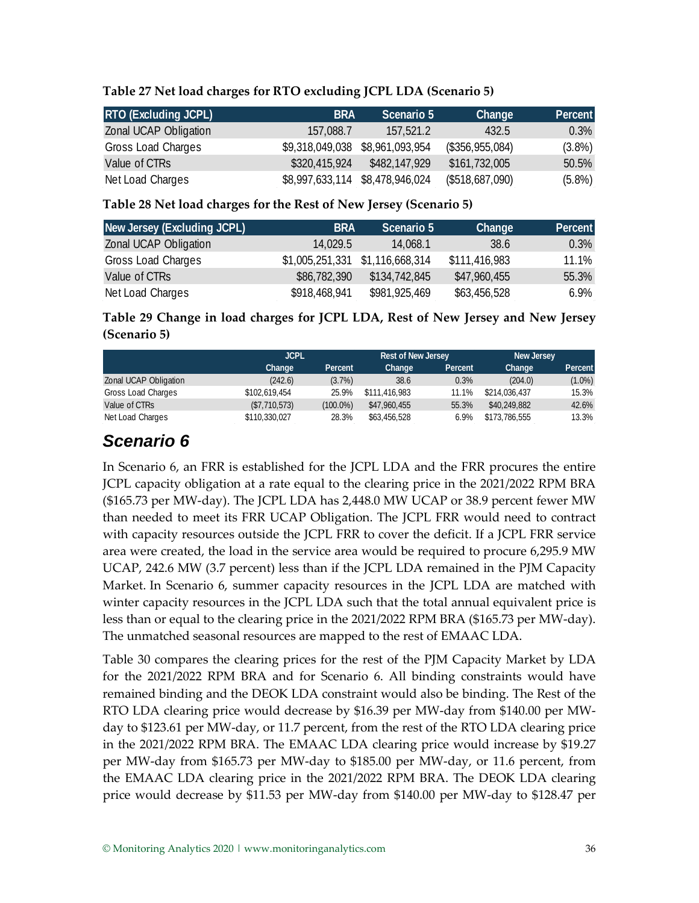**Table 27 Net load charges for RTO excluding JCPL LDA (Scenario 5)**

| RTO (Excluding JCPL) | BRA | Scenario 5 | Change | Percent |
|---|---|---|---|---|
| Zonal UCAP Obligation | 157,088.7 | 157,521.2 | 432.5 | 0.3% |
| Gross Load Charges | $9,318,049,038 | $8,961,093,954 | ($356,955,084) | (3.8%) |
| Value of CTRs | $320,415,924 | $482,147,929 | $161,732,005 | 50.5% |
| Net Load Charges | $8,997,633,114 | $8,478,946,024 | ($518,687,090) | (5.8%) |

**Table 28 Net load charges for the Rest of New Jersey (Scenario 5)**

| New Jersey (Excluding JCPL) | BRA | Scenario 5 | Change | Percent |
|---|---|---|---|---|
| Zonal UCAP Obligation | 14,029.5 | 14,068.1 | 38.6 | 0.3% |
| Gross Load Charges | $1,005,251,331 | $1,116,668,314 | $111,416,983 | 11.1% |
| Value of CTRs | $86,782,390 | $134,742,845 | $47,960,455 | 55.3% |
| Net Load Charges | $918,468,941 | $981,925,469 | $63,456,528 | 6.9% |

**Table 29 Change in load charges for JCPL LDA, Rest of New Jersey and New Jersey (Scenario 5)**

| | JCPL | | Rest of New Jersey | | New Jersey | |
|---|---|---|---|---|---|---|
| | Change | Percent | Change | Percent | Change | Percent |
| Zonal UCAP Obligation | (242.6) | (3.7%) | 38.6 | 0.3% | (204.0) | (1.0%) |
| Gross Load Charges | $102,619,454 | 25.9% | $111,416,983 | 11.1% | $214,036,437 | 15.3% |
| Value of CTRs | ($7,710,573) | (100.0%) | $47,960,455 | 55.3% | $40,249,882 | 42.6% |
| Net Load Charges | $110,330,027 | 28.3% | $63,456,528 | 6.9% | $173,786,555 | 13.3% |

## *Scenario 6*

In Scenario 6, an FRR is established for the JCPL LDA and the FRR procures the entire JCPL capacity obligation at a rate equal to the clearing price in the 2021/2022 RPM BRA ($165.73 per MW-day). The JCPL LDA has 2,448.0 MW UCAP or 38.9 percent fewer MW than needed to meet its FRR UCAP Obligation. The JCPL FRR would need to contract with capacity resources outside the JCPL FRR to cover the deficit. If a JCPL FRR service area were created, the load in the service area would be required to procure 6,295.9 MW UCAP, 242.6 MW (3.7 percent) less than if the JCPL LDA remained in the PJM Capacity Market. In Scenario 6, summer capacity resources in the JCPL LDA are matched with winter capacity resources in the JCPL LDA such that the total annual equivalent price is less than or equal to the clearing price in the 2021/2022 RPM BRA ($165.73 per MW-day). The unmatched seasonal resources are mapped to the rest of EMAAC LDA.

Table 30 compares the clearing prices for the rest of the PJM Capacity Market by LDA for the 2021/2022 RPM BRA and for Scenario 6. All binding constraints would have remained binding and the DEOK LDA constraint would also be binding. The Rest of the RTO LDA clearing price would decrease by $16.39 per MW-day from $140.00 per MW-day to $123.61 per MW-day, or 11.7 percent, from the rest of the RTO LDA clearing price in the 2021/2022 RPM BRA. The EMAAC LDA clearing price would increase by $19.27 per MW-day from $165.73 per MW-day to $185.00 per MW-day, or 11.6 percent, from the EMAAC LDA clearing price in the 2021/2022 RPM BRA. The DEOK LDA clearing price would decrease by $11.53 per MW-day from $140.00 per MW-day to $128.47 per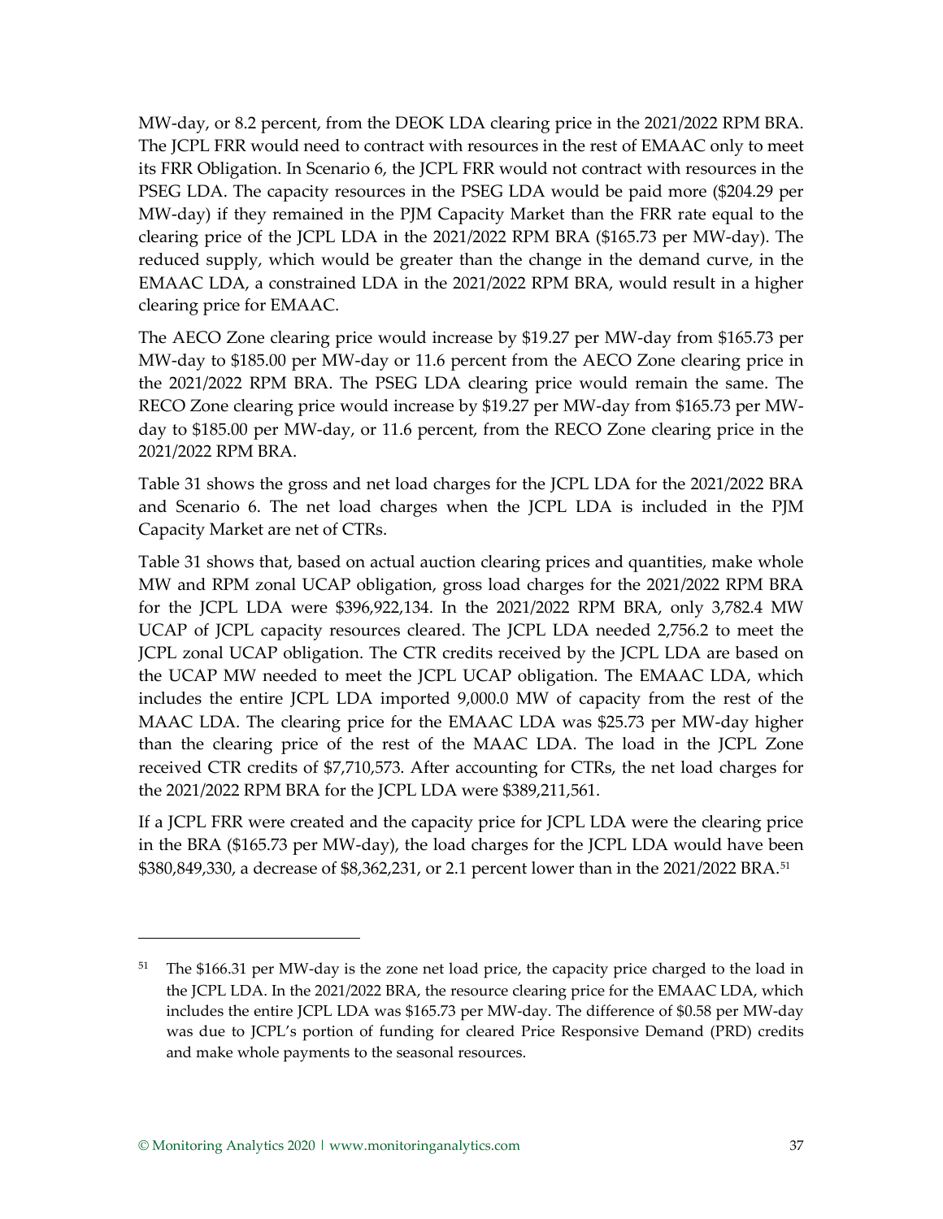MW-day, or 8.2 percent, from the DEOK LDA clearing price in the 2021/2022 RPM BRA. The JCPL FRR would need to contract with resources in the rest of EMAAC only to meet its FRR Obligation. In Scenario 6, the JCPL FRR would not contract with resources in the PSEG LDA. The capacity resources in the PSEG LDA would be paid more ($204.29 per MW-day) if they remained in the PJM Capacity Market than the FRR rate equal to the clearing price of the JCPL LDA in the 2021/2022 RPM BRA ($165.73 per MW-day). The reduced supply, which would be greater than the change in the demand curve, in the EMAAC LDA, a constrained LDA in the 2021/2022 RPM BRA, would result in a higher clearing price for EMAAC.

The AECO Zone clearing price would increase by $19.27 per MW-day from $165.73 per MW-day to $185.00 per MW-day or 11.6 percent from the AECO Zone clearing price in the 2021/2022 RPM BRA. The PSEG LDA clearing price would remain the same. The RECO Zone clearing price would increase by $19.27 per MW-day from $165.73 per MW-day to $185.00 per MW-day, or 11.6 percent, from the RECO Zone clearing price in the 2021/2022 RPM BRA.

Table 31 shows the gross and net load charges for the JCPL LDA for the 2021/2022 BRA and Scenario 6. The net load charges when the JCPL LDA is included in the PJM Capacity Market are net of CTRs.

Table 31 shows that, based on actual auction clearing prices and quantities, make whole MW and RPM zonal UCAP obligation, gross load charges for the 2021/2022 RPM BRA for the JCPL LDA were $396,922,134. In the 2021/2022 RPM BRA, only 3,782.4 MW UCAP of JCPL capacity resources cleared. The JCPL LDA needed 2,756.2 to meet the JCPL zonal UCAP obligation. The CTR credits received by the JCPL LDA are based on the UCAP MW needed to meet the JCPL UCAP obligation. The EMAAC LDA, which includes the entire JCPL LDA imported 9,000.0 MW of capacity from the rest of the MAAC LDA. The clearing price for the EMAAC LDA was $25.73 per MW-day higher than the clearing price of the rest of the MAAC LDA. The load in the JCPL Zone received CTR credits of $7,710,573. After accounting for CTRs, the net load charges for the 2021/2022 RPM BRA for the JCPL LDA were $389,211,561.

If a JCPL FRR were created and the capacity price for JCPL LDA were the clearing price in the BRA ($165.73 per MW-day), the load charges for the JCPL LDA would have been $380,849,330, a decrease of $8,362,231, or 2.1 percent lower than in the 2021/2022 BRA.[51]

---

[51] The $166.31 per MW-day is the zone net load price, the capacity price charged to the load in the JCPL LDA. In the 2021/2022 BRA, the resource clearing price for the EMAAC LDA, which includes the entire JCPL LDA was $165.73 per MW-day. The difference of $0.58 per MW-day was due to JCPL's portion of funding for cleared Price Responsive Demand (PRD) credits and make whole payments to the seasonal resources.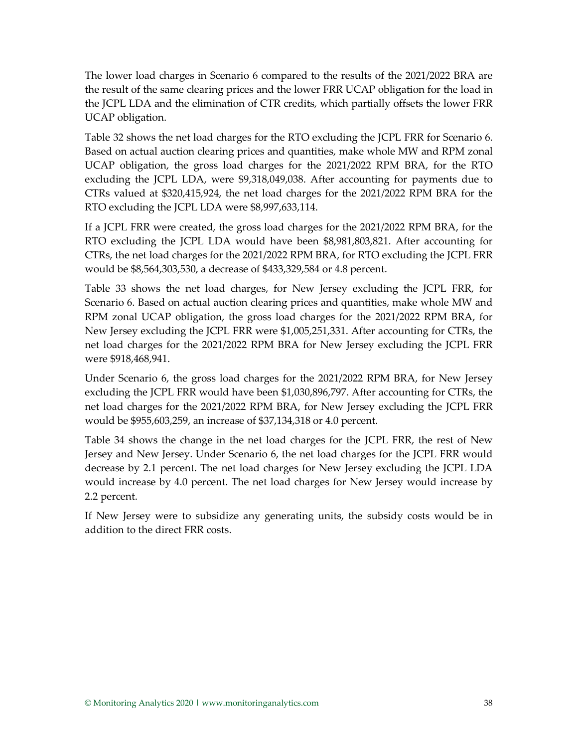The lower load charges in Scenario 6 compared to the results of the 2021/2022 BRA are the result of the same clearing prices and the lower FRR UCAP obligation for the load in the JCPL LDA and the elimination of CTR credits, which partially offsets the lower FRR UCAP obligation.

Table 32 shows the net load charges for the RTO excluding the JCPL FRR for Scenario 6. Based on actual auction clearing prices and quantities, make whole MW and RPM zonal UCAP obligation, the gross load charges for the 2021/2022 RPM BRA, for the RTO excluding the JCPL LDA, were $9,318,049,038. After accounting for payments due to CTRs valued at $320,415,924, the net load charges for the 2021/2022 RPM BRA for the RTO excluding the JCPL LDA were $8,997,633,114.

If a JCPL FRR were created, the gross load charges for the 2021/2022 RPM BRA, for the RTO excluding the JCPL LDA would have been $8,981,803,821. After accounting for CTRs, the net load charges for the 2021/2022 RPM BRA, for RTO excluding the JCPL FRR would be $8,564,303,530, a decrease of $433,329,584 or 4.8 percent.

Table 33 shows the net load charges, for New Jersey excluding the JCPL FRR, for Scenario 6. Based on actual auction clearing prices and quantities, make whole MW and RPM zonal UCAP obligation, the gross load charges for the 2021/2022 RPM BRA, for New Jersey excluding the JCPL FRR were $1,005,251,331. After accounting for CTRs, the net load charges for the 2021/2022 RPM BRA for New Jersey excluding the JCPL FRR were $918,468,941.

Under Scenario 6, the gross load charges for the 2021/2022 RPM BRA, for New Jersey excluding the JCPL FRR would have been $1,030,896,797. After accounting for CTRs, the net load charges for the 2021/2022 RPM BRA, for New Jersey excluding the JCPL FRR would be $955,603,259, an increase of $37,134,318 or 4.0 percent.

Table 34 shows the change in the net load charges for the JCPL FRR, the rest of New Jersey and New Jersey. Under Scenario 6, the net load charges for the JCPL FRR would decrease by 2.1 percent. The net load charges for New Jersey excluding the JCPL LDA would increase by 4.0 percent. The net load charges for New Jersey would increase by 2.2 percent.

If New Jersey were to subsidize any generating units, the subsidy costs would be in addition to the direct FRR costs.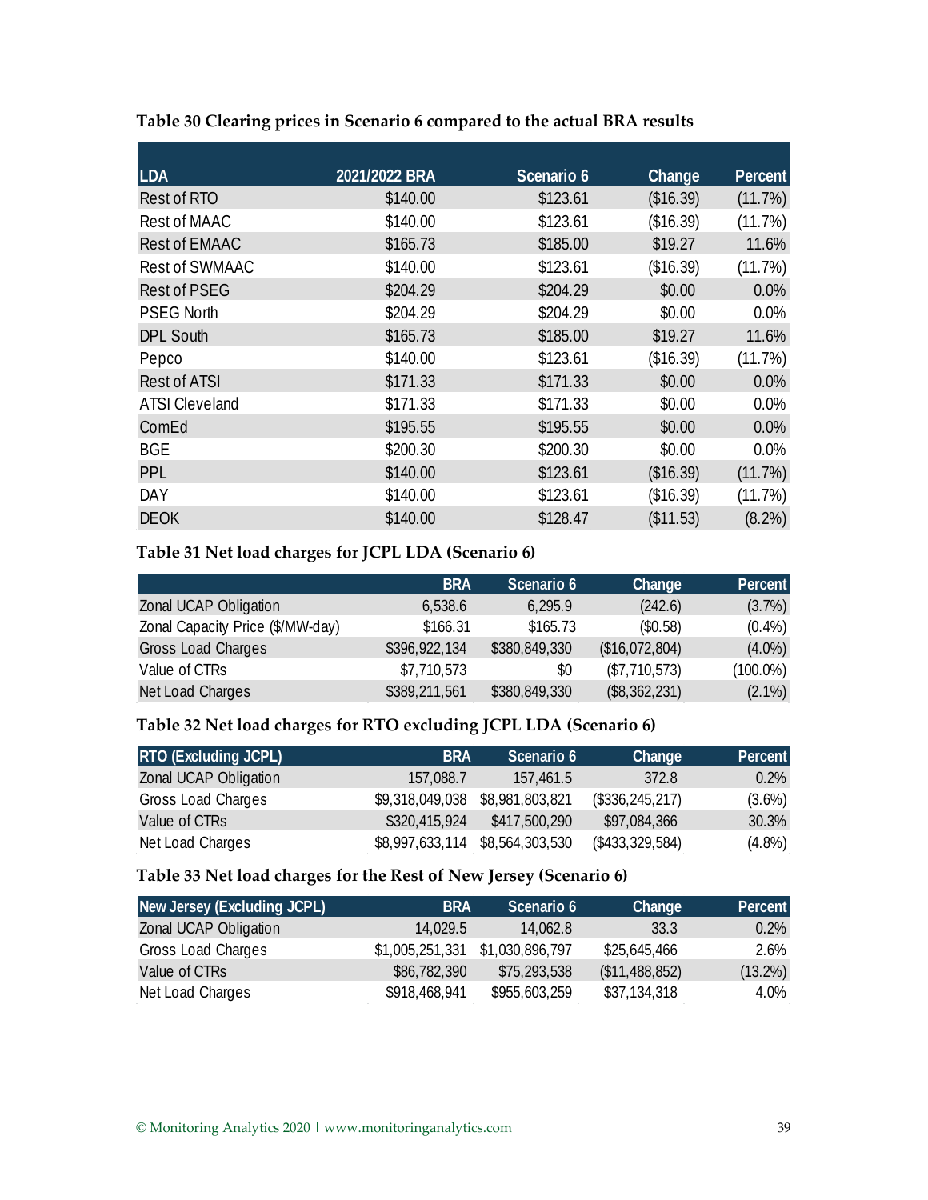**Table 30 Clearing prices in Scenario 6 compared to the actual BRA results**

| LDA | 2021/2022 BRA | Scenario 6 | Change | Percent |
|---|---|---|---|---|
| Rest of RTO | $140.00 | $123.61 | ($16.39) | (11.7%) |
| Rest of MAAC | $140.00 | $123.61 | ($16.39) | (11.7%) |
| Rest of EMAAC | $165.73 | $185.00 | $19.27 | 11.6% |
| Rest of SWMAAC | $140.00 | $123.61 | ($16.39) | (11.7%) |
| Rest of PSEG | $204.29 | $204.29 | $0.00 | 0.0% |
| PSEG North | $204.29 | $204.29 | $0.00 | 0.0% |
| DPL South | $165.73 | $185.00 | $19.27 | 11.6% |
| Pepco | $140.00 | $123.61 | ($16.39) | (11.7%) |
| Rest of ATSI | $171.33 | $171.33 | $0.00 | 0.0% |
| ATSI Cleveland | $171.33 | $171.33 | $0.00 | 0.0% |
| ComEd | $195.55 | $195.55 | $0.00 | 0.0% |
| BGE | $200.30 | $200.30 | $0.00 | 0.0% |
| PPL | $140.00 | $123.61 | ($16.39) | (11.7%) |
| DAY | $140.00 | $123.61 | ($16.39) | (11.7%) |
| DEOK | $140.00 | $128.47 | ($11.53) | (8.2%) |

**Table 31 Net load charges for JCPL LDA (Scenario 6)**

| | BRA | Scenario 6 | Change | Percent |
|---|---|---|---|---|
| Zonal UCAP Obligation | 6,538.6 | 6,295.9 | (242.6) | (3.7%) |
| Zonal Capacity Price ($/MW-day) | $166.31 | $165.73 | ($0.58) | (0.4%) |
| Gross Load Charges | $396,922,134 | $380,849,330 | ($16,072,804) | (4.0%) |
| Value of CTRs | $7,710,573 | $0 | ($7,710,573) | (100.0%) |
| Net Load Charges | $389,211,561 | $380,849,330 | ($8,362,231) | (2.1%) |

**Table 32 Net load charges for RTO excluding JCPL LDA (Scenario 6)**

| RTO (Excluding JCPL) | BRA | Scenario 6 | Change | Percent |
|---|---|---|---|---|
| Zonal UCAP Obligation | 157,088.7 | 157,461.5 | 372.8 | 0.2% |
| Gross Load Charges | $9,318,049,038 | $8,981,803,821 | ($336,245,217) | (3.6%) |
| Value of CTRs | $320,415,924 | $417,500,290 | $97,084,366 | 30.3% |
| Net Load Charges | $8,997,633,114 | $8,564,303,530 | ($433,329,584) | (4.8%) |

**Table 33 Net load charges for the Rest of New Jersey (Scenario 6)**

| New Jersey (Excluding JCPL) | BRA | Scenario 6 | Change | Percent |
|---|---|---|---|---|
| Zonal UCAP Obligation | 14,029.5 | 14,062.8 | 33.3 | 0.2% |
| Gross Load Charges | $1,005,251,331 | $1,030,896,797 | $25,645,466 | 2.6% |
| Value of CTRs | $86,782,390 | $75,293,538 | ($11,488,852) | (13.2%) |
| Net Load Charges | $918,468,941 | $955,603,259 | $37,134,318 | 4.0% |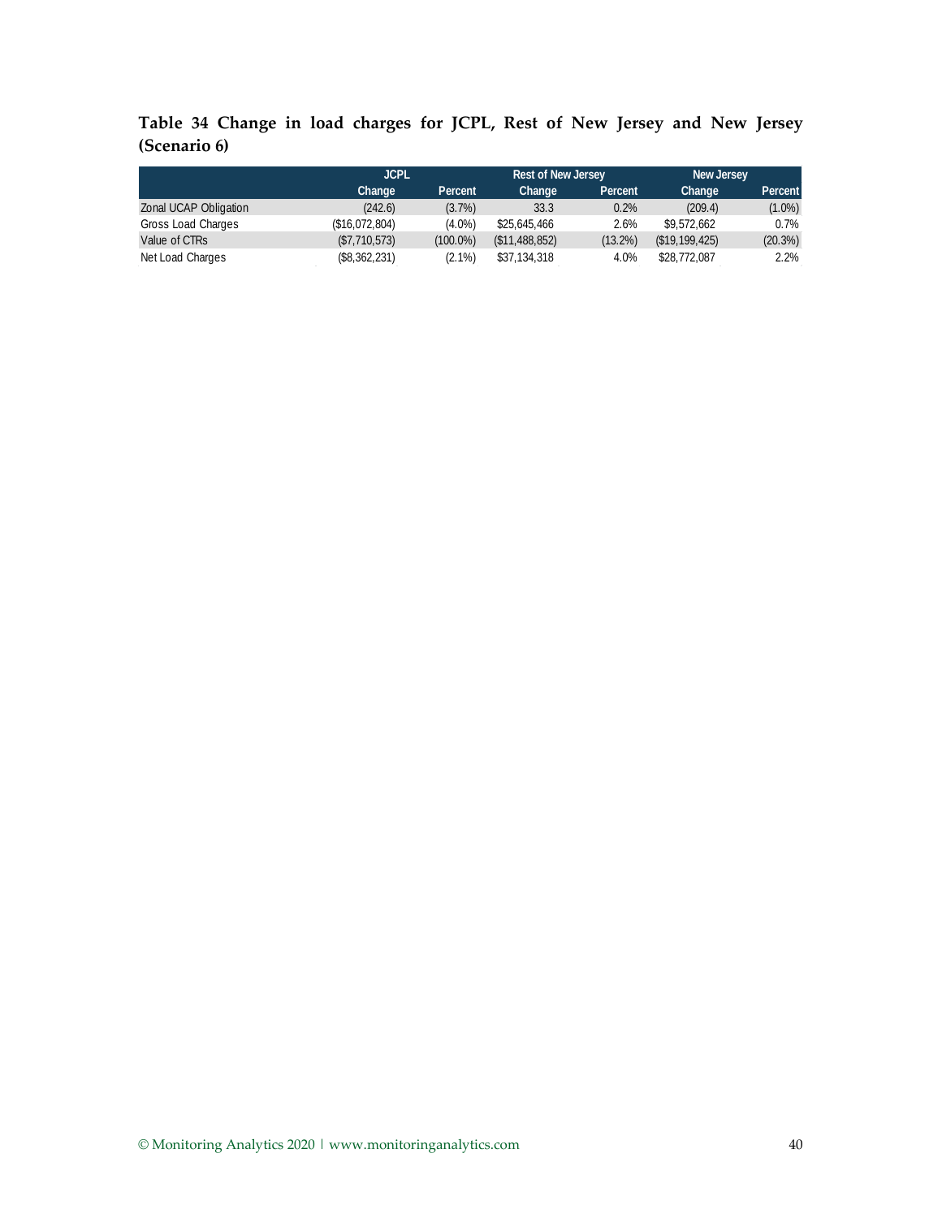**Table 34 Change in load charges for JCPL, Rest of New Jersey and New Jersey (Scenario 6)**

| | JCPL | | Rest of New Jersey | | New Jersey | |
|---|---|---|---|---|---|---|
| | Change | Percent | Change | Percent | Change | Percent |
| Zonal UCAP Obligation | (242.6) | (3.7%) | 33.3 | 0.2% | (209.4) | (1.0%) |
| Gross Load Charges | ($16,072,804) | (4.0%) | $25,645,466 | 2.6% | $9,572,662 | 0.7% |
| Value of CTRs | ($7,710,573) | (100.0%) | ($11,488,852) | (13.2%) | ($19,199,425) | (20.3%) |
| Net Load Charges | ($8,362,231) | (2.1%) | $37,134,318 | 4.0% | $28,772,087 | 2.2% |